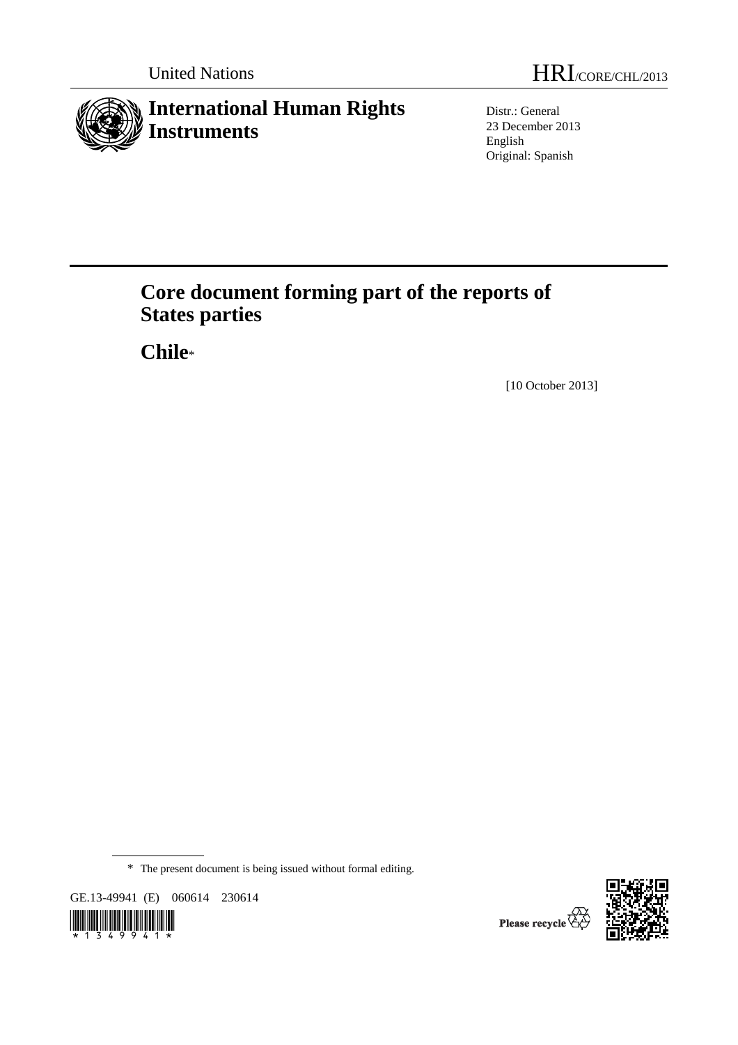United Nations

HRI/CORE/CHL/2013

# International Human Rights Instruments

Distr.: General
23 December 2013
English
Original: Spanish

# Core document forming part of the reports of States parties

## Chile*

[10 October 2013]

* The present document is being issued without formal editing.

GE.13-49941 (E) 060614 230614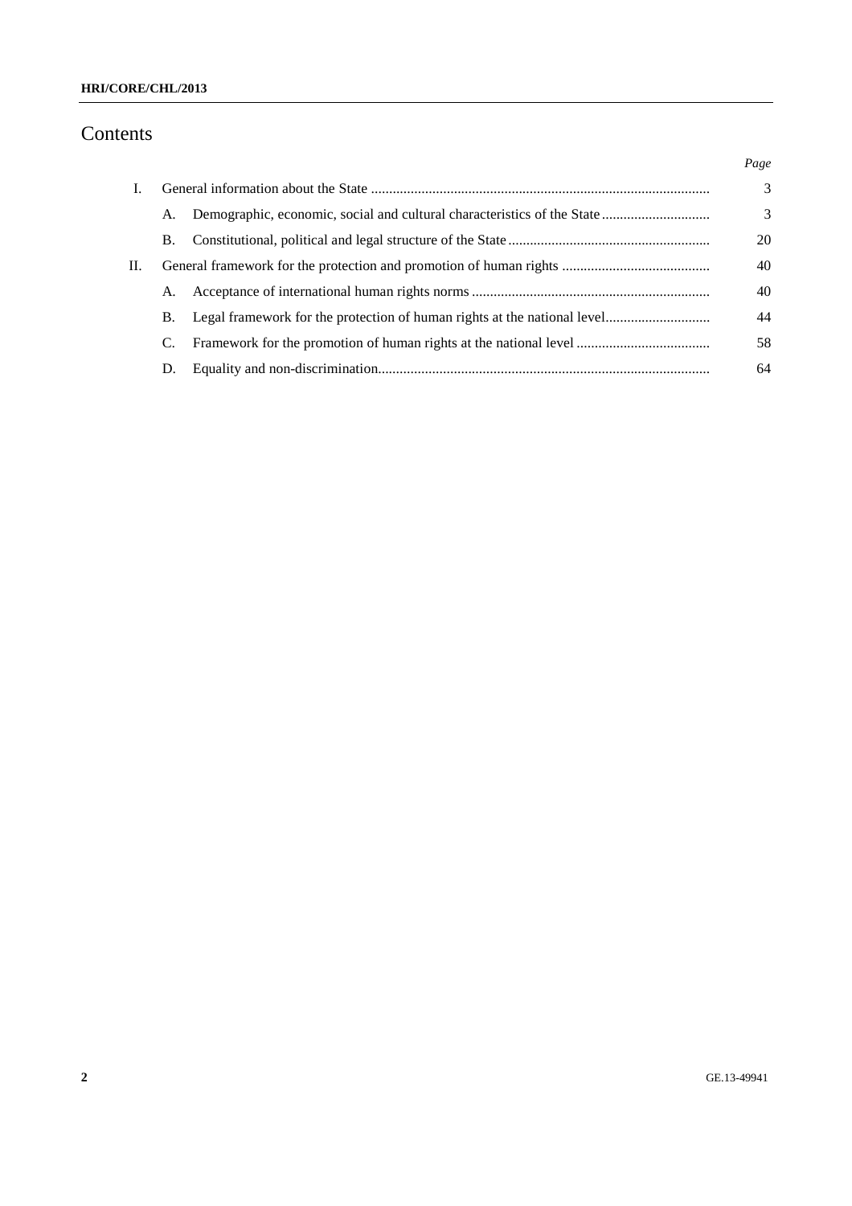# Contents

| | | | Page |
|---|---|---|---|
| I. | General information about the State | | 3 |
| | A. | Demographic, economic, social and cultural characteristics of the State | 3 |
| | B. | Constitutional, political and legal structure of the State | 20 |
| II. | General framework for the protection and promotion of human rights | | 40 |
| | A. | Acceptance of international human rights norms | 40 |
| | B. | Legal framework for the protection of human rights at the national level | 44 |
| | C. | Framework for the promotion of human rights at the national level | 58 |
| | D. | Equality and non-discrimination | 64 |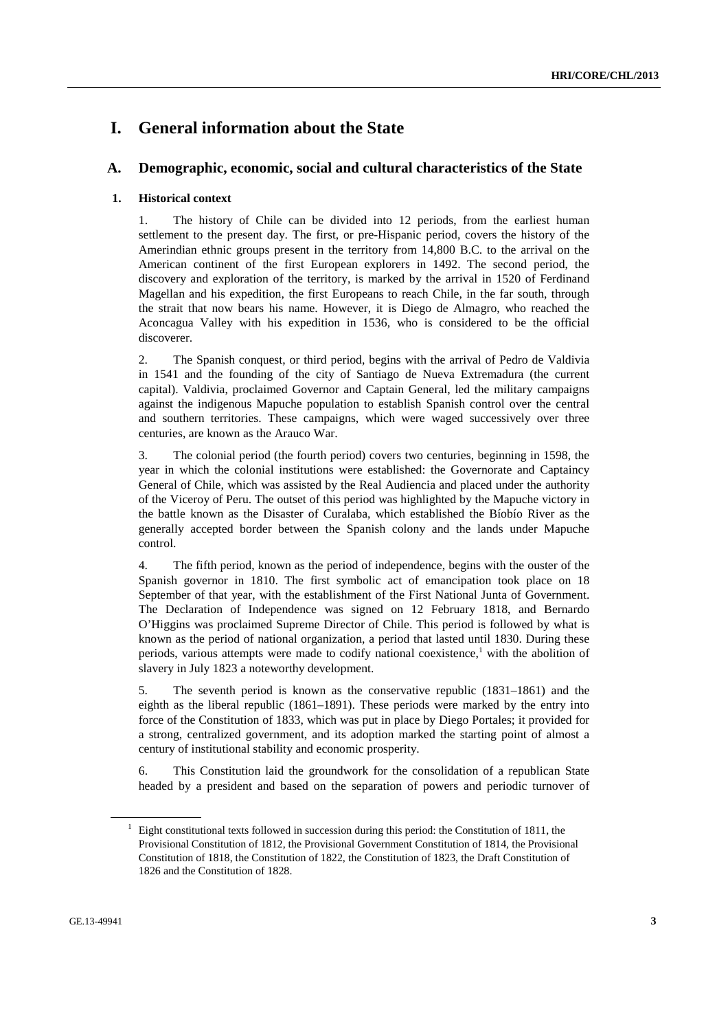# I. General information about the State

## A. Demographic, economic, social and cultural characteristics of the State

### 1. Historical context

1. The history of Chile can be divided into 12 periods, from the earliest human settlement to the present day. The first, or pre-Hispanic period, covers the history of the Amerindian ethnic groups present in the territory from 14,800 B.C. to the arrival on the American continent of the first European explorers in 1492. The second period, the discovery and exploration of the territory, is marked by the arrival in 1520 of Ferdinand Magellan and his expedition, the first Europeans to reach Chile, in the far south, through the strait that now bears his name. However, it is Diego de Almagro, who reached the Aconcagua Valley with his expedition in 1536, who is considered to be the official discoverer.

2. The Spanish conquest, or third period, begins with the arrival of Pedro de Valdivia in 1541 and the founding of the city of Santiago de Nueva Extremadura (the current capital). Valdivia, proclaimed Governor and Captain General, led the military campaigns against the indigenous Mapuche population to establish Spanish control over the central and southern territories. These campaigns, which were waged successively over three centuries, are known as the Arauco War.

3. The colonial period (the fourth period) covers two centuries, beginning in 1598, the year in which the colonial institutions were established: the Governorate and Captaincy General of Chile, which was assisted by the Real Audiencia and placed under the authority of the Viceroy of Peru. The outset of this period was highlighted by the Mapuche victory in the battle known as the Disaster of Curalaba, which established the Bíobío River as the generally accepted border between the Spanish colony and the lands under Mapuche control.

4. The fifth period, known as the period of independence, begins with the ouster of the Spanish governor in 1810. The first symbolic act of emancipation took place on 18 September of that year, with the establishment of the First National Junta of Government. The Declaration of Independence was signed on 12 February 1818, and Bernardo O'Higgins was proclaimed Supreme Director of Chile. This period is followed by what is known as the period of national organization, a period that lasted until 1830. During these periods, various attempts were made to codify national coexistence,[1] with the abolition of slavery in July 1823 a noteworthy development.

5. The seventh period is known as the conservative republic (1831–1861) and the eighth as the liberal republic (1861–1891). These periods were marked by the entry into force of the Constitution of 1833, which was put in place by Diego Portales; it provided for a strong, centralized government, and its adoption marked the starting point of almost a century of institutional stability and economic prosperity.

6. This Constitution laid the groundwork for the consolidation of a republican State headed by a president and based on the separation of powers and periodic turnover of

---

[1] Eight constitutional texts followed in succession during this period: the Constitution of 1811, the Provisional Constitution of 1812, the Provisional Government Constitution of 1814, the Provisional Constitution of 1818, the Constitution of 1822, the Constitution of 1823, the Draft Constitution of 1826 and the Constitution of 1828.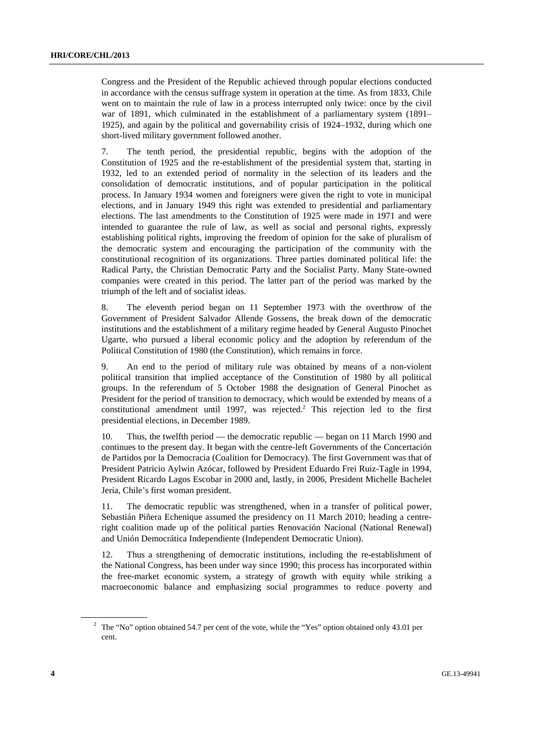Congress and the President of the Republic achieved through popular elections conducted in accordance with the census suffrage system in operation at the time. As from 1833, Chile went on to maintain the rule of law in a process interrupted only twice: once by the civil war of 1891, which culminated in the establishment of a parliamentary system (1891–1925), and again by the political and governability crisis of 1924–1932, during which one short-lived military government followed another.

7. The tenth period, the presidential republic, begins with the adoption of the Constitution of 1925 and the re-establishment of the presidential system that, starting in 1932, led to an extended period of normality in the selection of its leaders and the consolidation of democratic institutions, and of popular participation in the political process. In January 1934 women and foreigners were given the right to vote in municipal elections, and in January 1949 this right was extended to presidential and parliamentary elections. The last amendments to the Constitution of 1925 were made in 1971 and were intended to guarantee the rule of law, as well as social and personal rights, expressly establishing political rights, improving the freedom of opinion for the sake of pluralism of the democratic system and encouraging the participation of the community with the constitutional recognition of its organizations. Three parties dominated political life: the Radical Party, the Christian Democratic Party and the Socialist Party. Many State-owned companies were created in this period. The latter part of the period was marked by the triumph of the left and of socialist ideas.

8. The eleventh period began on 11 September 1973 with the overthrow of the Government of President Salvador Allende Gossens, the break down of the democratic institutions and the establishment of a military regime headed by General Augusto Pinochet Ugarte, who pursued a liberal economic policy and the adoption by referendum of the Political Constitution of 1980 (the Constitution), which remains in force.

9. An end to the period of military rule was obtained by means of a non-violent political transition that implied acceptance of the Constitution of 1980 by all political groups. In the referendum of 5 October 1988 the designation of General Pinochet as President for the period of transition to democracy, which would be extended by means of a constitutional amendment until 1997, was rejected.[2] This rejection led to the first presidential elections, in December 1989.

10. Thus, the twelfth period — the democratic republic — began on 11 March 1990 and continues to the present day. It began with the centre-left Governments of the Concertación de Partidos por la Democracia (Coalition for Democracy). The first Government was that of President Patricio Aylwin Azócar, followed by President Eduardo Frei Ruiz-Tagle in 1994, President Ricardo Lagos Escobar in 2000 and, lastly, in 2006, President Michelle Bachelet Jeria, Chile's first woman president.

11. The democratic republic was strengthened, when in a transfer of political power, Sebastián Piñera Echenique assumed the presidency on 11 March 2010; heading a centre-right coalition made up of the political parties Renovación Nacional (National Renewal) and Unión Democrática Independiente (Independent Democratic Union).

12. Thus a strengthening of democratic institutions, including the re-establishment of the National Congress, has been under way since 1990; this process has incorporated within the free-market economic system, a strategy of growth with equity while striking a macroeconomic balance and emphasizing social programmes to reduce poverty and

---

[2] The "No" option obtained 54.7 per cent of the vote, while the "Yes" option obtained only 43.01 per cent.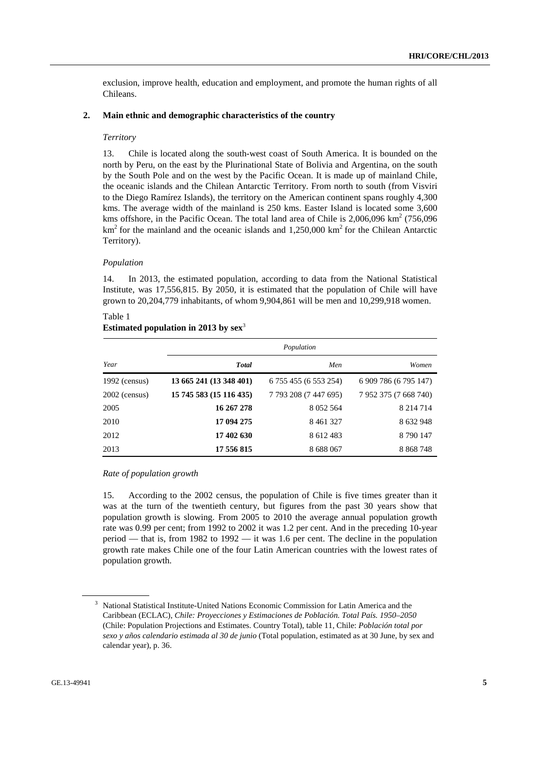exclusion, improve health, education and employment, and promote the human rights of all Chileans.

## 2. Main ethnic and demographic characteristics of the country

*Territory*

13. Chile is located along the south-west coast of South America. It is bounded on the north by Peru, on the east by the Plurinational State of Bolivia and Argentina, on the south by the South Pole and on the west by the Pacific Ocean. It is made up of mainland Chile, the oceanic islands and the Chilean Antarctic Territory. From north to south (from Visviri to the Diego Ramírez Islands), the territory on the American continent spans roughly 4,300 kms. The average width of the mainland is 250 kms. Easter Island is located some 3,600 kms offshore, in the Pacific Ocean. The total land area of Chile is 2,006,096 km$^2$ (756,096 km$^2$ for the mainland and the oceanic islands and 1,250,000 km$^2$ for the Chilean Antarctic Territory).

*Population*

14. In 2013, the estimated population, according to data from the National Statistical Institute, was 17,556,815. By 2050, it is estimated that the population of Chile will have grown to 20,204,779 inhabitants, of whom 9,904,861 will be men and 10,299,918 women.

Table 1
**Estimated population in 2013 by sex**[3]

| | *Population* | | |
|---|---|---|---|
| *Year* | ***Total*** | *Men* | *Women* |
| 1992 (census) | **13 665 241 (13 348 401)** | 6 755 455 (6 553 254) | 6 909 786 (6 795 147) |
| 2002 (census) | **15 745 583 (15 116 435)** | 7 793 208 (7 447 695) | 7 952 375 (7 668 740) |
| 2005 | **16 267 278** | 8 052 564 | 8 214 714 |
| 2010 | **17 094 275** | 8 461 327 | 8 632 948 |
| 2012 | **17 402 630** | 8 612 483 | 8 790 147 |
| 2013 | **17 556 815** | 8 688 067 | 8 868 748 |

*Rate of population growth*

15. According to the 2002 census, the population of Chile is five times greater than it was at the turn of the twentieth century, but figures from the past 30 years show that population growth is slowing. From 2005 to 2010 the average annual population growth rate was 0.99 per cent; from 1992 to 2002 it was 1.2 per cent. And in the preceding 10-year period — that is, from 1982 to 1992 — it was 1.6 per cent. The decline in the population growth rate makes Chile one of the four Latin American countries with the lowest rates of population growth.

[3] National Statistical Institute-United Nations Economic Commission for Latin America and the Caribbean (ECLAC), *Chile: Proyecciones y Estimaciones de Población. Total País. 1950–2050* (Chile: Population Projections and Estimates. Country Total), table 11, Chile: *Población total por sexo y años calendario estimada al 30 de junio* (Total population, estimated as at 30 June, by sex and calendar year), p. 36.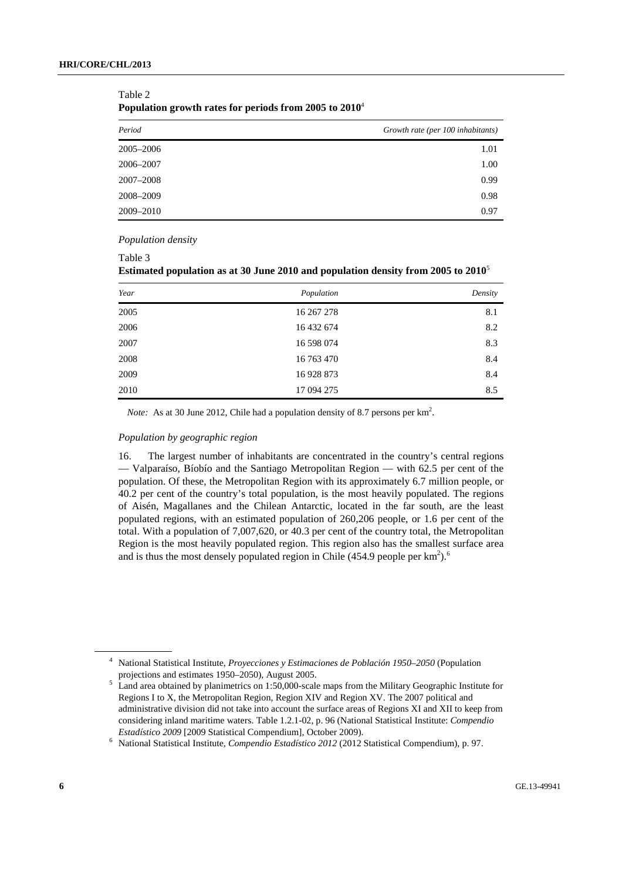Table 2
**Population growth rates for periods from 2005 to 2010**[4]

| *Period* | *Growth rate (per 100 inhabitants)* |
| --- | --- |
| 2005–2006 | 1.01 |
| 2006–2007 | 1.00 |
| 2007–2008 | 0.99 |
| 2008–2009 | 0.98 |
| 2009–2010 | 0.97 |

*Population density*

Table 3
**Estimated population as at 30 June 2010 and population density from 2005 to 2010**[5]

| *Year* | *Population* | *Density* |
| --- | --- | --- |
| 2005 | 16 267 278 | 8.1 |
| 2006 | 16 432 674 | 8.2 |
| 2007 | 16 598 074 | 8.3 |
| 2008 | 16 763 470 | 8.4 |
| 2009 | 16 928 873 | 8.4 |
| 2010 | 17 094 275 | 8.5 |

*Note:* As at 30 June 2012, Chile had a population density of 8.7 persons per km$^2$.

*Population by geographic region*

16. The largest number of inhabitants are concentrated in the country's central regions — Valparaíso, Bíobío and the Santiago Metropolitan Region — with 62.5 per cent of the population. Of these, the Metropolitan Region with its approximately 6.7 million people, or 40.2 per cent of the country's total population, is the most heavily populated. The regions of Aisén, Magallanes and the Chilean Antarctic, located in the far south, are the least populated regions, with an estimated population of 260,206 people, or 1.6 per cent of the total. With a population of 7,007,620, or 40.3 per cent of the country total, the Metropolitan Region is the most heavily populated region. This region also has the smallest surface area and is thus the most densely populated region in Chile (454.9 people per km$^2$).[6]

---

[4] National Statistical Institute, *Proyecciones y Estimaciones de Población 1950–2050* (Population projections and estimates 1950–2050), August 2005.

[5] Land area obtained by planimetrics on 1:50,000-scale maps from the Military Geographic Institute for Regions I to X, the Metropolitan Region, Region XIV and Region XV. The 2007 political and administrative division did not take into account the surface areas of Regions XI and XII to keep from considering inland maritime waters. Table 1.2.1-02, p. 96 (National Statistical Institute: *Compendio Estadístico 2009* [2009 Statistical Compendium], October 2009).

[6] National Statistical Institute, *Compendio Estadístico 2012* (2012 Statistical Compendium), p. 97.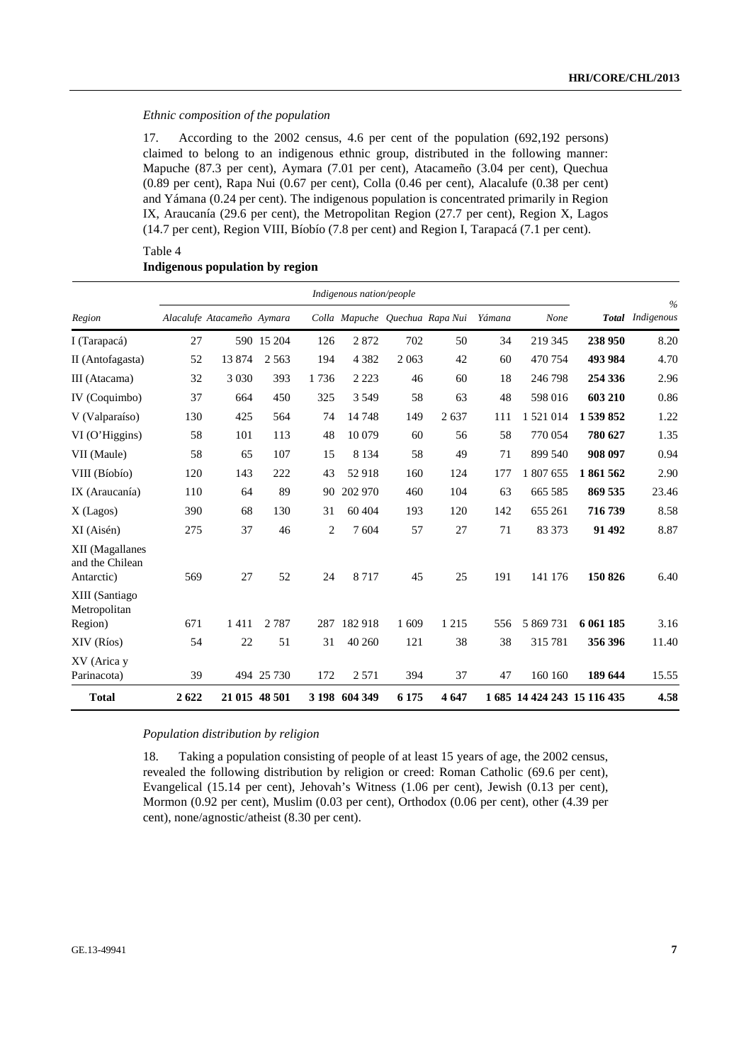*Ethnic composition of the population*

17. According to the 2002 census, 4.6 per cent of the population (692,192 persons) claimed to belong to an indigenous ethnic group, distributed in the following manner: Mapuche (87.3 per cent), Aymara (7.01 per cent), Atacameño (3.04 per cent), Quechua (0.89 per cent), Rapa Nui (0.67 per cent), Colla (0.46 per cent), Alacalufe (0.38 per cent) and Yámana (0.24 per cent). The indigenous population is concentrated primarily in Region IX, Araucanía (29.6 per cent), the Metropolitan Region (27.7 per cent), Region X, Lagos (14.7 per cent), Region VIII, Bíobío (7.8 per cent) and Region I, Tarapacá (7.1 per cent).

Table 4
**Indigenous population by region**

| | *Indigenous nation/people* | | | | | | | | | | |
|---|---|---|---|---|---|---|---|---|---|---|---|
| *Region* | *Alacalufe* | *Atacameño* | *Aymara* | *Colla* | *Mapuche* | *Quechua* | *Rapa Nui* | *Yámana* | *None* | ***Total*** | *% Indigenous* |
| I (Tarapacá) | 27 | 590 | 15 204 | 126 | 2 872 | 702 | 50 | 34 | 219 345 | **238 950** | 8.20 |
| II (Antofagasta) | 52 | 13 874 | 2 563 | 194 | 4 382 | 2 063 | 42 | 60 | 470 754 | **493 984** | 4.70 |
| III (Atacama) | 32 | 3 030 | 393 | 1 736 | 2 223 | 46 | 60 | 18 | 246 798 | **254 336** | 2.96 |
| IV (Coquimbo) | 37 | 664 | 450 | 325 | 3 549 | 58 | 63 | 48 | 598 016 | **603 210** | 0.86 |
| V (Valparaíso) | 130 | 425 | 564 | 74 | 14 748 | 149 | 2 637 | 111 | 1 521 014 | **1 539 852** | 1.22 |
| VI (O'Higgins) | 58 | 101 | 113 | 48 | 10 079 | 60 | 56 | 58 | 770 054 | **780 627** | 1.35 |
| VII (Maule) | 58 | 65 | 107 | 15 | 8 134 | 58 | 49 | 71 | 899 540 | **908 097** | 0.94 |
| VIII (Bíobío) | 120 | 143 | 222 | 43 | 52 918 | 160 | 124 | 177 | 1 807 655 | **1 861 562** | 2.90 |
| IX (Araucanía) | 110 | 64 | 89 | 90 | 202 970 | 460 | 104 | 63 | 665 585 | **869 535** | 23.46 |
| X (Lagos) | 390 | 68 | 130 | 31 | 60 404 | 193 | 120 | 142 | 655 261 | **716 739** | 8.58 |
| XI (Aisén) | 275 | 37 | 46 | 2 | 7 604 | 57 | 27 | 71 | 83 373 | **91 492** | 8.87 |
| XII (Magallanes and the Chilean Antarctic) | 569 | 27 | 52 | 24 | 8 717 | 45 | 25 | 191 | 141 176 | **150 826** | 6.40 |
| XIII (Santiago Metropolitan Region) | 671 | 1 411 | 2 787 | 287 | 182 918 | 1 609 | 1 215 | 556 | 5 869 731 | **6 061 185** | 3.16 |
| XIV (Ríos) | 54 | 22 | 51 | 31 | 40 260 | 121 | 38 | 38 | 315 781 | **356 396** | 11.40 |
| XV (Arica y Parinacota) | 39 | 494 | 25 730 | 172 | 2 571 | 394 | 37 | 47 | 160 160 | **189 644** | 15.55 |
| **Total** | **2 622** | **21 015** | **48 501** | **3 198** | **604 349** | **6 175** | **4 647** | **1 685** | **14 424 243** | **15 116 435** | **4.58** |

*Population distribution by religion*

18. Taking a population consisting of people of at least 15 years of age, the 2002 census, revealed the following distribution by religion or creed: Roman Catholic (69.6 per cent), Evangelical (15.14 per cent), Jehovah's Witness (1.06 per cent), Jewish (0.13 per cent), Mormon (0.92 per cent), Muslim (0.03 per cent), Orthodox (0.06 per cent), other (4.39 per cent), none/agnostic/atheist (8.30 per cent).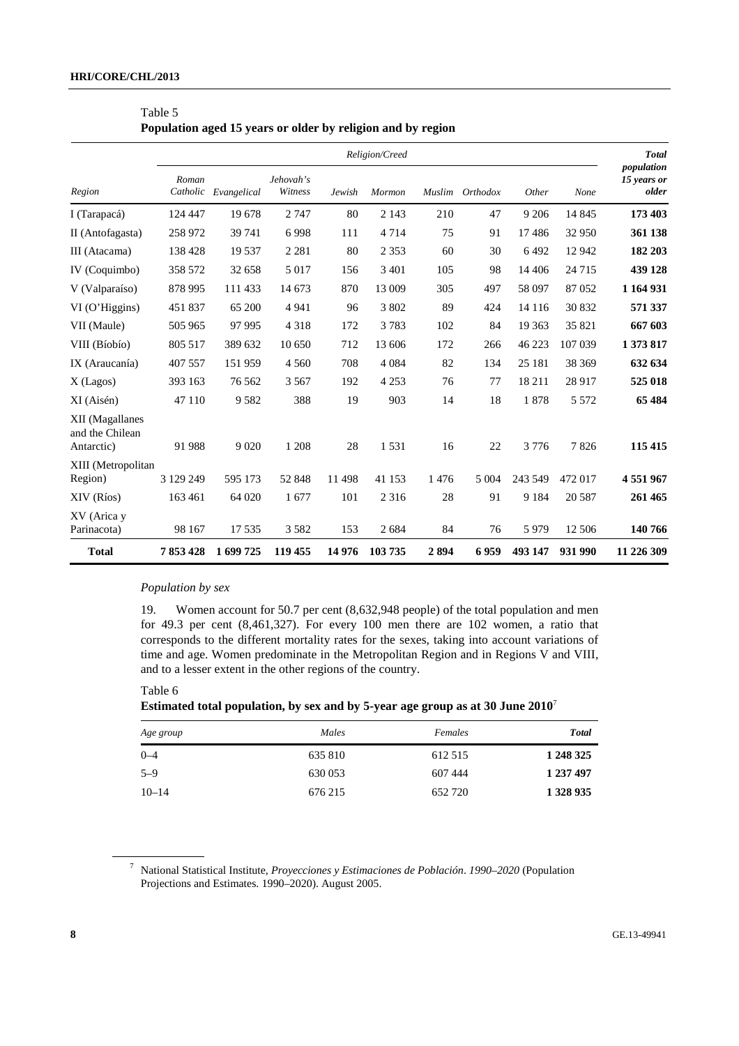Table 5
**Population aged 15 years or older by religion and by region**

| Region | Religion/Creed | | | | | | | | | Total population 15 years or older |
|---|---|---|---|---|---|---|---|---|---|---|
| | Roman Catholic | Evangelical | Jehovah's Witness | Jewish | Mormon | Muslim | Orthodox | Other | None | |
| I (Tarapacá) | 124 447 | 19 678 | 2 747 | 80 | 2 143 | 210 | 47 | 9 206 | 14 845 | **173 403** |
| II (Antofagasta) | 258 972 | 39 741 | 6 998 | 111 | 4 714 | 75 | 91 | 17 486 | 32 950 | **361 138** |
| III (Atacama) | 138 428 | 19 537 | 2 281 | 80 | 2 353 | 60 | 30 | 6 492 | 12 942 | **182 203** |
| IV (Coquimbo) | 358 572 | 32 658 | 5 017 | 156 | 3 401 | 105 | 98 | 14 406 | 24 715 | **439 128** |
| V (Valparaíso) | 878 995 | 111 433 | 14 673 | 870 | 13 009 | 305 | 497 | 58 097 | 87 052 | **1 164 931** |
| VI (O'Higgins) | 451 837 | 65 200 | 4 941 | 96 | 3 802 | 89 | 424 | 14 116 | 30 832 | **571 337** |
| VII (Maule) | 505 965 | 97 995 | 4 318 | 172 | 3 783 | 102 | 84 | 19 363 | 35 821 | **667 603** |
| VIII (Bíobío) | 805 517 | 389 632 | 10 650 | 712 | 13 606 | 172 | 266 | 46 223 | 107 039 | **1 373 817** |
| IX (Araucanía) | 407 557 | 151 959 | 4 560 | 708 | 4 084 | 82 | 134 | 25 181 | 38 369 | **632 634** |
| X (Lagos) | 393 163 | 76 562 | 3 567 | 192 | 4 253 | 76 | 77 | 18 211 | 28 917 | **525 018** |
| XI (Aisén) | 47 110 | 9 582 | 388 | 19 | 903 | 14 | 18 | 1 878 | 5 572 | **65 484** |
| XII (Magallanes and the Chilean Antarctic) | 91 988 | 9 020 | 1 208 | 28 | 1 531 | 16 | 22 | 3 776 | 7 826 | **115 415** |
| XIII (Metropolitan Region) | 3 129 249 | 595 173 | 52 848 | 11 498 | 41 153 | 1 476 | 5 004 | 243 549 | 472 017 | **4 551 967** |
| XIV (Ríos) | 163 461 | 64 020 | 1 677 | 101 | 2 316 | 28 | 91 | 9 184 | 20 587 | **261 465** |
| XV (Arica y Parinacota) | 98 167 | 17 535 | 3 582 | 153 | 2 684 | 84 | 76 | 5 979 | 12 506 | **140 766** |
| **Total** | **7 853 428** | **1 699 725** | **119 455** | **14 976** | **103 735** | **2 894** | **6 959** | **493 147** | **931 990** | **11 226 309** |

*Population by sex*

19. Women account for 50.7 per cent (8,632,948 people) of the total population and men for 49.3 per cent (8,461,327). For every 100 men there are 102 women, a ratio that corresponds to the different mortality rates for the sexes, taking into account variations of time and age. Women predominate in the Metropolitan Region and in Regions V and VIII, and to a lesser extent in the other regions of the country.

Table 6
**Estimated total population, by sex and by 5-year age group as at 30 June 2010**[7]

| Age group | Males | Females | Total |
|---|---|---|---|
| 0–4 | 635 810 | 612 515 | **1 248 325** |
| 5–9 | 630 053 | 607 444 | **1 237 497** |
| 10–14 | 676 215 | 652 720 | **1 328 935** |

[7] National Statistical Institute, *Proyecciones y Estimaciones de Población*. *1990–2020* (Population Projections and Estimates. 1990–2020). August 2005.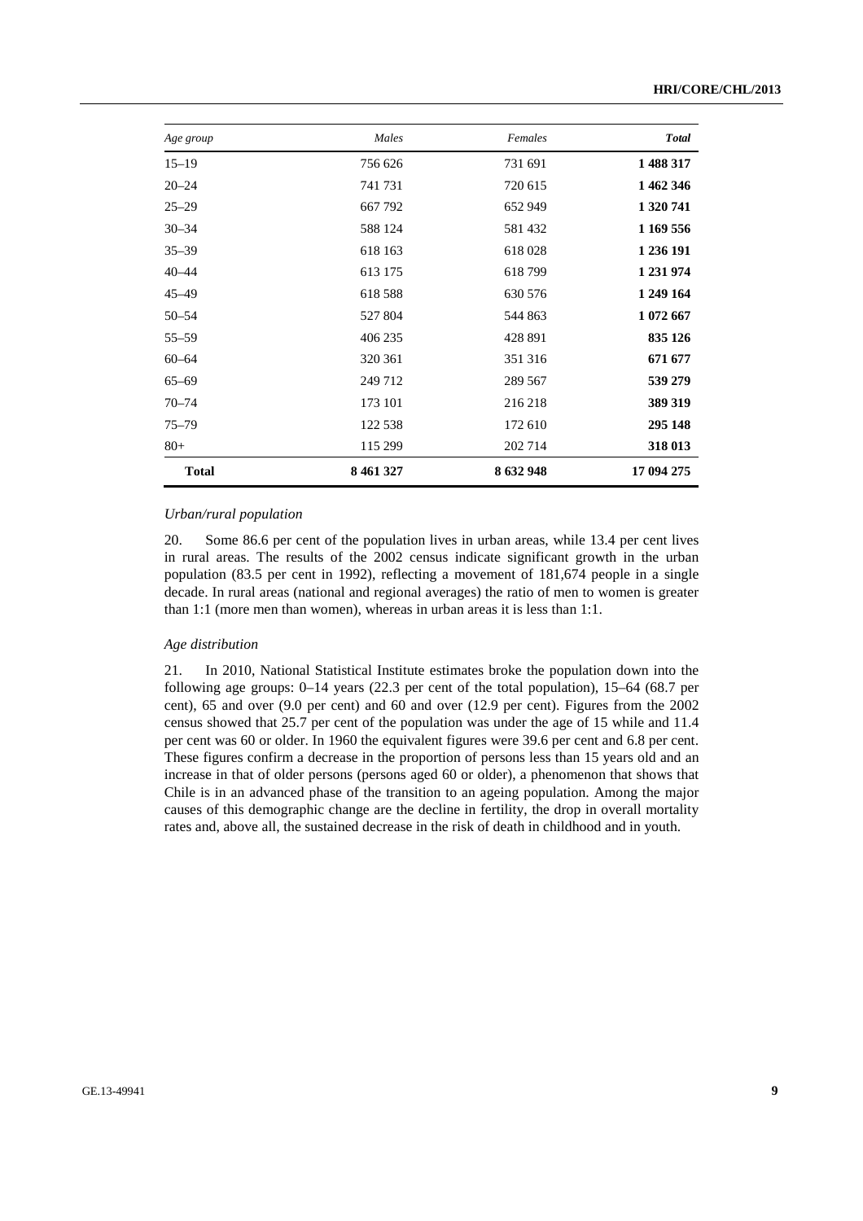| *Age group* | *Males* | *Females* | ***Total*** |
|---|---|---|---|
| 15–19 | 756 626 | 731 691 | **1 488 317** |
| 20–24 | 741 731 | 720 615 | **1 462 346** |
| 25–29 | 667 792 | 652 949 | **1 320 741** |
| 30–34 | 588 124 | 581 432 | **1 169 556** |
| 35–39 | 618 163 | 618 028 | **1 236 191** |
| 40–44 | 613 175 | 618 799 | **1 231 974** |
| 45–49 | 618 588 | 630 576 | **1 249 164** |
| 50–54 | 527 804 | 544 863 | **1 072 667** |
| 55–59 | 406 235 | 428 891 | **835 126** |
| 60–64 | 320 361 | 351 316 | **671 677** |
| 65–69 | 249 712 | 289 567 | **539 279** |
| 70–74 | 173 101 | 216 218 | **389 319** |
| 75–79 | 122 538 | 172 610 | **295 148** |
| 80+ | 115 299 | 202 714 | **318 013** |
| **Total** | **8 461 327** | **8 632 948** | **17 094 275** |

*Urban/rural population*

20. Some 86.6 per cent of the population lives in urban areas, while 13.4 per cent lives in rural areas. The results of the 2002 census indicate significant growth in the urban population (83.5 per cent in 1992), reflecting a movement of 181,674 people in a single decade. In rural areas (national and regional averages) the ratio of men to women is greater than 1:1 (more men than women), whereas in urban areas it is less than 1:1.

*Age distribution*

21. In 2010, National Statistical Institute estimates broke the population down into the following age groups: 0–14 years (22.3 per cent of the total population), 15–64 (68.7 per cent), 65 and over (9.0 per cent) and 60 and over (12.9 per cent). Figures from the 2002 census showed that 25.7 per cent of the population was under the age of 15 while and 11.4 per cent was 60 or older. In 1960 the equivalent figures were 39.6 per cent and 6.8 per cent. These figures confirm a decrease in the proportion of persons less than 15 years old and an increase in that of older persons (persons aged 60 or older), a phenomenon that shows that Chile is in an advanced phase of the transition to an ageing population. Among the major causes of this demographic change are the decline in fertility, the drop in overall mortality rates and, above all, the sustained decrease in the risk of death in childhood and in youth.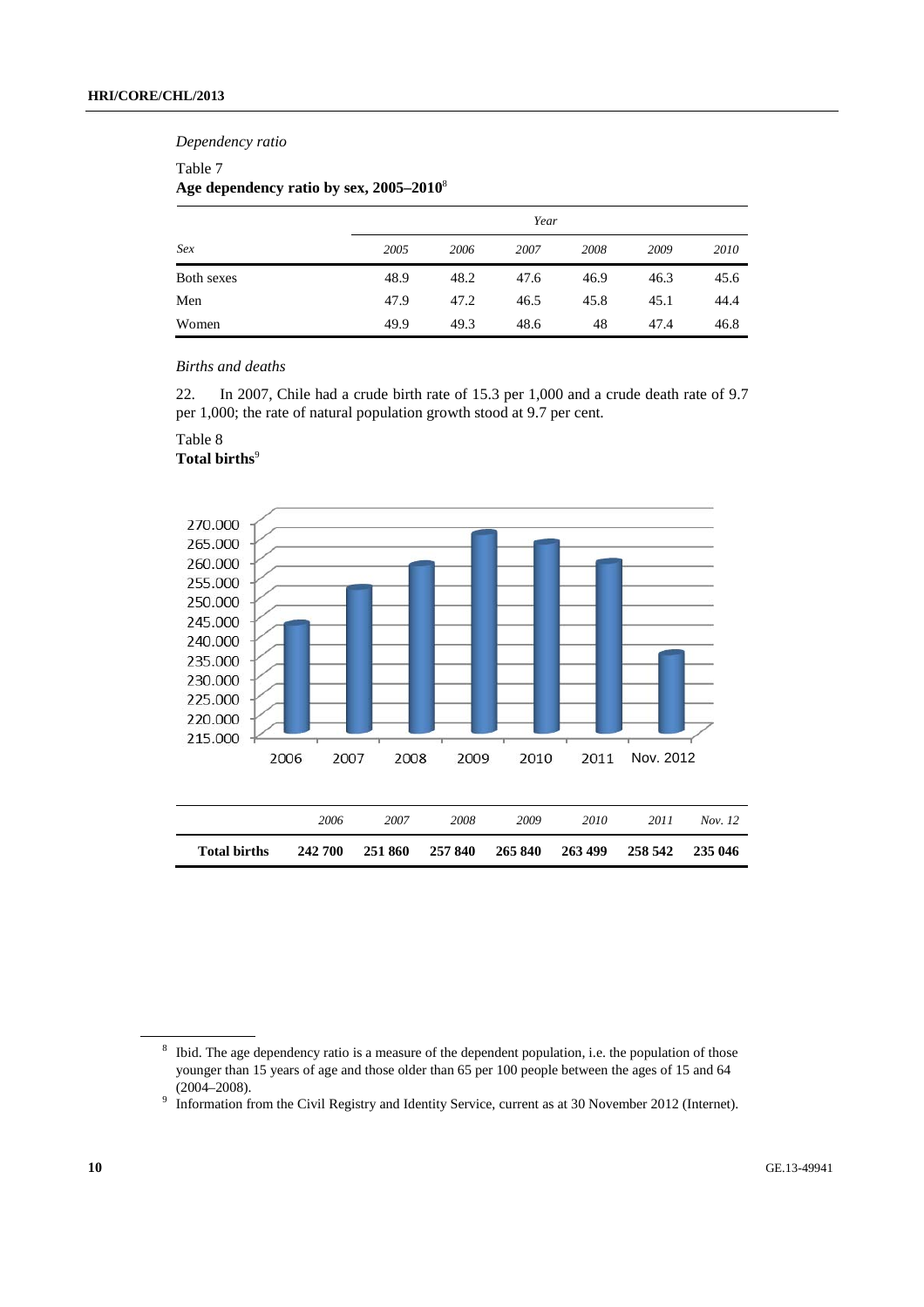*Dependency ratio*

Table 7
**Age dependency ratio by sex, 2005–2010**[8]

| | Year | | | | | |
|---|---|---|---|---|---|---|
| *Sex* | *2005* | *2006* | *2007* | *2008* | *2009* | *2010* |
| Both sexes | 48.9 | 48.2 | 47.6 | 46.9 | 46.3 | 45.6 |
| Men | 47.9 | 47.2 | 46.5 | 45.8 | 45.1 | 44.4 |
| Women | 49.9 | 49.3 | 48.6 | 48 | 47.4 | 46.8 |

*Births and deaths*

22. In 2007, Chile had a crude birth rate of 15.3 per 1,000 and a crude death rate of 9.7 per 1,000; the rate of natural population growth stood at 9.7 per cent.

Table 8
**Total births**[9]

| | *2006* | *2007* | *2008* | *2009* | *2010* | *2011* | *Nov. 12* |
|---|---|---|---|---|---|---|---|
| **Total births** | **242 700** | **251 860** | **257 840** | **265 840** | **263 499** | **258 542** | **235 046** |

[8] Ibid. The age dependency ratio is a measure of the dependent population, i.e. the population of those younger than 15 years of age and those older than 65 per 100 people between the ages of 15 and 64 (2004–2008).

[9] Information from the Civil Registry and Identity Service, current as at 30 November 2012 (Internet).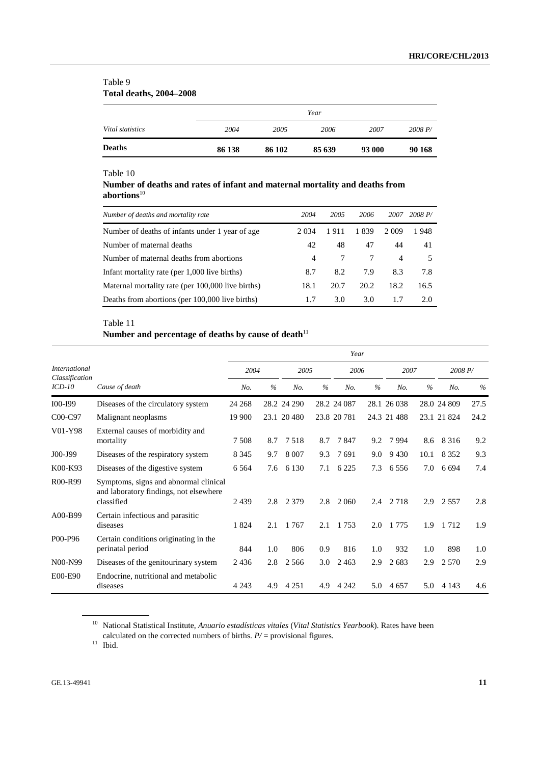Table 9
**Total deaths, 2004–2008**

| *Vital statistics* | *Year* | | | | |
|---|---|---|---|---|---|
| | *2004* | *2005* | *2006* | *2007* | *2008 P/* |
| **Deaths** | **86 138** | **86 102** | **85 639** | **93 000** | **90 168** |

Table 10
**Number of deaths and rates of infant and maternal mortality and deaths from abortions**[10]

| *Number of deaths and mortality rate* | *2004* | *2005* | *2006* | *2007* | *2008 P/* |
|---|---|---|---|---|---|
| Number of deaths of infants under 1 year of age | 2 034 | 1 911 | 1 839 | 2 009 | 1 948 |
| Number of maternal deaths | 42 | 48 | 47 | 44 | 41 |
| Number of maternal deaths from abortions | 4 | 7 | 7 | 4 | 5 |
| Infant mortality rate (per 1,000 live births) | 8.7 | 8.2 | 7.9 | 8.3 | 7.8 |
| Maternal mortality rate (per 100,000 live births) | 18.1 | 20.7 | 20.2 | 18.2 | 16.5 |
| Deaths from abortions (per 100,000 live births) | 1.7 | 3.0 | 3.0 | 1.7 | 2.0 |

Table 11
**Number and percentage of deaths by cause of death**[11]

| *International Classification ICD-10* | *Cause of death* | *Year* | | | | | | | | | |
|---|---|---|---|---|---|---|---|---|---|---|---|
| | | *2004* | | *2005* | | *2006* | | *2007* | | *2008 P/* | |
| | | *No.* | *%* | *No.* | *%* | *No.* | *%* | *No.* | *%* | *No.* | *%* |
| I00-I99 | Diseases of the circulatory system | 24 268 | 28.2 | 24 290 | 28.2 | 24 087 | 28.1 | 26 038 | 28.0 | 24 809 | 27.5 |
| C00-C97 | Malignant neoplasms | 19 900 | 23.1 | 20 480 | 23.8 | 20 781 | 24.3 | 21 488 | 23.1 | 21 824 | 24.2 |
| V01-Y98 | External causes of morbidity and mortality | 7 508 | 8.7 | 7 518 | 8.7 | 7 847 | 9.2 | 7 994 | 8.6 | 8 316 | 9.2 |
| J00-J99 | Diseases of the respiratory system | 8 345 | 9.7 | 8 007 | 9.3 | 7 691 | 9.0 | 9 430 | 10.1 | 8 352 | 9.3 |
| K00-K93 | Diseases of the digestive system | 6 564 | 7.6 | 6 130 | 7.1 | 6 225 | 7.3 | 6 556 | 7.0 | 6 694 | 7.4 |
| R00-R99 | Symptoms, signs and abnormal clinical and laboratory findings, not elsewhere classified | 2 439 | 2.8 | 2 379 | 2.8 | 2 060 | 2.4 | 2 718 | 2.9 | 2 557 | 2.8 |
| A00-B99 | Certain infectious and parasitic diseases | 1 824 | 2.1 | 1 767 | 2.1 | 1 753 | 2.0 | 1 775 | 1.9 | 1 712 | 1.9 |
| P00-P96 | Certain conditions originating in the perinatal period | 844 | 1.0 | 806 | 0.9 | 816 | 1.0 | 932 | 1.0 | 898 | 1.0 |
| N00-N99 | Diseases of the genitourinary system | 2 436 | 2.8 | 2 566 | 3.0 | 2 463 | 2.9 | 2 683 | 2.9 | 2 570 | 2.9 |
| E00-E90 | Endocrine, nutritional and metabolic diseases | 4 243 | 4.9 | 4 251 | 4.9 | 4 242 | 5.0 | 4 657 | 5.0 | 4 143 | 4.6 |

[10] National Statistical Institute, *Anuario estadísticas vitales* (*Vital Statistics Yearbook*). Rates have been calculated on the corrected numbers of births. *P/* = provisional figures.

[11] Ibid.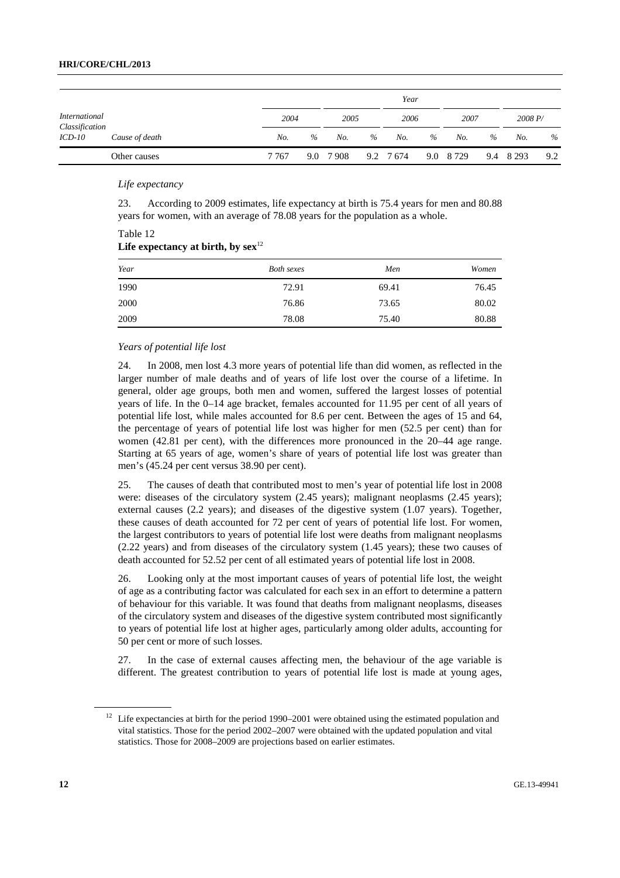| International Classification ICD-10 | Cause of death | Year | | | | | | | | | |
|---|---|---|---|---|---|---|---|---|---|---|---|
| | | 2004 | | 2005 | | 2006 | | 2007 | | 2008 P/ | |
| | | No. | % | No. | % | No. | % | No. | % | No. | % |
| | Other causes | 7 767 | 9.0 | 7 908 | 9.2 | 7 674 | 9.0 | 8 729 | 9.4 | 8 293 | 9.2 |

*Life expectancy*

23. According to 2009 estimates, life expectancy at birth is 75.4 years for men and 80.88 years for women, with an average of 78.08 years for the population as a whole.

Table 12
**Life expectancy at birth, by sex**[12]

| Year | Both sexes | Men | Women |
|---|---|---|---|
| 1990 | 72.91 | 69.41 | 76.45 |
| 2000 | 76.86 | 73.65 | 80.02 |
| 2009 | 78.08 | 75.40 | 80.88 |

*Years of potential life lost*

24. In 2008, men lost 4.3 more years of potential life than did women, as reflected in the larger number of male deaths and of years of life lost over the course of a lifetime. In general, older age groups, both men and women, suffered the largest losses of potential years of life. In the 0–14 age bracket, females accounted for 11.95 per cent of all years of potential life lost, while males accounted for 8.6 per cent. Between the ages of 15 and 64, the percentage of years of potential life lost was higher for men (52.5 per cent) than for women (42.81 per cent), with the differences more pronounced in the 20–44 age range. Starting at 65 years of age, women's share of years of potential life lost was greater than men's (45.24 per cent versus 38.90 per cent).

25. The causes of death that contributed most to men's year of potential life lost in 2008 were: diseases of the circulatory system (2.45 years); malignant neoplasms (2.45 years); external causes (2.2 years); and diseases of the digestive system (1.07 years). Together, these causes of death accounted for 72 per cent of years of potential life lost. For women, the largest contributors to years of potential life lost were deaths from malignant neoplasms (2.22 years) and from diseases of the circulatory system (1.45 years); these two causes of death accounted for 52.52 per cent of all estimated years of potential life lost in 2008.

26. Looking only at the most important causes of years of potential life lost, the weight of age as a contributing factor was calculated for each sex in an effort to determine a pattern of behaviour for this variable. It was found that deaths from malignant neoplasms, diseases of the circulatory system and diseases of the digestive system contributed most significantly to years of potential life lost at higher ages, particularly among older adults, accounting for 50 per cent or more of such losses.

27. In the case of external causes affecting men, the behaviour of the age variable is different. The greatest contribution to years of potential life lost is made at young ages,

[12] Life expectancies at birth for the period 1990–2001 were obtained using the estimated population and vital statistics. Those for the period 2002–2007 were obtained with the updated population and vital statistics. Those for 2008–2009 are projections based on earlier estimates.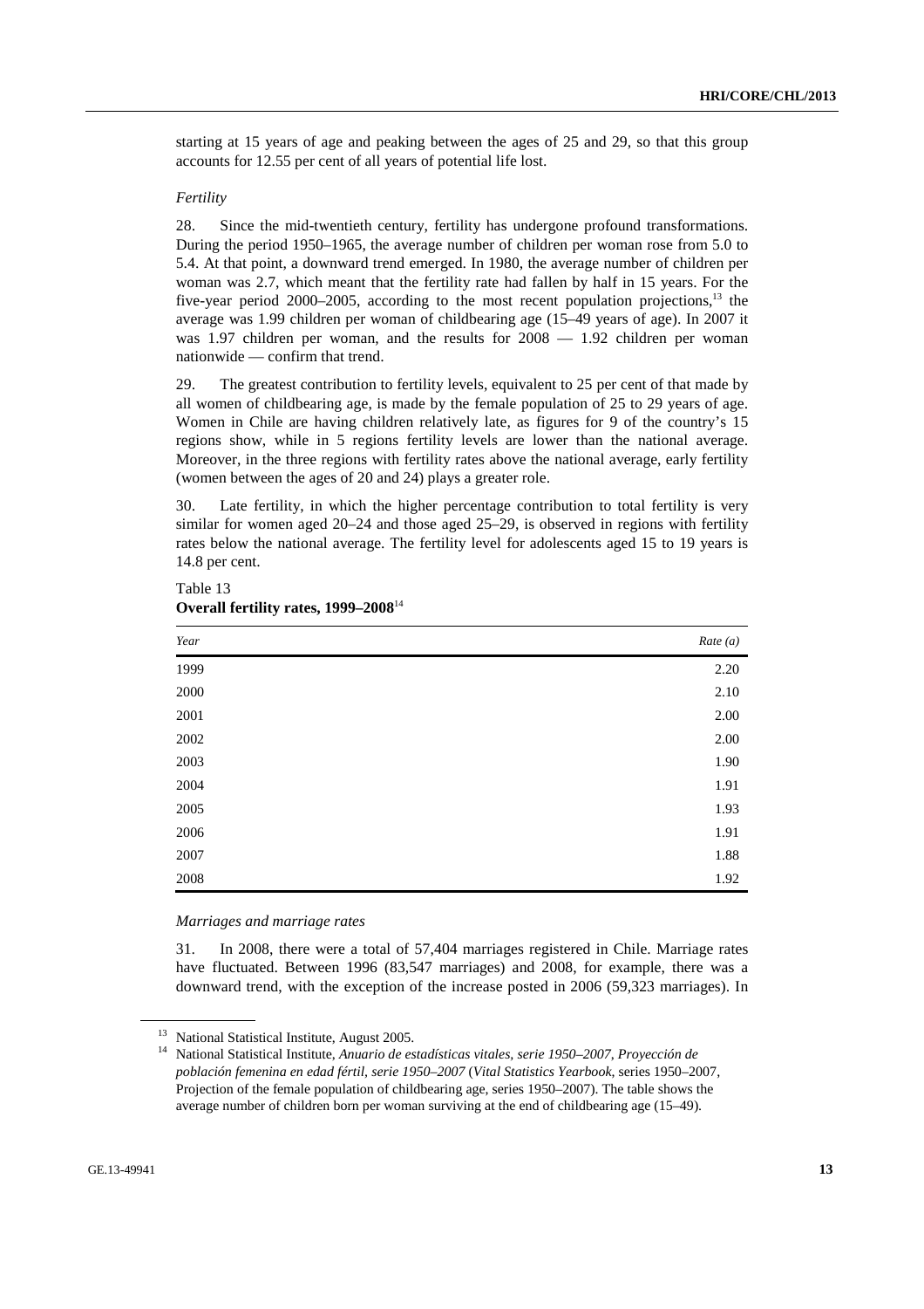starting at 15 years of age and peaking between the ages of 25 and 29, so that this group accounts for 12.55 per cent of all years of potential life lost.

*Fertility*

28. Since the mid-twentieth century, fertility has undergone profound transformations. During the period 1950–1965, the average number of children per woman rose from 5.0 to 5.4. At that point, a downward trend emerged. In 1980, the average number of children per woman was 2.7, which meant that the fertility rate had fallen by half in 15 years. For the five-year period 2000–2005, according to the most recent population projections,[13] the average was 1.99 children per woman of childbearing age (15–49 years of age). In 2007 it was 1.97 children per woman, and the results for 2008 — 1.92 children per woman nationwide — confirm that trend.

29. The greatest contribution to fertility levels, equivalent to 25 per cent of that made by all women of childbearing age, is made by the female population of 25 to 29 years of age. Women in Chile are having children relatively late, as figures for 9 of the country's 15 regions show, while in 5 regions fertility levels are lower than the national average. Moreover, in the three regions with fertility rates above the national average, early fertility (women between the ages of 20 and 24) plays a greater role.

30. Late fertility, in which the higher percentage contribution to total fertility is very similar for women aged 20–24 and those aged 25–29, is observed in regions with fertility rates below the national average. The fertility level for adolescents aged 15 to 19 years is 14.8 per cent.

Table 13
**Overall fertility rates, 1999–2008**[14]

| *Year* | *Rate (a)* |
|---|---|
| 1999 | 2.20 |
| 2000 | 2.10 |
| 2001 | 2.00 |
| 2002 | 2.00 |
| 2003 | 1.90 |
| 2004 | 1.91 |
| 2005 | 1.93 |
| 2006 | 1.91 |
| 2007 | 1.88 |
| 2008 | 1.92 |

*Marriages and marriage rates*

31. In 2008, there were a total of 57,404 marriages registered in Chile. Marriage rates have fluctuated. Between 1996 (83,547 marriages) and 2008, for example, there was a downward trend, with the exception of the increase posted in 2006 (59,323 marriages). In

[13] National Statistical Institute, August 2005.

[14] National Statistical Institute, *Anuario de estadísticas vitales, serie 1950–2007, Proyección de población femenina en edad fértil, serie 1950–2007* (*Vital Statistics Yearbook*, series 1950–2007, Projection of the female population of childbearing age, series 1950–2007). The table shows the average number of children born per woman surviving at the end of childbearing age (15–49).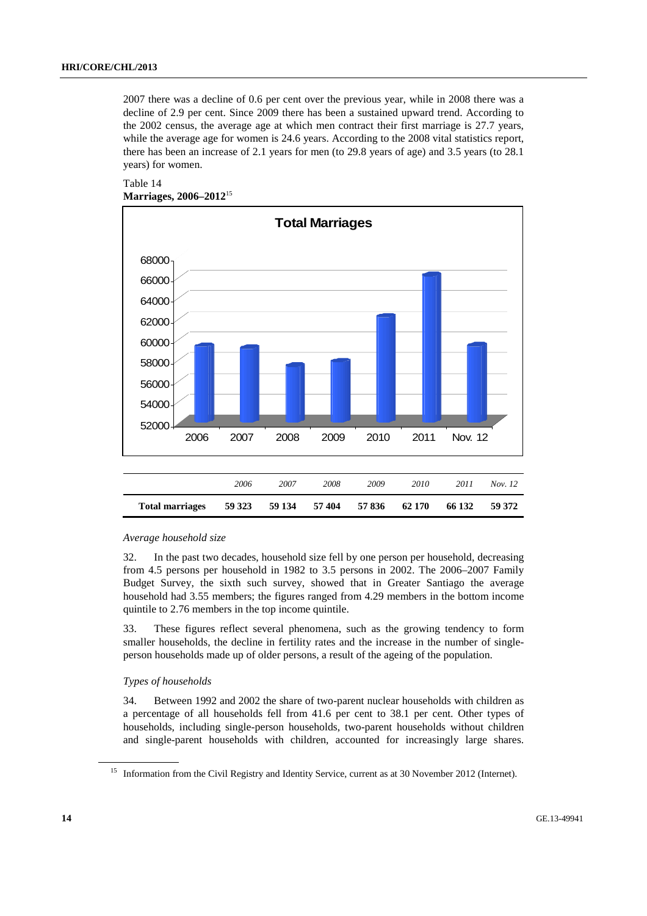2007 there was a decline of 0.6 per cent over the previous year, while in 2008 there was a decline of 2.9 per cent. Since 2009 there has been a sustained upward trend. According to the 2002 census, the average age at which men contract their first marriage is 27.7 years, while the average age for women is 24.6 years. According to the 2008 vital statistics report, there has been an increase of 2.1 years for men (to 29.8 years of age) and 3.5 years (to 28.1 years) for women.

Table 14
**Marriages, 2006–2012**[15]

|  | *2006* | *2007* | *2008* | *2009* | *2010* | *2011* | *Nov. 12* |
|---|---|---|---|---|---|---|---|
| **Total marriages** | **59 323** | **59 134** | **57 404** | **57 836** | **62 170** | **66 132** | **59 372** |

*Average household size*

32. In the past two decades, household size fell by one person per household, decreasing from 4.5 persons per household in 1982 to 3.5 persons in 2002. The 2006–2007 Family Budget Survey, the sixth such survey, showed that in Greater Santiago the average household had 3.55 members; the figures ranged from 4.29 members in the bottom income quintile to 2.76 members in the top income quintile.

33. These figures reflect several phenomena, such as the growing tendency to form smaller households, the decline in fertility rates and the increase in the number of single-person households made up of older persons, a result of the ageing of the population.

*Types of households*

34. Between 1992 and 2002 the share of two-parent nuclear households with children as a percentage of all households fell from 41.6 per cent to 38.1 per cent. Other types of households, including single-person households, two-parent households without children and single-parent households with children, accounted for increasingly large shares.

[15] Information from the Civil Registry and Identity Service, current as at 30 November 2012 (Internet).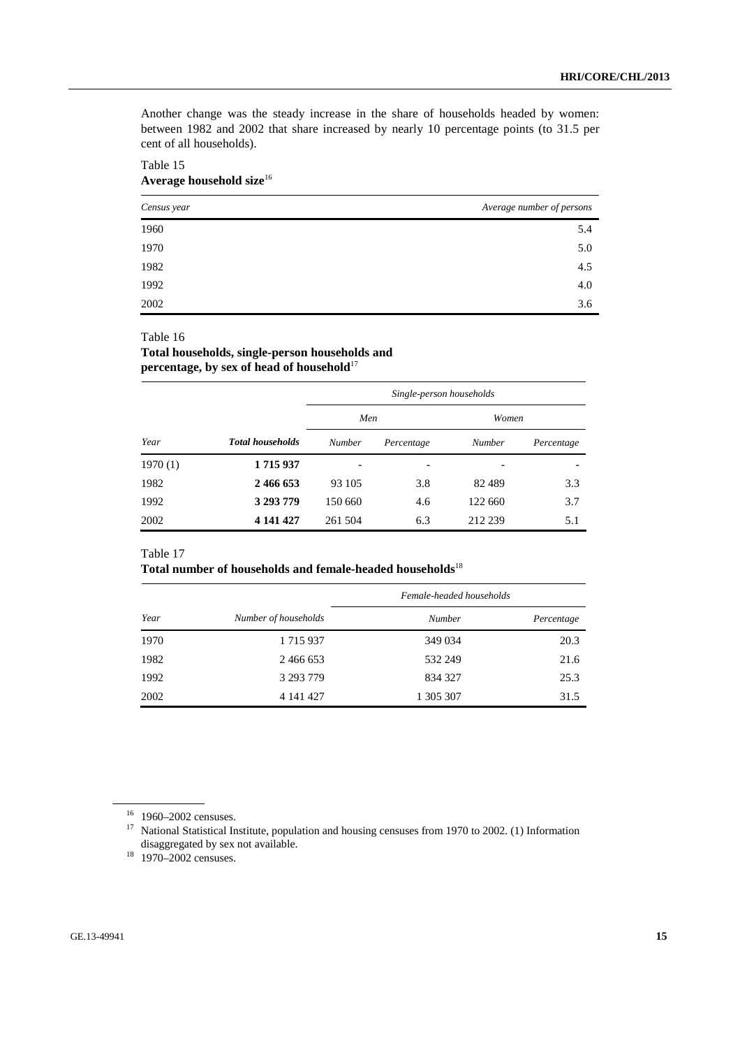Another change was the steady increase in the share of households headed by women: between 1982 and 2002 that share increased by nearly 10 percentage points (to 31.5 per cent of all households).

Table 15
**Average household size**[16]

| *Census year* | *Average number of persons* |
|---|---|
| 1960 | 5.4 |
| 1970 | 5.0 |
| 1982 | 4.5 |
| 1992 | 4.0 |
| 2002 | 3.6 |

Table 16
**Total households, single-person households and percentage, by sex of head of household**[17]

| | | *Single-person households* | | | |
|---|---|---|---|---|---|
| | | *Men* | | *Women* | |
| *Year* | ***Total households*** | *Number* | *Percentage* | *Number* | *Percentage* |
| 1970 (1) | **1 715 937** | - | - | - | - |
| 1982 | **2 466 653** | 93 105 | 3.8 | 82 489 | 3.3 |
| 1992 | **3 293 779** | 150 660 | 4.6 | 122 660 | 3.7 |
| 2002 | **4 141 427** | 261 504 | 6.3 | 212 239 | 5.1 |

Table 17
**Total number of households and female-headed households**[18]

| | | *Female-headed households* | |
|---|---|---|---|
| *Year* | *Number of households* | *Number* | *Percentage* |
| 1970 | 1 715 937 | 349 034 | 20.3 |
| 1982 | 2 466 653 | 532 249 | 21.6 |
| 1992 | 3 293 779 | 834 327 | 25.3 |
| 2002 | 4 141 427 | 1 305 307 | 31.5 |

[16] 1960–2002 censuses.

[17] National Statistical Institute, population and housing censuses from 1970 to 2002. (1) Information disaggregated by sex not available.

[18] 1970–2002 censuses.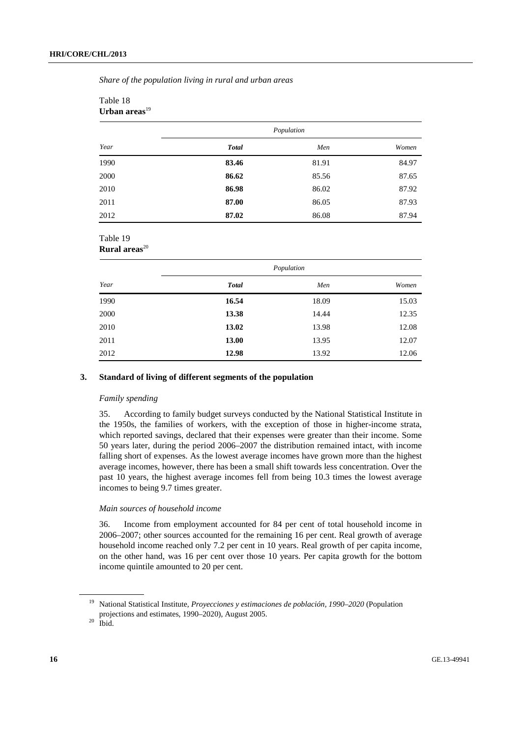*Share of the population living in rural and urban areas*

Table 18
**Urban areas**[19]

| Year | Population | | |
|---|---|---|---|
| | ***Total*** | *Men* | *Women* |
| 1990 | **83.46** | 81.91 | 84.97 |
| 2000 | **86.62** | 85.56 | 87.65 |
| 2010 | **86.98** | 86.02 | 87.92 |
| 2011 | **87.00** | 86.05 | 87.93 |
| 2012 | **87.02** | 86.08 | 87.94 |

Table 19
**Rural areas**[20]

| Year | Population | | |
|---|---|---|---|
| | ***Total*** | *Men* | *Women* |
| 1990 | **16.54** | 18.09 | 15.03 |
| 2000 | **13.38** | 14.44 | 12.35 |
| 2010 | **13.02** | 13.98 | 12.08 |
| 2011 | **13.00** | 13.95 | 12.07 |
| 2012 | **12.98** | 13.92 | 12.06 |

## 3. Standard of living of different segments of the population

*Family spending*

35. According to family budget surveys conducted by the National Statistical Institute in the 1950s, the families of workers, with the exception of those in higher-income strata, which reported savings, declared that their expenses were greater than their income. Some 50 years later, during the period 2006–2007 the distribution remained intact, with income falling short of expenses. As the lowest average incomes have grown more than the highest average incomes, however, there has been a small shift towards less concentration. Over the past 10 years, the highest average incomes fell from being 10.3 times the lowest average incomes to being 9.7 times greater.

*Main sources of household income*

36. Income from employment accounted for 84 per cent of total household income in 2006–2007; other sources accounted for the remaining 16 per cent. Real growth of average household income reached only 7.2 per cent in 10 years. Real growth of per capita income, on the other hand, was 16 per cent over those 10 years. Per capita growth for the bottom income quintile amounted to 20 per cent.

[19] National Statistical Institute, *Proyecciones y estimaciones de población, 1990–2020* (Population projections and estimates, 1990–2020), August 2005.

[20] Ibid.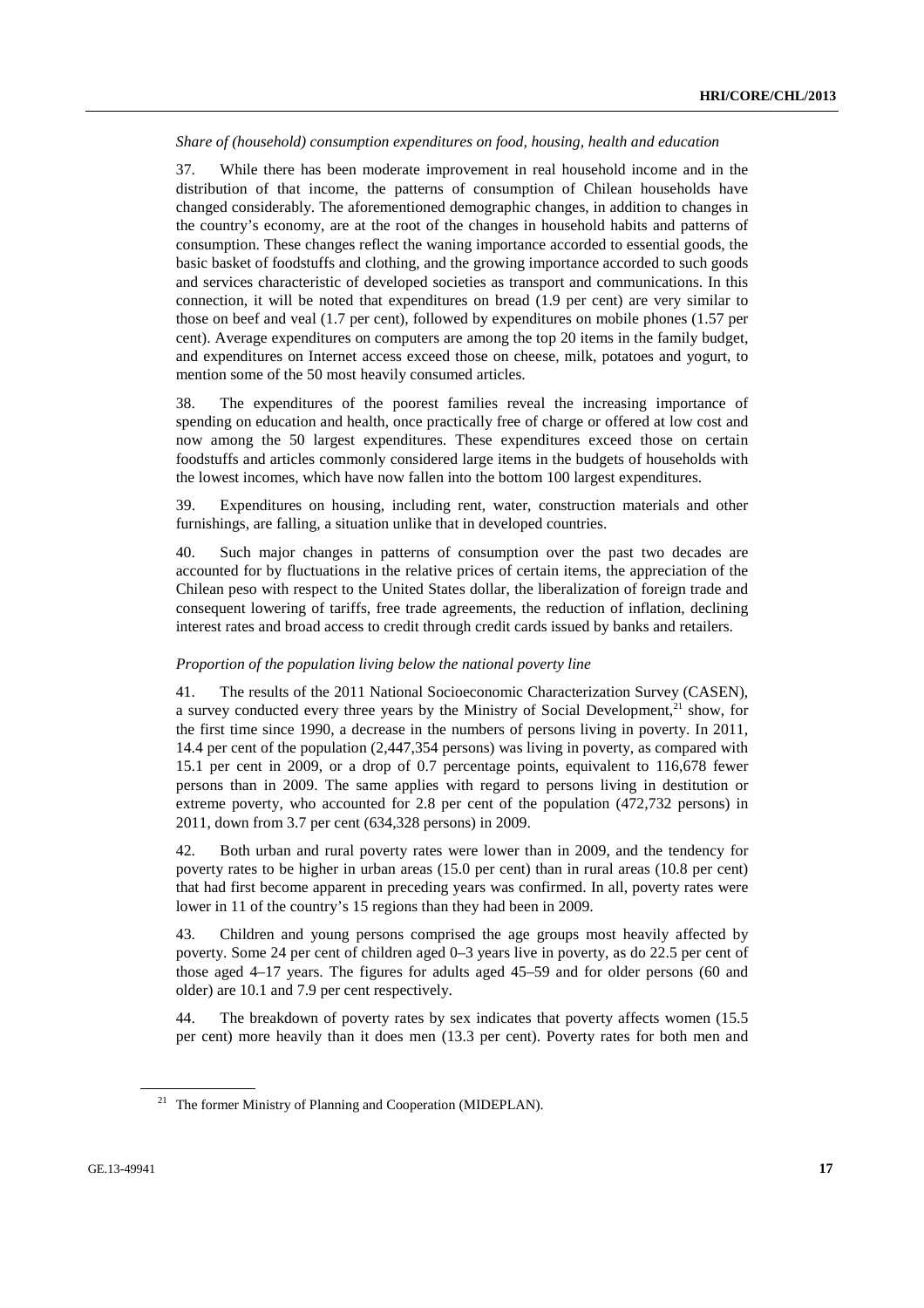*Share of (household) consumption expenditures on food, housing, health and education*

37. While there has been moderate improvement in real household income and in the distribution of that income, the patterns of consumption of Chilean households have changed considerably. The aforementioned demographic changes, in addition to changes in the country's economy, are at the root of the changes in household habits and patterns of consumption. These changes reflect the waning importance accorded to essential goods, the basic basket of foodstuffs and clothing, and the growing importance accorded to such goods and services characteristic of developed societies as transport and communications. In this connection, it will be noted that expenditures on bread (1.9 per cent) are very similar to those on beef and veal (1.7 per cent), followed by expenditures on mobile phones (1.57 per cent). Average expenditures on computers are among the top 20 items in the family budget, and expenditures on Internet access exceed those on cheese, milk, potatoes and yogurt, to mention some of the 50 most heavily consumed articles.

38. The expenditures of the poorest families reveal the increasing importance of spending on education and health, once practically free of charge or offered at low cost and now among the 50 largest expenditures. These expenditures exceed those on certain foodstuffs and articles commonly considered large items in the budgets of households with the lowest incomes, which have now fallen into the bottom 100 largest expenditures.

39. Expenditures on housing, including rent, water, construction materials and other furnishings, are falling, a situation unlike that in developed countries.

40. Such major changes in patterns of consumption over the past two decades are accounted for by fluctuations in the relative prices of certain items, the appreciation of the Chilean peso with respect to the United States dollar, the liberalization of foreign trade and consequent lowering of tariffs, free trade agreements, the reduction of inflation, declining interest rates and broad access to credit through credit cards issued by banks and retailers.

*Proportion of the population living below the national poverty line*

41. The results of the 2011 National Socioeconomic Characterization Survey (CASEN), a survey conducted every three years by the Ministry of Social Development,[21] show, for the first time since 1990, a decrease in the numbers of persons living in poverty. In 2011, 14.4 per cent of the population (2,447,354 persons) was living in poverty, as compared with 15.1 per cent in 2009, or a drop of 0.7 percentage points, equivalent to 116,678 fewer persons than in 2009. The same applies with regard to persons living in destitution or extreme poverty, who accounted for 2.8 per cent of the population (472,732 persons) in 2011, down from 3.7 per cent (634,328 persons) in 2009.

42. Both urban and rural poverty rates were lower than in 2009, and the tendency for poverty rates to be higher in urban areas (15.0 per cent) than in rural areas (10.8 per cent) that had first become apparent in preceding years was confirmed. In all, poverty rates were lower in 11 of the country's 15 regions than they had been in 2009.

43. Children and young persons comprised the age groups most heavily affected by poverty. Some 24 per cent of children aged 0–3 years live in poverty, as do 22.5 per cent of those aged 4–17 years. The figures for adults aged 45–59 and for older persons (60 and older) are 10.1 and 7.9 per cent respectively.

44. The breakdown of poverty rates by sex indicates that poverty affects women (15.5 per cent) more heavily than it does men (13.3 per cent). Poverty rates for both men and

[21] The former Ministry of Planning and Cooperation (MIDEPLAN).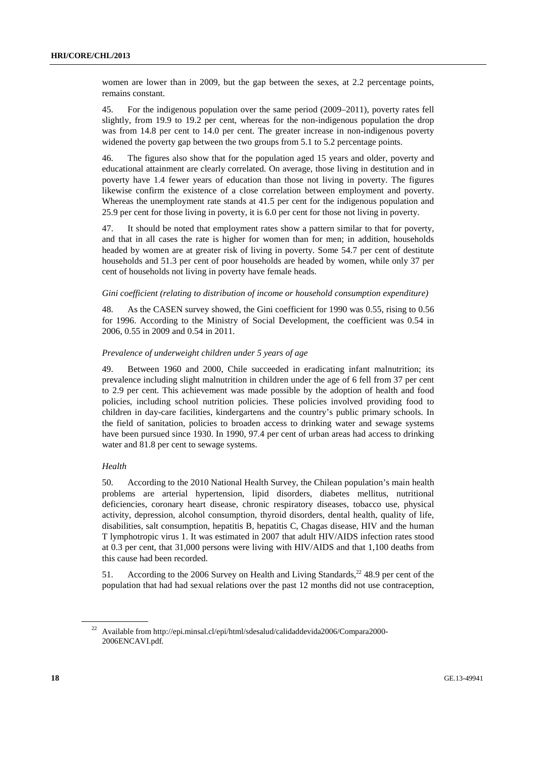women are lower than in 2009, but the gap between the sexes, at 2.2 percentage points, remains constant.

45. For the indigenous population over the same period (2009–2011), poverty rates fell slightly, from 19.9 to 19.2 per cent, whereas for the non-indigenous population the drop was from 14.8 per cent to 14.0 per cent. The greater increase in non-indigenous poverty widened the poverty gap between the two groups from 5.1 to 5.2 percentage points.

46. The figures also show that for the population aged 15 years and older, poverty and educational attainment are clearly correlated. On average, those living in destitution and in poverty have 1.4 fewer years of education than those not living in poverty. The figures likewise confirm the existence of a close correlation between employment and poverty. Whereas the unemployment rate stands at 41.5 per cent for the indigenous population and 25.9 per cent for those living in poverty, it is 6.0 per cent for those not living in poverty.

47. It should be noted that employment rates show a pattern similar to that for poverty, and that in all cases the rate is higher for women than for men; in addition, households headed by women are at greater risk of living in poverty. Some 54.7 per cent of destitute households and 51.3 per cent of poor households are headed by women, while only 37 per cent of households not living in poverty have female heads.

*Gini coefficient (relating to distribution of income or household consumption expenditure)*

48. As the CASEN survey showed, the Gini coefficient for 1990 was 0.55, rising to 0.56 for 1996. According to the Ministry of Social Development, the coefficient was 0.54 in 2006, 0.55 in 2009 and 0.54 in 2011.

*Prevalence of underweight children under 5 years of age*

49. Between 1960 and 2000, Chile succeeded in eradicating infant malnutrition; its prevalence including slight malnutrition in children under the age of 6 fell from 37 per cent to 2.9 per cent. This achievement was made possible by the adoption of health and food policies, including school nutrition policies. These policies involved providing food to children in day-care facilities, kindergartens and the country's public primary schools. In the field of sanitation, policies to broaden access to drinking water and sewage systems have been pursued since 1930. In 1990, 97.4 per cent of urban areas had access to drinking water and 81.8 per cent to sewage systems.

*Health*

50. According to the 2010 National Health Survey, the Chilean population's main health problems are arterial hypertension, lipid disorders, diabetes mellitus, nutritional deficiencies, coronary heart disease, chronic respiratory diseases, tobacco use, physical activity, depression, alcohol consumption, thyroid disorders, dental health, quality of life, disabilities, salt consumption, hepatitis B, hepatitis C, Chagas disease, HIV and the human T lymphotropic virus 1. It was estimated in 2007 that adult HIV/AIDS infection rates stood at 0.3 per cent, that 31,000 persons were living with HIV/AIDS and that 1,100 deaths from this cause had been recorded.

51. According to the 2006 Survey on Health and Living Standards,[22] 48.9 per cent of the population that had had sexual relations over the past 12 months did not use contraception,

[22] Available from http://epi.minsal.cl/epi/html/sdesalud/calidaddevida2006/Compara2000-2006ENCAVI.pdf.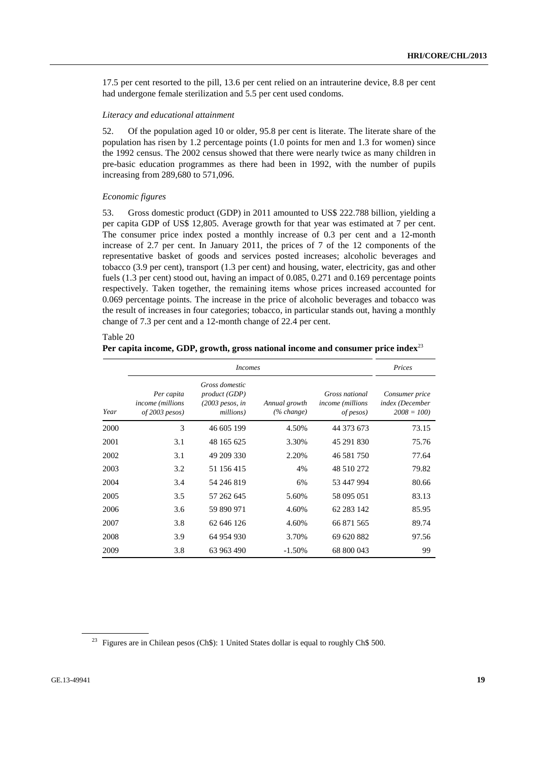17.5 per cent resorted to the pill, 13.6 per cent relied on an intrauterine device, 8.8 per cent had undergone female sterilization and 5.5 per cent used condoms.

*Literacy and educational attainment*

52. Of the population aged 10 or older, 95.8 per cent is literate. The literate share of the population has risen by 1.2 percentage points (1.0 points for men and 1.3 for women) since the 1992 census. The 2002 census showed that there were nearly twice as many children in pre-basic education programmes as there had been in 1992, with the number of pupils increasing from 289,680 to 571,096.

*Economic figures*

53. Gross domestic product (GDP) in 2011 amounted to US$ 222.788 billion, yielding a per capita GDP of US$ 12,805. Average growth for that year was estimated at 7 per cent. The consumer price index posted a monthly increase of 0.3 per cent and a 12-month increase of 2.7 per cent. In January 2011, the prices of 7 of the 12 components of the representative basket of goods and services posted increases; alcoholic beverages and tobacco (3.9 per cent), transport (1.3 per cent) and housing, water, electricity, gas and other fuels (1.3 per cent) stood out, having an impact of 0.085, 0.271 and 0.169 percentage points respectively. Taken together, the remaining items whose prices increased accounted for 0.069 percentage points. The increase in the price of alcoholic beverages and tobacco was the result of increases in four categories; tobacco, in particular stands out, having a monthly change of 7.3 per cent and a 12-month change of 22.4 per cent.

Table 20
**Per capita income, GDP, growth, gross national income and consumer price index**[23]

| | *Incomes* | | | | *Prices* |
|---|---|---|---|---|---|
| *Year* | *Per capita income (millions of 2003 pesos)* | *Gross domestic product (GDP) (2003 pesos, in millions)* | *Annual growth (% change)* | *Gross national income (millions of pesos)* | *Consumer price index (December 2008 = 100)* |
| 2000 | 3 | 46 605 199 | 4.50% | 44 373 673 | 73.15 |
| 2001 | 3.1 | 48 165 625 | 3.30% | 45 291 830 | 75.76 |
| 2002 | 3.1 | 49 209 330 | 2.20% | 46 581 750 | 77.64 |
| 2003 | 3.2 | 51 156 415 | 4% | 48 510 272 | 79.82 |
| 2004 | 3.4 | 54 246 819 | 6% | 53 447 994 | 80.66 |
| 2005 | 3.5 | 57 262 645 | 5.60% | 58 095 051 | 83.13 |
| 2006 | 3.6 | 59 890 971 | 4.60% | 62 283 142 | 85.95 |
| 2007 | 3.8 | 62 646 126 | 4.60% | 66 871 565 | 89.74 |
| 2008 | 3.9 | 64 954 930 | 3.70% | 69 620 882 | 97.56 |
| 2009 | 3.8 | 63 963 490 | -1.50% | 68 800 043 | 99 |

[23] Figures are in Chilean pesos (Ch$): 1 United States dollar is equal to roughly Ch$ 500.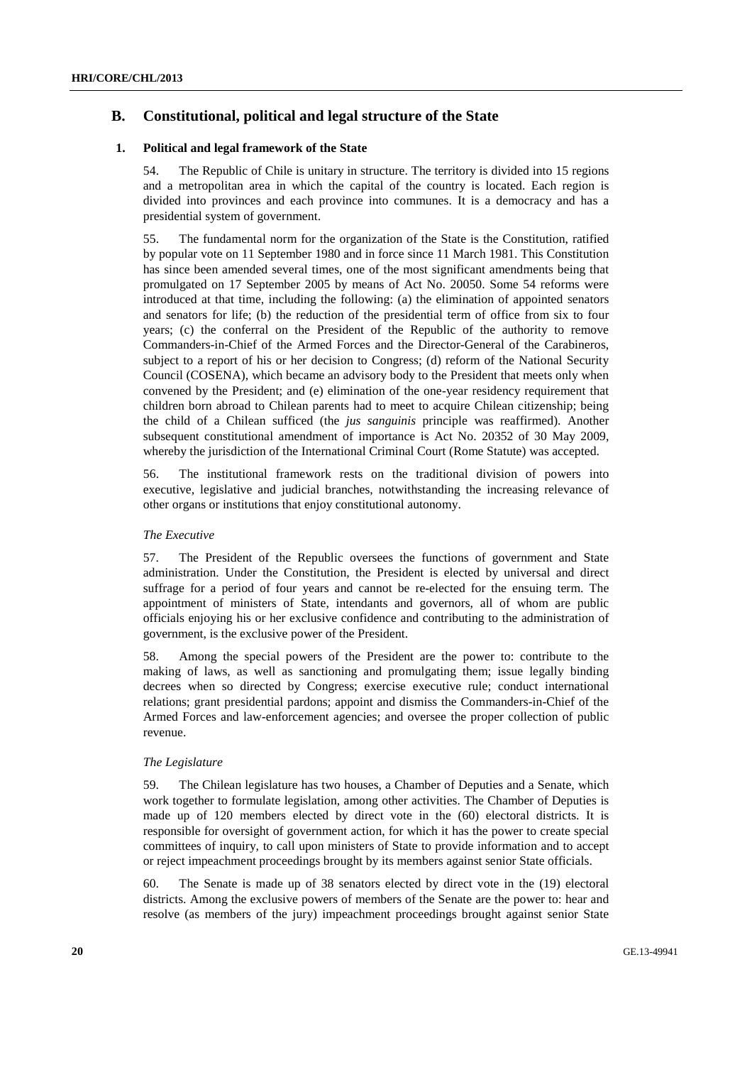## B. Constitutional, political and legal structure of the State

### 1. Political and legal framework of the State

54. The Republic of Chile is unitary in structure. The territory is divided into 15 regions and a metropolitan area in which the capital of the country is located. Each region is divided into provinces and each province into communes. It is a democracy and has a presidential system of government.

55. The fundamental norm for the organization of the State is the Constitution, ratified by popular vote on 11 September 1980 and in force since 11 March 1981. This Constitution has since been amended several times, one of the most significant amendments being that promulgated on 17 September 2005 by means of Act No. 20050. Some 54 reforms were introduced at that time, including the following: (a) the elimination of appointed senators and senators for life; (b) the reduction of the presidential term of office from six to four years; (c) the conferral on the President of the Republic of the authority to remove Commanders-in-Chief of the Armed Forces and the Director-General of the Carabineros, subject to a report of his or her decision to Congress; (d) reform of the National Security Council (COSENA), which became an advisory body to the President that meets only when convened by the President; and (e) elimination of the one-year residency requirement that children born abroad to Chilean parents had to meet to acquire Chilean citizenship; being the child of a Chilean sufficed (the *jus sanguinis* principle was reaffirmed). Another subsequent constitutional amendment of importance is Act No. 20352 of 30 May 2009, whereby the jurisdiction of the International Criminal Court (Rome Statute) was accepted.

56. The institutional framework rests on the traditional division of powers into executive, legislative and judicial branches, notwithstanding the increasing relevance of other organs or institutions that enjoy constitutional autonomy.

*The Executive*

57. The President of the Republic oversees the functions of government and State administration. Under the Constitution, the President is elected by universal and direct suffrage for a period of four years and cannot be re-elected for the ensuing term. The appointment of ministers of State, intendants and governors, all of whom are public officials enjoying his or her exclusive confidence and contributing to the administration of government, is the exclusive power of the President.

58. Among the special powers of the President are the power to: contribute to the making of laws, as well as sanctioning and promulgating them; issue legally binding decrees when so directed by Congress; exercise executive rule; conduct international relations; grant presidential pardons; appoint and dismiss the Commanders-in-Chief of the Armed Forces and law-enforcement agencies; and oversee the proper collection of public revenue.

*The Legislature*

59. The Chilean legislature has two houses, a Chamber of Deputies and a Senate, which work together to formulate legislation, among other activities. The Chamber of Deputies is made up of 120 members elected by direct vote in the (60) electoral districts. It is responsible for oversight of government action, for which it has the power to create special committees of inquiry, to call upon ministers of State to provide information and to accept or reject impeachment proceedings brought by its members against senior State officials.

60. The Senate is made up of 38 senators elected by direct vote in the (19) electoral districts. Among the exclusive powers of members of the Senate are the power to: hear and resolve (as members of the jury) impeachment proceedings brought against senior State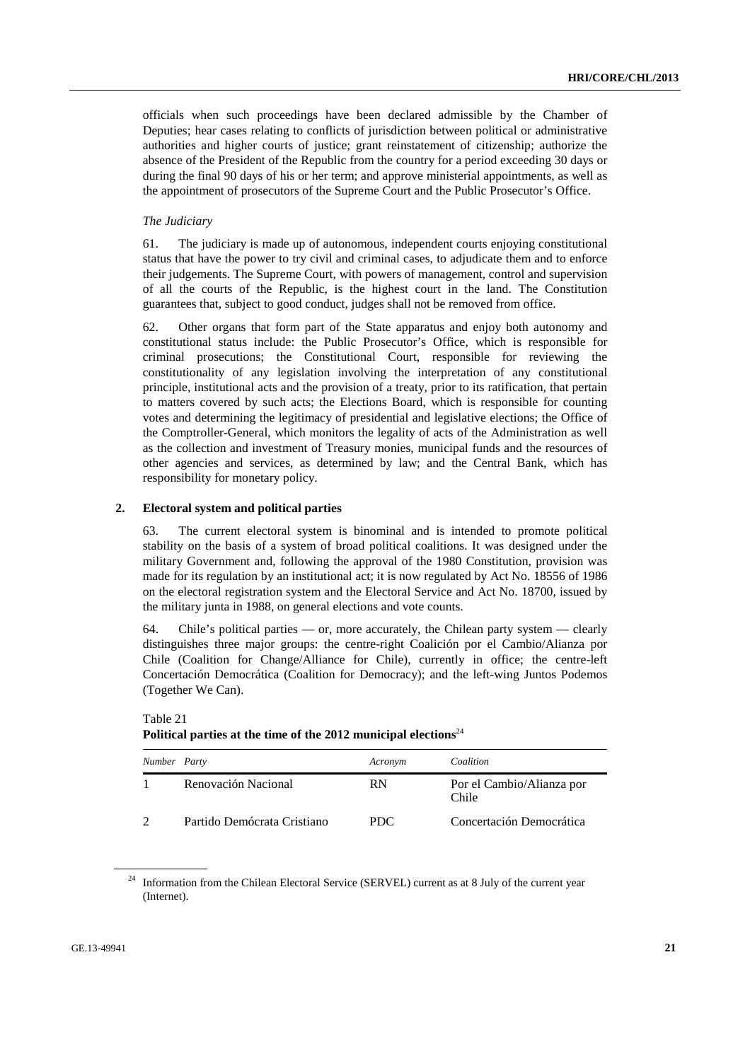officials when such proceedings have been declared admissible by the Chamber of Deputies; hear cases relating to conflicts of jurisdiction between political or administrative authorities and higher courts of justice; grant reinstatement of citizenship; authorize the absence of the President of the Republic from the country for a period exceeding 30 days or during the final 90 days of his or her term; and approve ministerial appointments, as well as the appointment of prosecutors of the Supreme Court and the Public Prosecutor's Office.

*The Judiciary*

61. The judiciary is made up of autonomous, independent courts enjoying constitutional status that have the power to try civil and criminal cases, to adjudicate them and to enforce their judgements. The Supreme Court, with powers of management, control and supervision of all the courts of the Republic, is the highest court in the land. The Constitution guarantees that, subject to good conduct, judges shall not be removed from office.

62. Other organs that form part of the State apparatus and enjoy both autonomy and constitutional status include: the Public Prosecutor's Office, which is responsible for criminal prosecutions; the Constitutional Court, responsible for reviewing the constitutionality of any legislation involving the interpretation of any constitutional principle, institutional acts and the provision of a treaty, prior to its ratification, that pertain to matters covered by such acts; the Elections Board, which is responsible for counting votes and determining the legitimacy of presidential and legislative elections; the Office of the Comptroller-General, which monitors the legality of acts of the Administration as well as the collection and investment of Treasury monies, municipal funds and the resources of other agencies and services, as determined by law; and the Central Bank, which has responsibility for monetary policy.

## 2. Electoral system and political parties

63. The current electoral system is binominal and is intended to promote political stability on the basis of a system of broad political coalitions. It was designed under the military Government and, following the approval of the 1980 Constitution, provision was made for its regulation by an institutional act; it is now regulated by Act No. 18556 of 1986 on the electoral registration system and the Electoral Service and Act No. 18700, issued by the military junta in 1988, on general elections and vote counts.

64. Chile's political parties — or, more accurately, the Chilean party system — clearly distinguishes three major groups: the centre-right Coalición por el Cambio/Alianza por Chile (Coalition for Change/Alliance for Chile), currently in office; the centre-left Concertación Democrática (Coalition for Democracy); and the left-wing Juntos Podemos (Together We Can).

Table 21
**Political parties at the time of the 2012 municipal elections**[24]

| *Number* | *Party* | *Acronym* | *Coalition* |
|---|---|---|---|
| 1 | Renovación Nacional | RN | Por el Cambio/Alianza por Chile |
| 2 | Partido Demócrata Cristiano | PDC | Concertación Democrática |

[24] Information from the Chilean Electoral Service (SERVEL) current as at 8 July of the current year (Internet).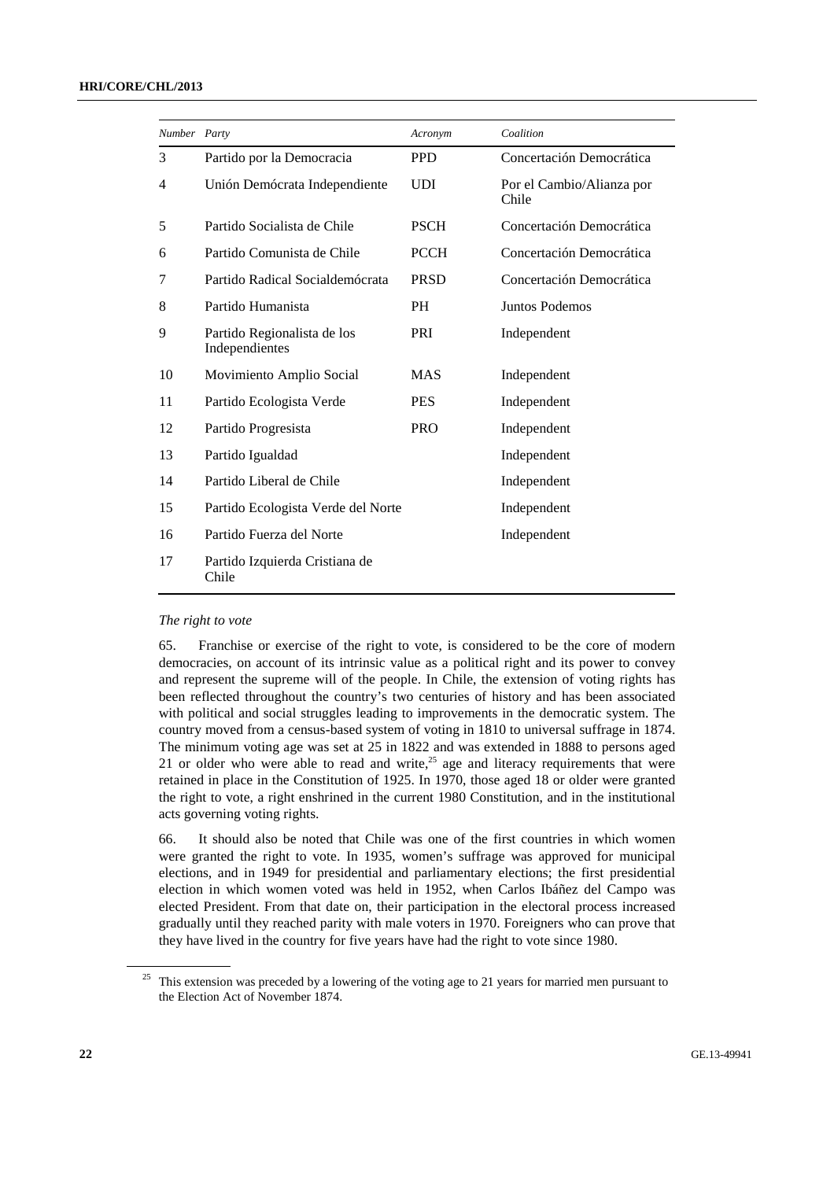| Number | Party | Acronym | Coalition |
| --- | --- | --- | --- |
| 3 | Partido por la Democracia | PPD | Concertación Democrática |
| 4 | Unión Demócrata Independiente | UDI | Por el Cambio/Alianza por Chile |
| 5 | Partido Socialista de Chile | PSCH | Concertación Democrática |
| 6 | Partido Comunista de Chile | PCCH | Concertación Democrática |
| 7 | Partido Radical Socialdemócrata | PRSD | Concertación Democrática |
| 8 | Partido Humanista | PH | Juntos Podemos |
| 9 | Partido Regionalista de los Independientes | PRI | Independent |
| 10 | Movimiento Amplio Social | MAS | Independent |
| 11 | Partido Ecologista Verde | PES | Independent |
| 12 | Partido Progresista | PRO | Independent |
| 13 | Partido Igualdad | | Independent |
| 14 | Partido Liberal de Chile | | Independent |
| 15 | Partido Ecologista Verde del Norte | | Independent |
| 16 | Partido Fuerza del Norte | | Independent |
| 17 | Partido Izquierda Cristiana de Chile | | |

*The right to vote*

65. Franchise or exercise of the right to vote, is considered to be the core of modern democracies, on account of its intrinsic value as a political right and its power to convey and represent the supreme will of the people. In Chile, the extension of voting rights has been reflected throughout the country's two centuries of history and has been associated with political and social struggles leading to improvements in the democratic system. The country moved from a census-based system of voting in 1810 to universal suffrage in 1874. The minimum voting age was set at 25 in 1822 and was extended in 1888 to persons aged 21 or older who were able to read and write,[25] age and literacy requirements that were retained in place in the Constitution of 1925. In 1970, those aged 18 or older were granted the right to vote, a right enshrined in the current 1980 Constitution, and in the institutional acts governing voting rights.

66. It should also be noted that Chile was one of the first countries in which women were granted the right to vote. In 1935, women's suffrage was approved for municipal elections, and in 1949 for presidential and parliamentary elections; the first presidential election in which women voted was held in 1952, when Carlos Ibáñez del Campo was elected President. From that date on, their participation in the electoral process increased gradually until they reached parity with male voters in 1970. Foreigners who can prove that they have lived in the country for five years have had the right to vote since 1980.

[25] This extension was preceded by a lowering of the voting age to 21 years for married men pursuant to the Election Act of November 1874.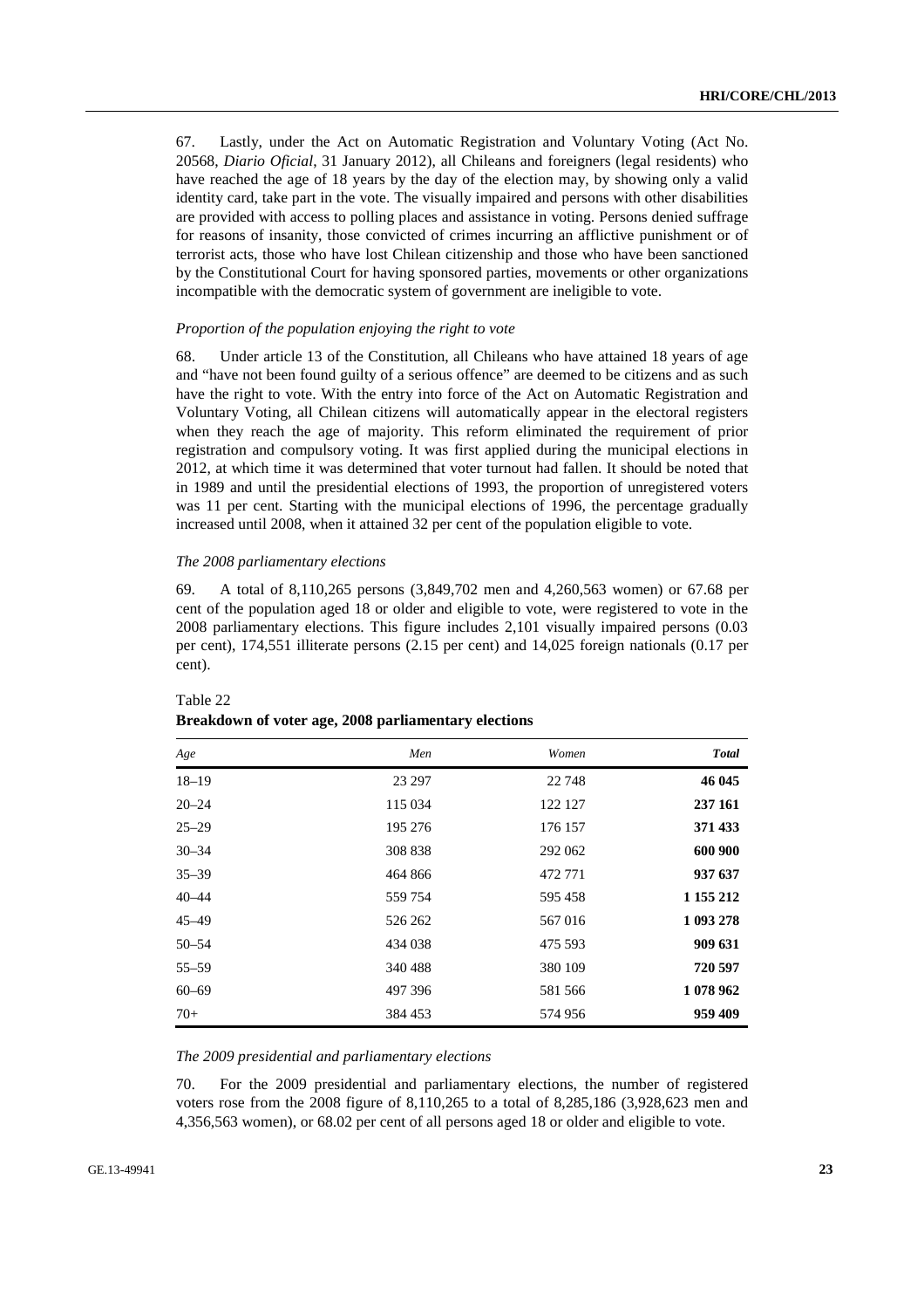67. Lastly, under the Act on Automatic Registration and Voluntary Voting (Act No. 20568, *Diario Oficial*, 31 January 2012), all Chileans and foreigners (legal residents) who have reached the age of 18 years by the day of the election may, by showing only a valid identity card, take part in the vote. The visually impaired and persons with other disabilities are provided with access to polling places and assistance in voting. Persons denied suffrage for reasons of insanity, those convicted of crimes incurring an afflictive punishment or of terrorist acts, those who have lost Chilean citizenship and those who have been sanctioned by the Constitutional Court for having sponsored parties, movements or other organizations incompatible with the democratic system of government are ineligible to vote.

*Proportion of the population enjoying the right to vote*

68. Under article 13 of the Constitution, all Chileans who have attained 18 years of age and "have not been found guilty of a serious offence" are deemed to be citizens and as such have the right to vote. With the entry into force of the Act on Automatic Registration and Voluntary Voting, all Chilean citizens will automatically appear in the electoral registers when they reach the age of majority. This reform eliminated the requirement of prior registration and compulsory voting. It was first applied during the municipal elections in 2012, at which time it was determined that voter turnout had fallen. It should be noted that in 1989 and until the presidential elections of 1993, the proportion of unregistered voters was 11 per cent. Starting with the municipal elections of 1996, the percentage gradually increased until 2008, when it attained 32 per cent of the population eligible to vote.

*The 2008 parliamentary elections*

69. A total of 8,110,265 persons (3,849,702 men and 4,260,563 women) or 67.68 per cent of the population aged 18 or older and eligible to vote, were registered to vote in the 2008 parliamentary elections. This figure includes 2,101 visually impaired persons (0.03 per cent), 174,551 illiterate persons (2.15 per cent) and 14,025 foreign nationals (0.17 per cent).

Table 22
**Breakdown of voter age, 2008 parliamentary elections**

| *Age* | *Men* | *Women* | ***Total*** |
|---|---|---|---|
| 18–19 | 23 297 | 22 748 | **46 045** |
| 20–24 | 115 034 | 122 127 | **237 161** |
| 25–29 | 195 276 | 176 157 | **371 433** |
| 30–34 | 308 838 | 292 062 | **600 900** |
| 35–39 | 464 866 | 472 771 | **937 637** |
| 40–44 | 559 754 | 595 458 | **1 155 212** |
| 45–49 | 526 262 | 567 016 | **1 093 278** |
| 50–54 | 434 038 | 475 593 | **909 631** |
| 55–59 | 340 488 | 380 109 | **720 597** |
| 60–69 | 497 396 | 581 566 | **1 078 962** |
| 70+ | 384 453 | 574 956 | **959 409** |

*The 2009 presidential and parliamentary elections*

70. For the 2009 presidential and parliamentary elections, the number of registered voters rose from the 2008 figure of 8,110,265 to a total of 8,285,186 (3,928,623 men and 4,356,563 women), or 68.02 per cent of all persons aged 18 or older and eligible to vote.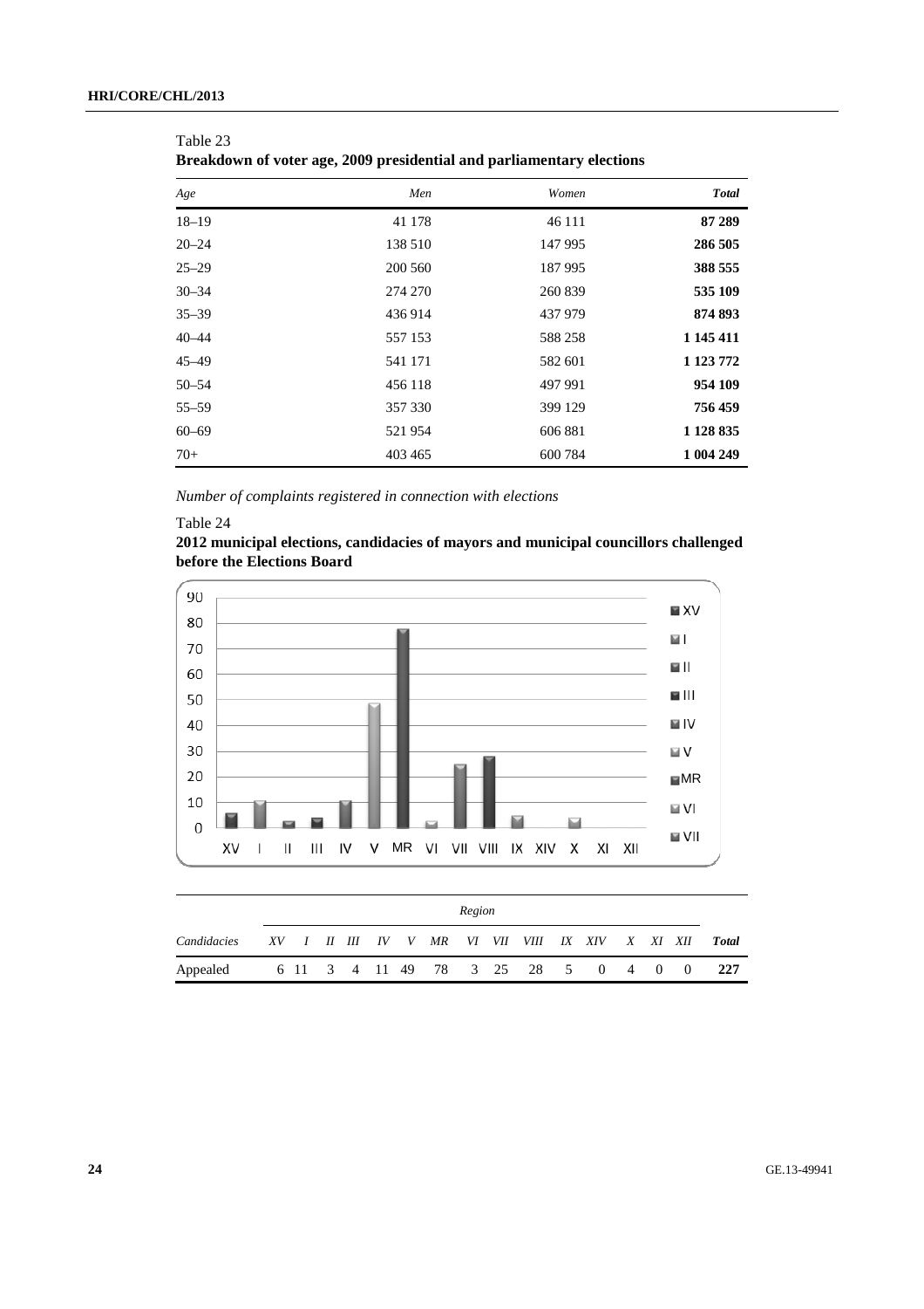Table 23
**Breakdown of voter age, 2009 presidential and parliamentary elections**

| *Age* | *Men* | *Women* | ***Total*** |
|---|---|---|---|
| 18–19 | 41 178 | 46 111 | **87 289** |
| 20–24 | 138 510 | 147 995 | **286 505** |
| 25–29 | 200 560 | 187 995 | **388 555** |
| 30–34 | 274 270 | 260 839 | **535 109** |
| 35–39 | 436 914 | 437 979 | **874 893** |
| 40–44 | 557 153 | 588 258 | **1 145 411** |
| 45–49 | 541 171 | 582 601 | **1 123 772** |
| 50–54 | 456 118 | 497 991 | **954 109** |
| 55–59 | 357 330 | 399 129 | **756 459** |
| 60–69 | 521 954 | 606 881 | **1 128 835** |
| 70+ | 403 465 | 600 784 | **1 004 249** |

*Number of complaints registered in connection with elections*

Table 24
**2012 municipal elections, candidacies of mayors and municipal councillors challenged before the Elections Board**

| | *Region* | | | | | | | | | | | | | | | |
|---|---|---|---|---|---|---|---|---|---|---|---|---|---|---|---|---|
| *Candidacies* | *XV* | *I* | *II* | *III* | *IV* | *V* | *MR* | *VI* | *VII* | *VIII* | *IX* | *XIV* | *X* | *XI* | *XII* | ***Total*** |
| Appealed | 6 | 11 | 3 | 4 | 11 | 49 | 78 | 3 | 25 | 28 | 5 | 0 | 4 | 0 | 0 | **227** |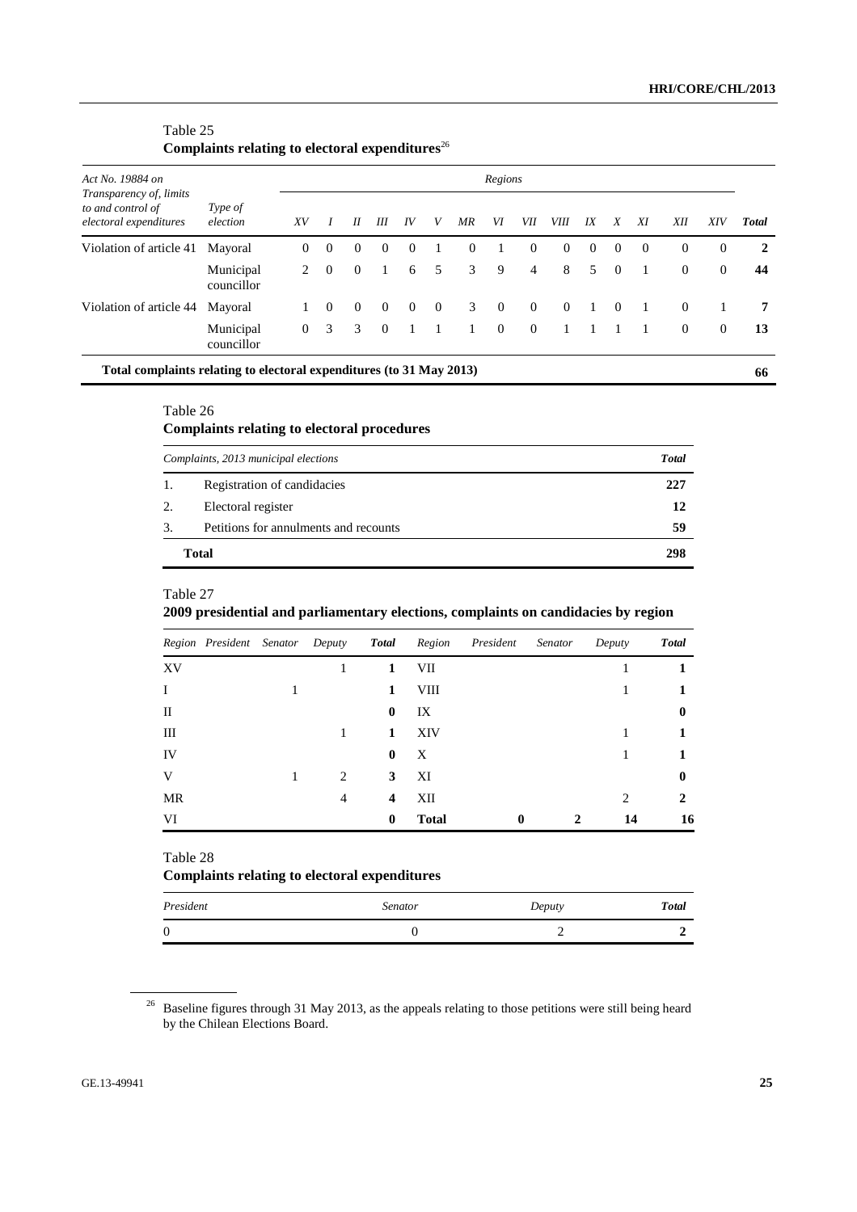Table 25
**Complaints relating to electoral expenditures**[26]

| *Act No. 19884 on Transparency of, limits to and control of electoral expenditures* | *Type of election* | *Regions* | | | | | | | | | | | | | | | *Total* |
|---|---|---|---|---|---|---|---|---|---|---|---|---|---|---|---|---|---|
| | | *XV* | *I* | *II* | *III* | *IV* | *V* | *MR* | *VI* | *VII* | *VIII* | *IX* | *X* | *XI* | *XII* | *XIV* | |
| Violation of article 41 | Mayoral | 0 | 0 | 0 | 0 | 0 | 1 | 0 | 1 | 0 | 0 | 0 | 0 | 0 | 0 | 0 | **2** |
| | Municipal councillor | 2 | 0 | 0 | 1 | 6 | 5 | 3 | 9 | 4 | 8 | 5 | 0 | 1 | 0 | 0 | **44** |
| Violation of article 44 | Mayoral | 1 | 0 | 0 | 0 | 0 | 0 | 3 | 0 | 0 | 0 | 1 | 0 | 1 | 0 | 1 | **7** |
| | Municipal councillor | 0 | 3 | 3 | 0 | 1 | 1 | 1 | 0 | 0 | 1 | 1 | 1 | 1 | 0 | 0 | **13** |
| **Total complaints relating to electoral expenditures (to 31 May 2013)** | | | | | | | | | | | | | | | | | **66** |

Table 26
**Complaints relating to electoral procedures**

| *Complaints, 2013 municipal elections* | | *Total* |
|---|---|---|
| 1. | Registration of candidacies | **227** |
| 2. | Electoral register | **12** |
| 3. | Petitions for annulments and recounts | **59** |
| **Total** | | **298** |

Table 27
**2009 presidential and parliamentary elections, complaints on candidacies by region**

| *Region* | *President* | *Senator* | *Deputy* | *Total* | *Region* | *President* | *Senator* | *Deputy* | *Total* |
|---|---|---|---|---|---|---|---|---|---|
| XV | | | 1 | **1** | VII | | | 1 | **1** |
| I | | 1 | | **1** | VIII | | | 1 | **1** |
| II | | | | **0** | IX | | | | **0** |
| III | | | 1 | **1** | XIV | | | 1 | **1** |
| IV | | | | **0** | X | | | 1 | **1** |
| V | | 1 | 2 | **3** | XI | | | | **0** |
| MR | | | 4 | **4** | XII | | | 2 | **2** |
| VI | | | | **0** | **Total** | **0** | **2** | **14** | **16** |

Table 28
**Complaints relating to electoral expenditures**

| *President* | *Senator* | *Deputy* | *Total* |
|---|---|---|---|
| 0 | 0 | 2 | **2** |

[26] Baseline figures through 31 May 2013, as the appeals relating to those petitions were still being heard by the Chilean Elections Board.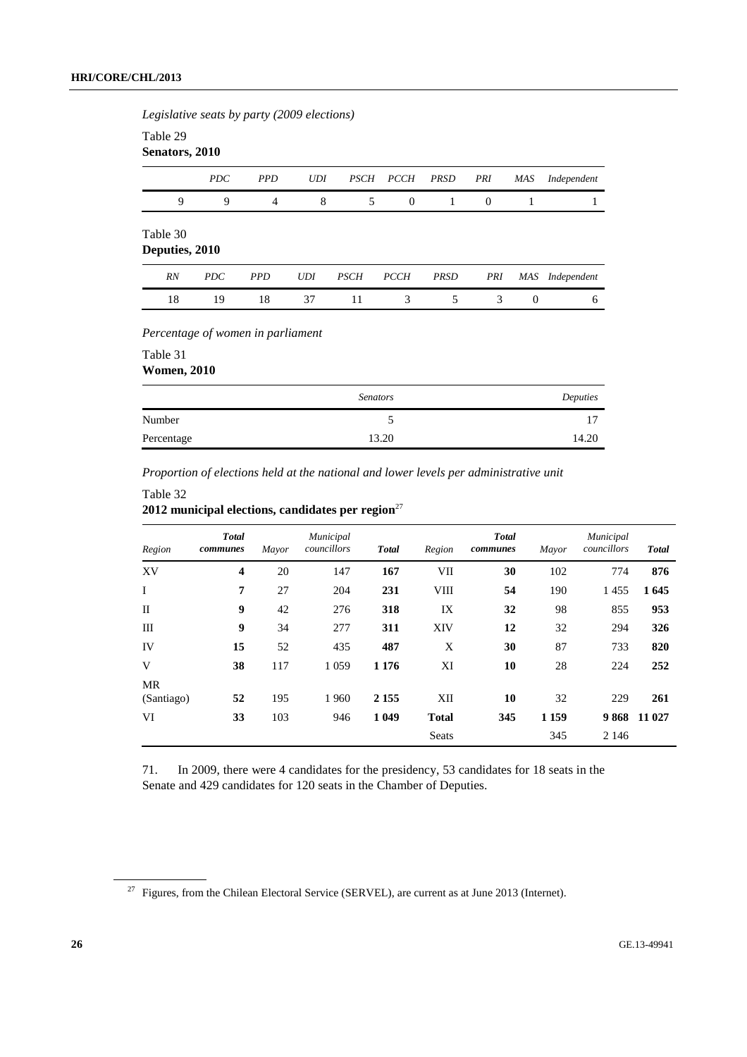*Legislative seats by party (2009 elections)*

Table 29
**Senators, 2010**

| | PDC | PPD | UDI | PSCH | PCCH | PRSD | PRI | MAS | Independent |
|---|---|---|---|---|---|---|---|---|---|
| 9 | 9 | 4 | 8 | 5 | 0 | 1 | 0 | 1 | 1 |

Table 30
**Deputies, 2010**

| RN | PDC | PPD | UDI | PSCH | PCCH | PRSD | PRI | MAS | Independent |
|---|---|---|---|---|---|---|---|---|---|
| 18 | 19 | 18 | 37 | 11 | 3 | 5 | 3 | 0 | 6 |

*Percentage of women in parliament*

Table 31
**Women, 2010**

| | Senators | Deputies |
|---|---|---|
| Number | 5 | 17 |
| Percentage | 13.20 | 14.20 |

*Proportion of elections held at the national and lower levels per administrative unit*

Table 32
**2012 municipal elections, candidates per region**[27]

| Region | Total communes | Mayor | Municipal councillors | Total | Region | Total communes | Mayor | Municipal councillors | Total |
|---|---|---|---|---|---|---|---|---|---|
| XV | **4** | 20 | 147 | **167** | VII | **30** | 102 | 774 | **876** |
| I | **7** | 27 | 204 | **231** | VIII | **54** | 190 | 1 455 | **1 645** |
| II | **9** | 42 | 276 | **318** | IX | **32** | 98 | 855 | **953** |
| III | **9** | 34 | 277 | **311** | XIV | **12** | 32 | 294 | **326** |
| IV | **15** | 52 | 435 | **487** | X | **30** | 87 | 733 | **820** |
| V | **38** | 117 | 1 059 | **1 176** | XI | **10** | 28 | 224 | **252** |
| MR (Santiago) | **52** | 195 | 1 960 | **2 155** | XII | **10** | 32 | 229 | **261** |
| VI | **33** | 103 | 946 | **1 049** | **Total** | **345** | **1 159** | **9 868** | **11 027** |
| | | | | | Seats | | 345 | 2 146 | |

71. In 2009, there were 4 candidates for the presidency, 53 candidates for 18 seats in the Senate and 429 candidates for 120 seats in the Chamber of Deputies.

[27] Figures, from the Chilean Electoral Service (SERVEL), are current as at June 2013 (Internet).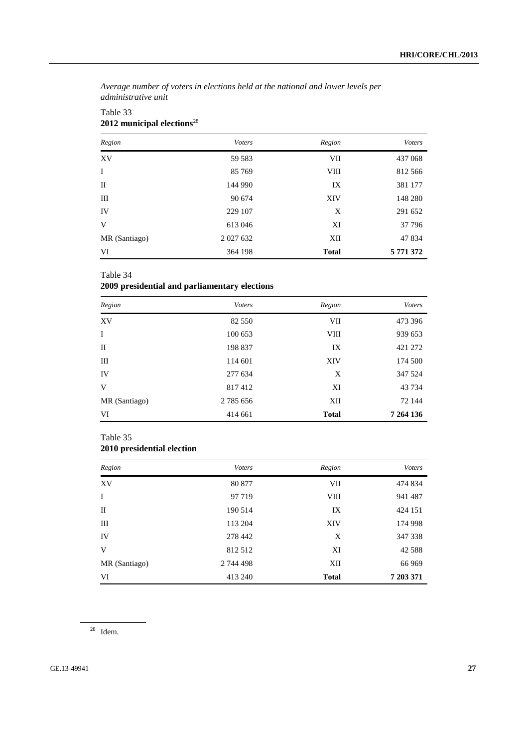*Average number of voters in elections held at the national and lower levels per administrative unit*

Table 33
**2012 municipal elections**[28]

| *Region* | *Voters* | *Region* | *Voters* |
|---|---|---|---|
| XV | 59 583 | VII | 437 068 |
| I | 85 769 | VIII | 812 566 |
| II | 144 990 | IX | 381 177 |
| III | 90 674 | XIV | 148 280 |
| IV | 229 107 | X | 291 652 |
| V | 613 046 | XI | 37 796 |
| MR (Santiago) | 2 027 632 | XII | 47 834 |
| VI | 364 198 | **Total** | **5 771 372** |

Table 34
**2009 presidential and parliamentary elections**

| *Region* | *Voters* | *Region* | *Voters* |
|---|---|---|---|
| XV | 82 550 | VII | 473 396 |
| I | 100 653 | VIII | 939 653 |
| II | 198 837 | IX | 421 272 |
| III | 114 601 | XIV | 174 500 |
| IV | 277 634 | X | 347 524 |
| V | 817 412 | XI | 43 734 |
| MR (Santiago) | 2 785 656 | XII | 72 144 |
| VI | 414 661 | **Total** | **7 264 136** |

Table 35
**2010 presidential election**

| *Region* | *Voters* | *Region* | *Voters* |
|---|---|---|---|
| XV | 80 877 | VII | 474 834 |
| I | 97 719 | VIII | 941 487 |
| II | 190 514 | IX | 424 151 |
| III | 113 204 | XIV | 174 998 |
| IV | 278 442 | X | 347 338 |
| V | 812 512 | XI | 42 588 |
| MR (Santiago) | 2 744 498 | XII | 66 969 |
| VI | 413 240 | **Total** | **7 203 371** |

[28] Idem.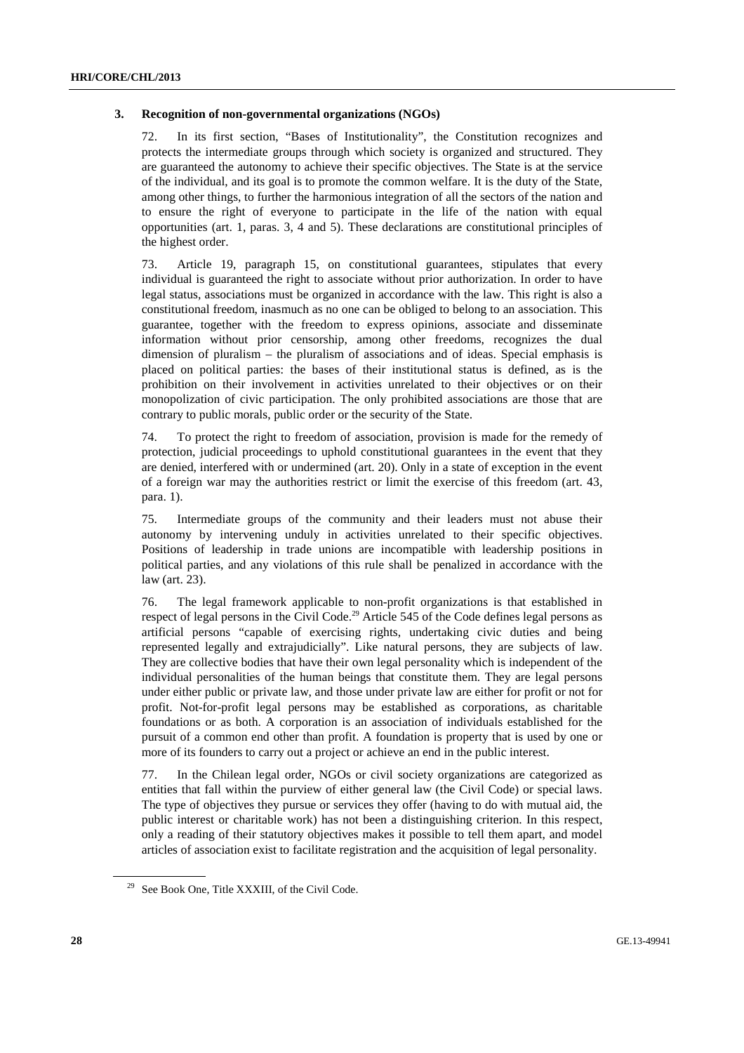### 3. Recognition of non-governmental organizations (NGOs)

72. In its first section, "Bases of Institutionality", the Constitution recognizes and protects the intermediate groups through which society is organized and structured. They are guaranteed the autonomy to achieve their specific objectives. The State is at the service of the individual, and its goal is to promote the common welfare. It is the duty of the State, among other things, to further the harmonious integration of all the sectors of the nation and to ensure the right of everyone to participate in the life of the nation with equal opportunities (art. 1, paras. 3, 4 and 5). These declarations are constitutional principles of the highest order.

73. Article 19, paragraph 15, on constitutional guarantees, stipulates that every individual is guaranteed the right to associate without prior authorization. In order to have legal status, associations must be organized in accordance with the law. This right is also a constitutional freedom, inasmuch as no one can be obliged to belong to an association. This guarantee, together with the freedom to express opinions, associate and disseminate information without prior censorship, among other freedoms, recognizes the dual dimension of pluralism – the pluralism of associations and of ideas. Special emphasis is placed on political parties: the bases of their institutional status is defined, as is the prohibition on their involvement in activities unrelated to their objectives or on their monopolization of civic participation. The only prohibited associations are those that are contrary to public morals, public order or the security of the State.

74. To protect the right to freedom of association, provision is made for the remedy of protection, judicial proceedings to uphold constitutional guarantees in the event that they are denied, interfered with or undermined (art. 20). Only in a state of exception in the event of a foreign war may the authorities restrict or limit the exercise of this freedom (art. 43, para. 1).

75. Intermediate groups of the community and their leaders must not abuse their autonomy by intervening unduly in activities unrelated to their specific objectives. Positions of leadership in trade unions are incompatible with leadership positions in political parties, and any violations of this rule shall be penalized in accordance with the law (art. 23).

76. The legal framework applicable to non-profit organizations is that established in respect of legal persons in the Civil Code.[29] Article 545 of the Code defines legal persons as artificial persons "capable of exercising rights, undertaking civic duties and being represented legally and extrajudicially". Like natural persons, they are subjects of law. They are collective bodies that have their own legal personality which is independent of the individual personalities of the human beings that constitute them. They are legal persons under either public or private law, and those under private law are either for profit or not for profit. Not-for-profit legal persons may be established as corporations, as charitable foundations or as both. A corporation is an association of individuals established for the pursuit of a common end other than profit. A foundation is property that is used by one or more of its founders to carry out a project or achieve an end in the public interest.

77. In the Chilean legal order, NGOs or civil society organizations are categorized as entities that fall within the purview of either general law (the Civil Code) or special laws. The type of objectives they pursue or services they offer (having to do with mutual aid, the public interest or charitable work) has not been a distinguishing criterion. In this respect, only a reading of their statutory objectives makes it possible to tell them apart, and model articles of association exist to facilitate registration and the acquisition of legal personality.

[29] See Book One, Title XXXIII, of the Civil Code.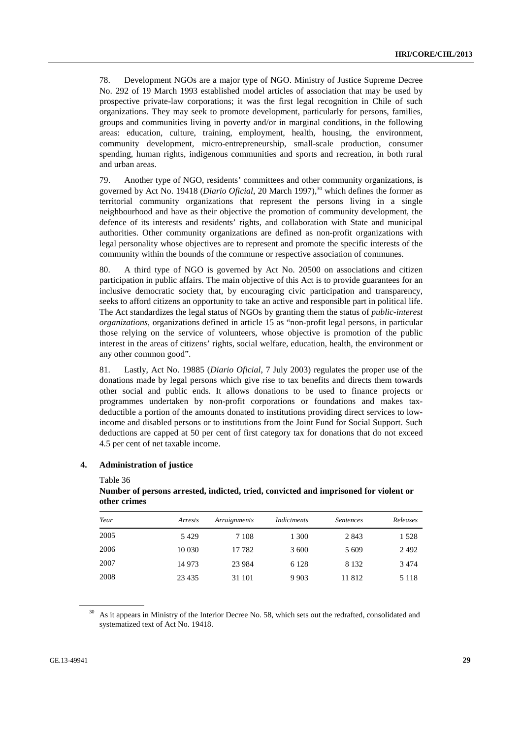78. Development NGOs are a major type of NGO. Ministry of Justice Supreme Decree No. 292 of 19 March 1993 established model articles of association that may be used by prospective private-law corporations; it was the first legal recognition in Chile of such organizations. They may seek to promote development, particularly for persons, families, groups and communities living in poverty and/or in marginal conditions, in the following areas: education, culture, training, employment, health, housing, the environment, community development, micro-entrepreneurship, small-scale production, consumer spending, human rights, indigenous communities and sports and recreation, in both rural and urban areas.

79. Another type of NGO, residents' committees and other community organizations, is governed by Act No. 19418 (*Diario Oficial*, 20 March 1997),[30] which defines the former as territorial community organizations that represent the persons living in a single neighbourhood and have as their objective the promotion of community development, the defence of its interests and residents' rights, and collaboration with State and municipal authorities. Other community organizations are defined as non-profit organizations with legal personality whose objectives are to represent and promote the specific interests of the community within the bounds of the commune or respective association of communes.

80. A third type of NGO is governed by Act No. 20500 on associations and citizen participation in public affairs. The main objective of this Act is to provide guarantees for an inclusive democratic society that, by encouraging civic participation and transparency, seeks to afford citizens an opportunity to take an active and responsible part in political life. The Act standardizes the legal status of NGOs by granting them the status of *public-interest organizations*, organizations defined in article 15 as "non-profit legal persons, in particular those relying on the service of volunteers, whose objective is promotion of the public interest in the areas of citizens' rights, social welfare, education, health, the environment or any other common good".

81. Lastly, Act No. 19885 (*Diario Oficial*, 7 July 2003) regulates the proper use of the donations made by legal persons which give rise to tax benefits and directs them towards other social and public ends. It allows donations to be used to finance projects or programmes undertaken by non-profit corporations or foundations and makes tax-deductible a portion of the amounts donated to institutions providing direct services to low-income and disabled persons or to institutions from the Joint Fund for Social Support. Such deductions are capped at 50 per cent of first category tax for donations that do not exceed 4.5 per cent of net taxable income.

## 4. Administration of justice

Table 36

**Number of persons arrested, indicted, tried, convicted and imprisoned for violent or other crimes**

| *Year* | *Arrests* | *Arraignments* | *Indictments* | *Sentences* | *Releases* |
|---|---|---|---|---|---|
| 2005 | 5 429 | 7 108 | 1 300 | 2 843 | 1 528 |
| 2006 | 10 030 | 17 782 | 3 600 | 5 609 | 2 492 |
| 2007 | 14 973 | 23 984 | 6 128 | 8 132 | 3 474 |
| 2008 | 23 435 | 31 101 | 9 903 | 11 812 | 5 118 |

[30] As it appears in Ministry of the Interior Decree No. 58, which sets out the redrafted, consolidated and systematized text of Act No. 19418.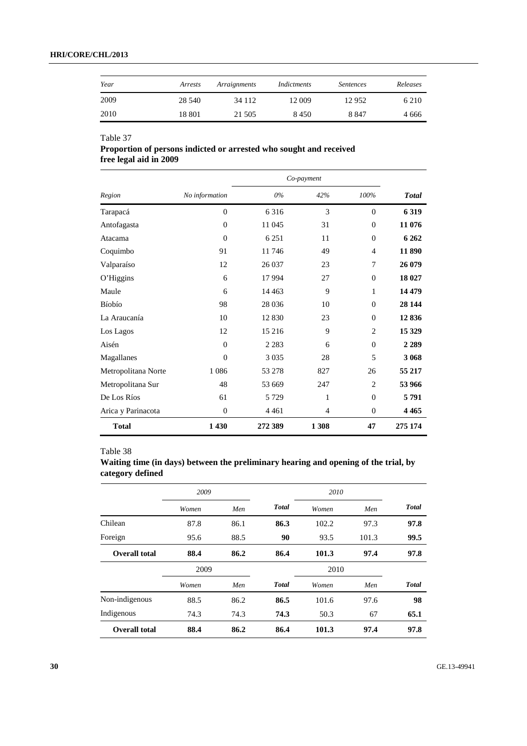| Year | Arrests | Arraignments | Indictments | Sentences | Releases |
|---|---|---|---|---|---|
| 2009 | 28 540 | 34 112 | 12 009 | 12 952 | 6 210 |
| 2010 | 18 801 | 21 505 | 8 450 | 8 847 | 4 666 |

Table 37

**Proportion of persons indicted or arrested who sought and received free legal aid in 2009**

| | | *Co-payment* | | | |
|---|---|---|---|---|---|
| *Region* | *No information* | *0%* | *42%* | *100%* | ***Total*** |
| Tarapacá | 0 | 6 316 | 3 | 0 | **6 319** |
| Antofagasta | 0 | 11 045 | 31 | 0 | **11 076** |
| Atacama | 0 | 6 251 | 11 | 0 | **6 262** |
| Coquimbo | 91 | 11 746 | 49 | 4 | **11 890** |
| Valparaíso | 12 | 26 037 | 23 | 7 | **26 079** |
| O'Higgins | 6 | 17 994 | 27 | 0 | **18 027** |
| Maule | 6 | 14 463 | 9 | 1 | **14 479** |
| Bíobío | 98 | 28 036 | 10 | 0 | **28 144** |
| La Araucanía | 10 | 12 830 | 23 | 0 | **12 836** |
| Los Lagos | 12 | 15 216 | 9 | 2 | **15 329** |
| Aisén | 0 | 2 283 | 6 | 0 | **2 289** |
| Magallanes | 0 | 3 035 | 28 | 5 | **3 068** |
| Metropolitana Norte | 1 086 | 53 278 | 827 | 26 | **55 217** |
| Metropolitana Sur | 48 | 53 669 | 247 | 2 | **53 966** |
| De Los Ríos | 61 | 5 729 | 1 | 0 | **5 791** |
| Arica y Parinacota | 0 | 4 461 | 4 | 0 | **4 465** |
| **Total** | **1 430** | **272 389** | **1 308** | **47** | **275 174** |

Table 38

**Waiting time (in days) between the preliminary hearing and opening of the trial, by category defined**

| | *2009* | | | *2010* | | |
|---|---|---|---|---|---|---|
| | *Women* | *Men* | ***Total*** | *Women* | *Men* | ***Total*** |
| Chilean | 87.8 | 86.1 | **86.3** | 102.2 | 97.3 | **97.8** |
| Foreign | 95.6 | 88.5 | **90** | 93.5 | 101.3 | **99.5** |
| **Overall total** | **88.4** | **86.2** | **86.4** | **101.3** | **97.4** | **97.8** |
| | 2009 | | | 2010 | | |
| | *Women* | *Men* | ***Total*** | *Women* | *Men* | ***Total*** |
| Non-indigenous | 88.5 | 86.2 | **86.5** | 101.6 | 97.6 | **98** |
| Indigenous | 74.3 | 74.3 | **74.3** | 50.3 | 67 | **65.1** |
| **Overall total** | **88.4** | **86.2** | **86.4** | **101.3** | **97.4** | **97.8** |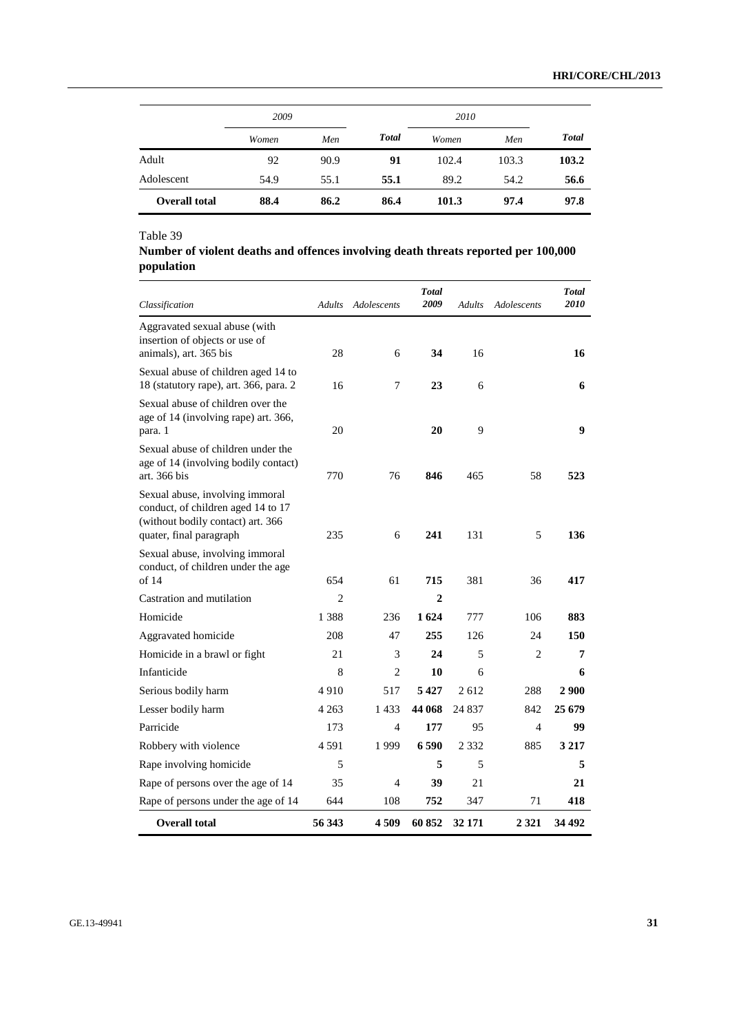| | 2009 | | | 2010 | | |
|---|---|---|---|---|---|---|
| | *Women* | *Men* | ***Total*** | *Women* | *Men* | ***Total*** |
| Adult | 92 | 90.9 | **91** | 102.4 | 103.3 | **103.2** |
| Adolescent | 54.9 | 55.1 | **55.1** | 89.2 | 54.2 | **56.6** |
| **Overall total** | **88.4** | **86.2** | **86.4** | **101.3** | **97.4** | **97.8** |

Table 39

**Number of violent deaths and offences involving death threats reported per 100,000 population**

| *Classification* | *Adults* | *Adolescents* | ***Total 2009*** | *Adults* | *Adolescents* | ***Total 2010*** |
|---|---|---|---|---|---|---|
| Aggravated sexual abuse (with insertion of objects or use of animals), art. 365 bis | 28 | 6 | **34** | 16 | | **16** |
| Sexual abuse of children aged 14 to 18 (statutory rape), art. 366, para. 2 | 16 | 7 | **23** | 6 | | **6** |
| Sexual abuse of children over the age of 14 (involving rape) art. 366, para. 1 | 20 | | **20** | 9 | | **9** |
| Sexual abuse of children under the age of 14 (involving bodily contact) art. 366 bis | 770 | 76 | **846** | 465 | 58 | **523** |
| Sexual abuse, involving immoral conduct, of children aged 14 to 17 (without bodily contact) art. 366 quater, final paragraph | 235 | 6 | **241** | 131 | 5 | **136** |
| Sexual abuse, involving immoral conduct, of children under the age of 14 | 654 | 61 | **715** | 381 | 36 | **417** |
| Castration and mutilation | 2 | | **2** | | | |
| Homicide | 1 388 | 236 | **1 624** | 777 | 106 | **883** |
| Aggravated homicide | 208 | 47 | **255** | 126 | 24 | **150** |
| Homicide in a brawl or fight | 21 | 3 | **24** | 5 | 2 | **7** |
| Infanticide | 8 | 2 | **10** | 6 | | **6** |
| Serious bodily harm | 4 910 | 517 | **5 427** | 2 612 | 288 | **2 900** |
| Lesser bodily harm | 4 263 | 1 433 | **44 068** | 24 837 | 842 | **25 679** |
| Parricide | 173 | 4 | **177** | 95 | 4 | **99** |
| Robbery with violence | 4 591 | 1 999 | **6 590** | 2 332 | 885 | **3 217** |
| Rape involving homicide | 5 | | **5** | 5 | | **5** |
| Rape of persons over the age of 14 | 35 | 4 | **39** | 21 | | **21** |
| Rape of persons under the age of 14 | 644 | 108 | **752** | 347 | 71 | **418** |
| **Overall total** | **56 343** | **4 509** | **60 852** | **32 171** | **2 321** | **34 492** |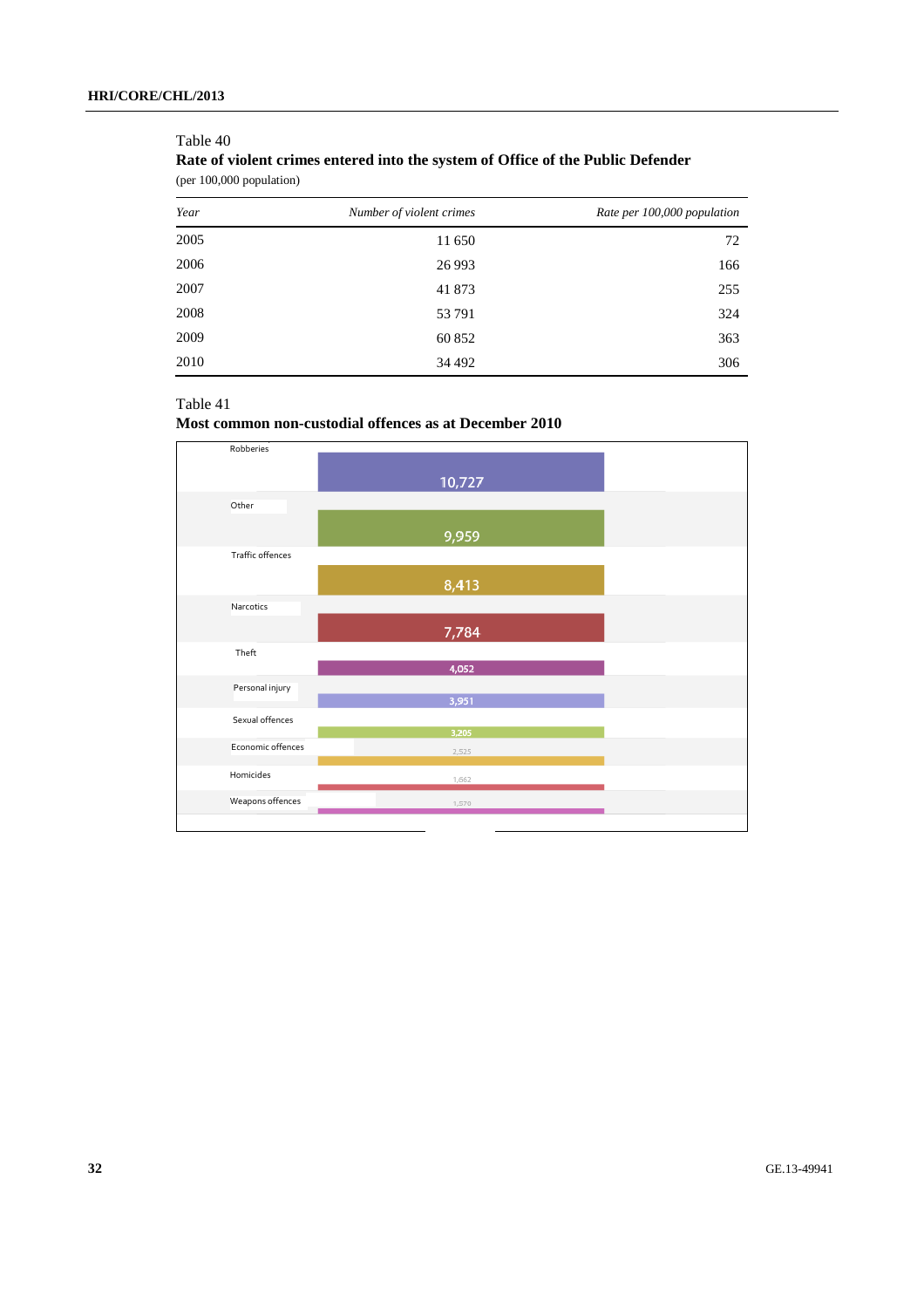Table 40

**Rate of violent crimes entered into the system of Office of the Public Defender**

(per 100,000 population)

| *Year* | *Number of violent crimes* | *Rate per 100,000 population* |
|---|---|---|
| 2005 | 11 650 | 72 |
| 2006 | 26 993 | 166 |
| 2007 | 41 873 | 255 |
| 2008 | 53 791 | 324 |
| 2009 | 60 852 | 363 |
| 2010 | 34 492 | 306 |

Table 41

**Most common non-custodial offences as at December 2010**

| Offence | Number |
|---|---|
| Robberies | 10,727 |
| Other | 9,959 |
| Traffic offences | 8,413 |
| Narcotics | 7,784 |
| Theft | 4,052 |
| Personal injury | 3,951 |
| Sexual offences | 3,205 |
| Economic offences | 2,525 |
| Homicides | 1,662 |
| Weapons offences | 1,570 |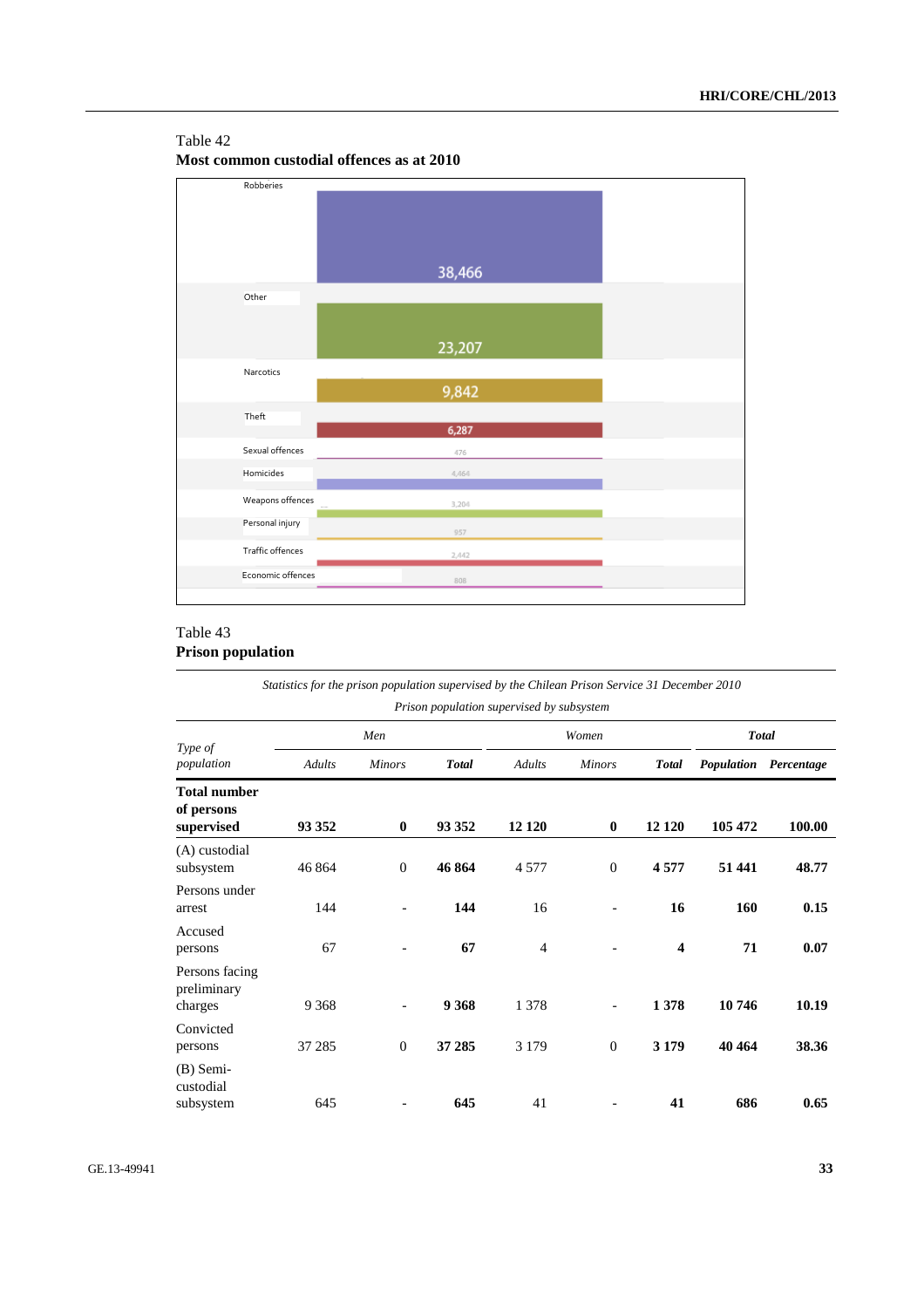Table 42
**Most common custodial offences as at 2010**

| Offence | Number |
|---|---|
| Robberies | 38,466 |
| Other | 23,207 |
| Narcotics | 9,842 |
| Theft | 6,287 |
| Sexual offences | 476 |
| Homicides | 4,464 |
| Weapons offences | 3,204 |
| Personal injury | 957 |
| Traffic offences | 2,442 |
| Economic offences | 808 |

Table 43
**Prison population**

*Statistics for the prison population supervised by the Chilean Prison Service 31 December 2010*

*Prison population supervised by subsystem*

| *Type of population* | *Men* | | | *Women* | | | ***Total*** | |
|---|---|---|---|---|---|---|---|---|
| | *Adults* | *Minors* | ***Total*** | *Adults* | *Minors* | ***Total*** | ***Population*** | ***Percentage*** |
| **Total number of persons supervised** | **93 352** | **0** | **93 352** | **12 120** | **0** | **12 120** | **105 472** | **100.00** |
| (A) custodial subsystem | 46 864 | 0 | **46 864** | 4 577 | 0 | **4 577** | **51 441** | **48.77** |
| Persons under arrest | 144 | - | **144** | 16 | - | **16** | **160** | **0.15** |
| Accused persons | 67 | - | **67** | 4 | - | **4** | **71** | **0.07** |
| Persons facing preliminary charges | 9 368 | - | **9 368** | 1 378 | - | **1 378** | **10 746** | **10.19** |
| Convicted persons | 37 285 | 0 | **37 285** | 3 179 | 0 | **3 179** | **40 464** | **38.36** |
| (B) Semi-custodial subsystem | 645 | - | **645** | 41 | - | **41** | **686** | **0.65** |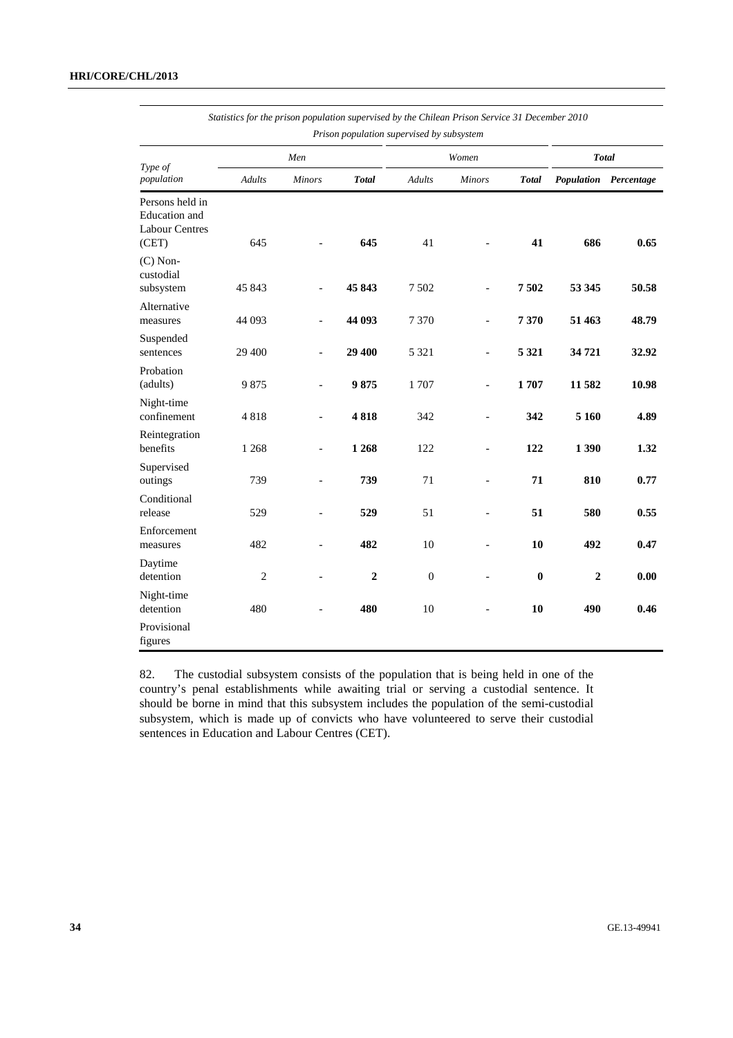*Statistics for the prison population supervised by the Chilean Prison Service 31 December 2010*

*Prison population supervised by subsystem*

| *Type of population* | *Men* | | | *Women* | | | *Total* | |
|---|---|---|---|---|---|---|---|---|
| | *Adults* | *Minors* | ***Total*** | *Adults* | *Minors* | ***Total*** | ***Population*** | ***Percentage*** |
| Persons held in Education and Labour Centres (CET) | 645 | - | **645** | 41 | - | **41** | **686** | **0.65** |
| (C) Non-custodial subsystem | 45 843 | - | **45 843** | 7 502 | - | **7 502** | **53 345** | **50.58** |
| Alternative measures | 44 093 | - | **44 093** | 7 370 | - | **7 370** | **51 463** | **48.79** |
| Suspended sentences | 29 400 | - | **29 400** | 5 321 | - | **5 321** | **34 721** | **32.92** |
| Probation (adults) | 9 875 | - | **9 875** | 1 707 | - | **1 707** | **11 582** | **10.98** |
| Night-time confinement | 4 818 | - | **4 818** | 342 | - | **342** | **5 160** | **4.89** |
| Reintegration benefits | 1 268 | - | **1 268** | 122 | - | **122** | **1 390** | **1.32** |
| Supervised outings | 739 | - | **739** | 71 | - | **71** | **810** | **0.77** |
| Conditional release | 529 | - | **529** | 51 | - | **51** | **580** | **0.55** |
| Enforcement measures | 482 | - | **482** | 10 | - | **10** | **492** | **0.47** |
| Daytime detention | 2 | - | **2** | 0 | - | **0** | **2** | **0.00** |
| Night-time detention | 480 | - | **480** | 10 | - | **10** | **490** | **0.46** |
| Provisional figures | | | | | | | | |

82. The custodial subsystem consists of the population that is being held in one of the country's penal establishments while awaiting trial or serving a custodial sentence. It should be borne in mind that this subsystem includes the population of the semi-custodial subsystem, which is made up of convicts who have volunteered to serve their custodial sentences in Education and Labour Centres (CET).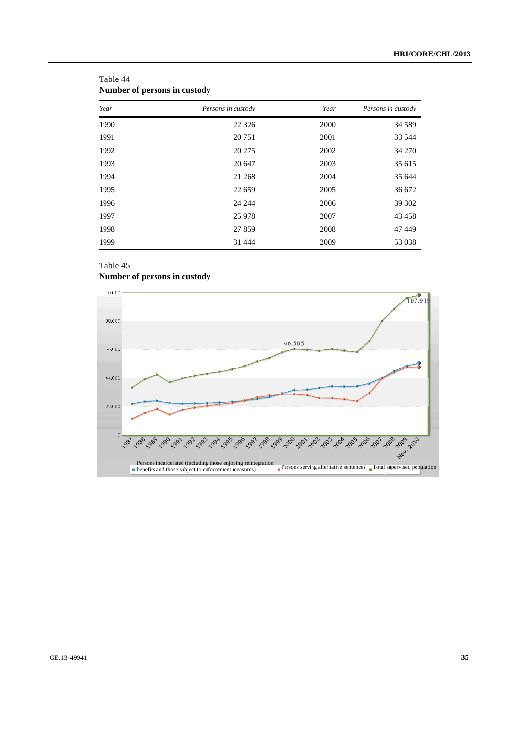Table 44
**Number of persons in custody**

| *Year* | *Persons in custody* | *Year* | *Persons in custody* |
|---|---|---|---|
| 1990 | 22 326 | 2000 | 34 589 |
| 1991 | 20 751 | 2001 | 33 544 |
| 1992 | 20 275 | 2002 | 34 270 |
| 1993 | 20 647 | 2003 | 35 615 |
| 1994 | 21 268 | 2004 | 35 644 |
| 1995 | 22 659 | 2005 | 36 672 |
| 1996 | 24 244 | 2006 | 39 302 |
| 1997 | 25 978 | 2007 | 43 458 |
| 1998 | 27 859 | 2008 | 47 449 |
| 1999 | 31 444 | 2009 | 53 038 |

Table 45
**Number of persons in custody**

110.000
88.000
66.000
44.000
22.000
0

66.585
107.919

1987 1988 1989 1990 1991 1992 1993 1994 1995 1996 1997 1998 1999 2000 2001 2002 2003 2004 2005 2006 2007 2008 2009 Nov. 2010

Persons incarcerated (including those enjoying reintegration benefits and those subject to enforcement measures)
Persons serving alternative sentences
Total supervised population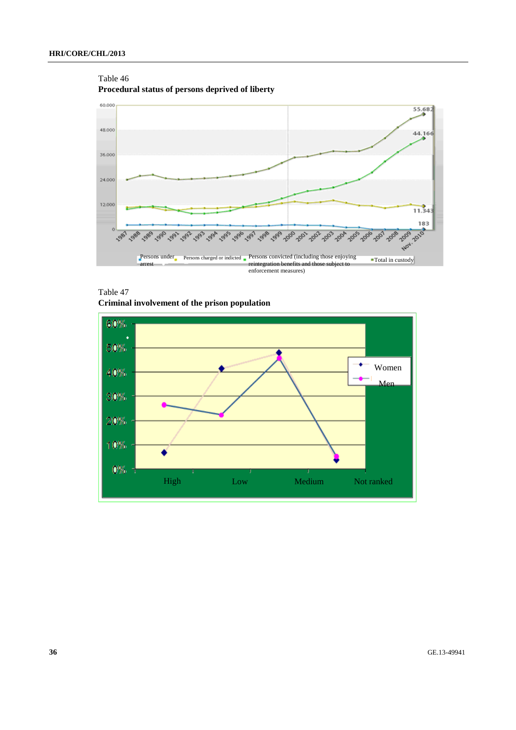Table 46

**Procedural status of persons deprived of liberty**

Table 47

**Criminal involvement of the prison population**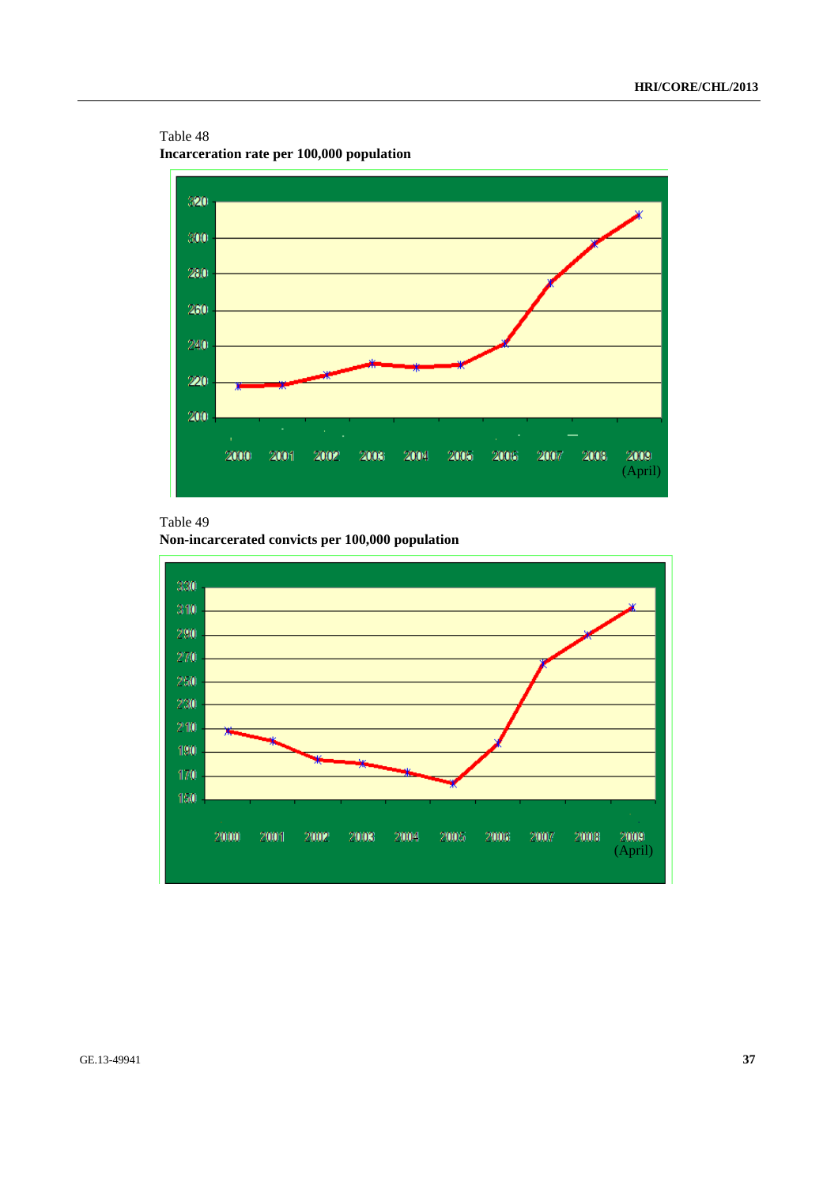Table 48
**Incarceration rate per 100,000 population**

Table 49
**Non-incarcerated convicts per 100,000 population**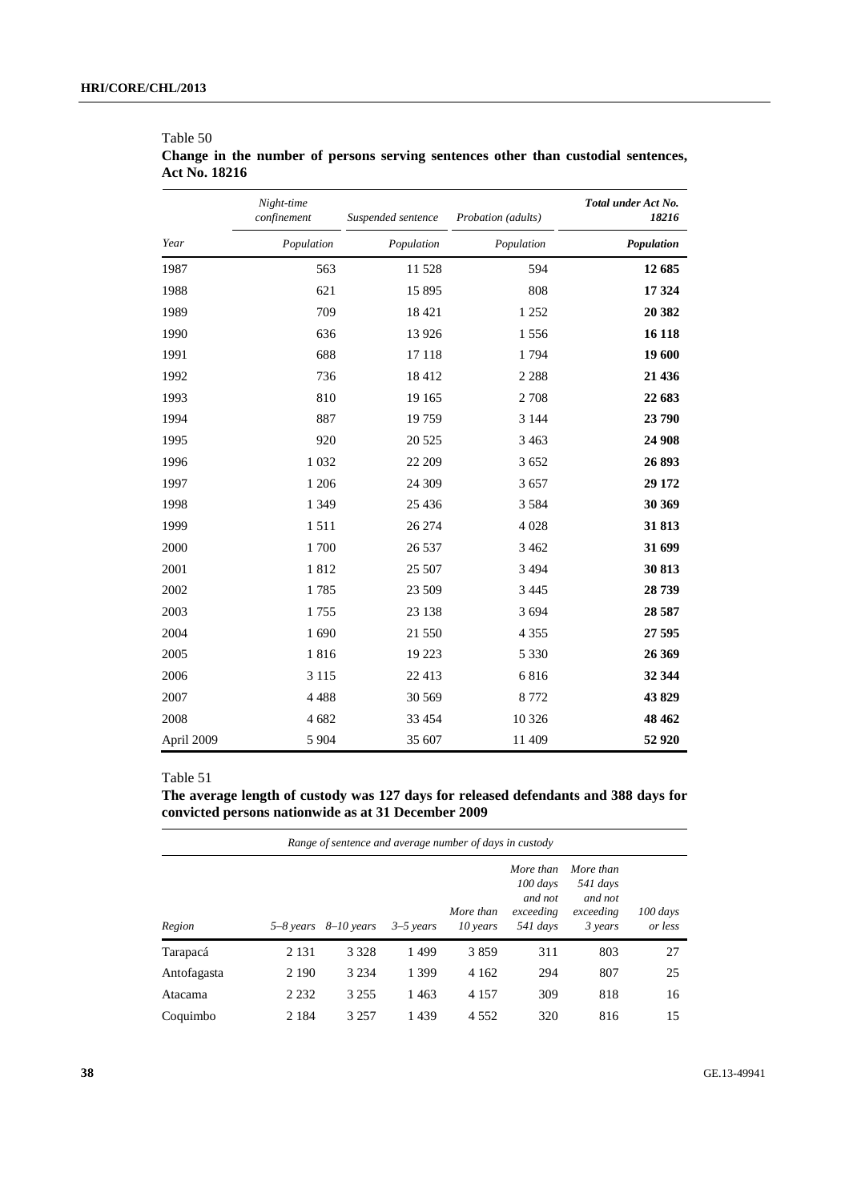Table 50

**Change in the number of persons serving sentences other than custodial sentences, Act No. 18216**

| | *Night-time confinement* | *Suspended sentence* | *Probation (adults)* | ***Total under Act No. 18216*** |
|---|---|---|---|---|
| *Year* | *Population* | *Population* | *Population* | ***Population*** |
| 1987 | 563 | 11 528 | 594 | **12 685** |
| 1988 | 621 | 15 895 | 808 | **17 324** |
| 1989 | 709 | 18 421 | 1 252 | **20 382** |
| 1990 | 636 | 13 926 | 1 556 | **16 118** |
| 1991 | 688 | 17 118 | 1 794 | **19 600** |
| 1992 | 736 | 18 412 | 2 288 | **21 436** |
| 1993 | 810 | 19 165 | 2 708 | **22 683** |
| 1994 | 887 | 19 759 | 3 144 | **23 790** |
| 1995 | 920 | 20 525 | 3 463 | **24 908** |
| 1996 | 1 032 | 22 209 | 3 652 | **26 893** |
| 1997 | 1 206 | 24 309 | 3 657 | **29 172** |
| 1998 | 1 349 | 25 436 | 3 584 | **30 369** |
| 1999 | 1 511 | 26 274 | 4 028 | **31 813** |
| 2000 | 1 700 | 26 537 | 3 462 | **31 699** |
| 2001 | 1 812 | 25 507 | 3 494 | **30 813** |
| 2002 | 1 785 | 23 509 | 3 445 | **28 739** |
| 2003 | 1 755 | 23 138 | 3 694 | **28 587** |
| 2004 | 1 690 | 21 550 | 4 355 | **27 595** |
| 2005 | 1 816 | 19 223 | 5 330 | **26 369** |
| 2006 | 3 115 | 22 413 | 6 816 | **32 344** |
| 2007 | 4 488 | 30 569 | 8 772 | **43 829** |
| 2008 | 4 682 | 33 454 | 10 326 | **48 462** |
| April 2009 | 5 904 | 35 607 | 11 409 | **52 920** |

Table 51

**The average length of custody was 127 days for released defendants and 388 days for convicted persons nationwide as at 31 December 2009**

| | *Range of sentence and average number of days in custody* | | | | | | |
|---|---|---|---|---|---|---|---|
| *Region* | *5–8 years* | *8–10 years* | *3–5 years* | *More than 10 years* | *More than 100 days and not exceeding 541 days* | *More than 541 days and not exceeding 3 years* | *100 days or less* |
| Tarapacá | 2 131 | 3 328 | 1 499 | 3 859 | 311 | 803 | 27 |
| Antofagasta | 2 190 | 3 234 | 1 399 | 4 162 | 294 | 807 | 25 |
| Atacama | 2 232 | 3 255 | 1 463 | 4 157 | 309 | 818 | 16 |
| Coquimbo | 2 184 | 3 257 | 1 439 | 4 552 | 320 | 816 | 15 |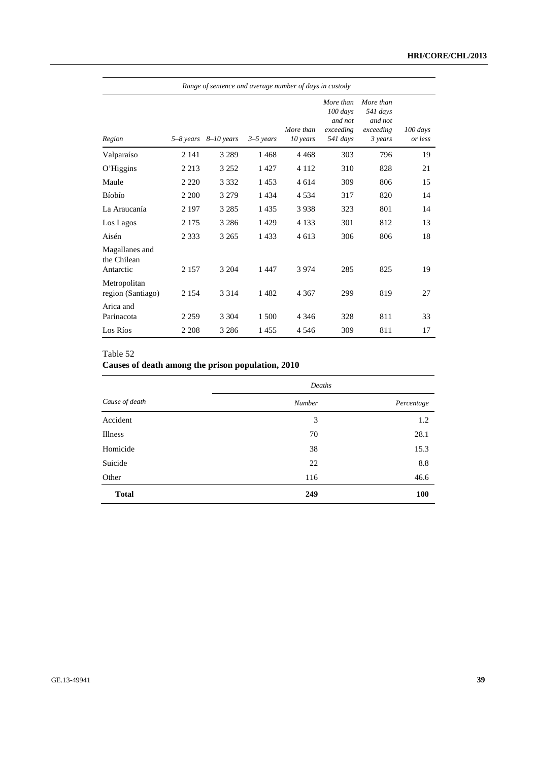| | *Range of sentence and average number of days in custody* | | | | | | |
|---|---|---|---|---|---|---|---|
| *Region* | *5–8 years* | *8–10 years* | *3–5 years* | *More than 10 years* | *More than 100 days and not exceeding 541 days* | *More than 541 days and not exceeding 3 years* | *100 days or less* |
| Valparaíso | 2 141 | 3 289 | 1 468 | 4 468 | 303 | 796 | 19 |
| O'Higgins | 2 213 | 3 252 | 1 427 | 4 112 | 310 | 828 | 21 |
| Maule | 2 220 | 3 332 | 1 453 | 4 614 | 309 | 806 | 15 |
| Bíobío | 2 200 | 3 279 | 1 434 | 4 534 | 317 | 820 | 14 |
| La Araucanía | 2 197 | 3 285 | 1 435 | 3 938 | 323 | 801 | 14 |
| Los Lagos | 2 175 | 3 286 | 1 429 | 4 133 | 301 | 812 | 13 |
| Aisén | 2 333 | 3 265 | 1 433 | 4 613 | 306 | 806 | 18 |
| Magallanes and the Chilean Antarctic | 2 157 | 3 204 | 1 447 | 3 974 | 285 | 825 | 19 |
| Metropolitan region (Santiago) | 2 154 | 3 314 | 1 482 | 4 367 | 299 | 819 | 27 |
| Arica and Parinacota | 2 259 | 3 304 | 1 500 | 4 346 | 328 | 811 | 33 |
| Los Ríos | 2 208 | 3 286 | 1 455 | 4 546 | 309 | 811 | 17 |

Table 52

**Causes of death among the prison population, 2010**

| | *Deaths* | |
|---|---|---|
| *Cause of death* | *Number* | *Percentage* |
| Accident | 3 | 1.2 |
| Illness | 70 | 28.1 |
| Homicide | 38 | 15.3 |
| Suicide | 22 | 8.8 |
| Other | 116 | 46.6 |
| **Total** | **249** | **100** |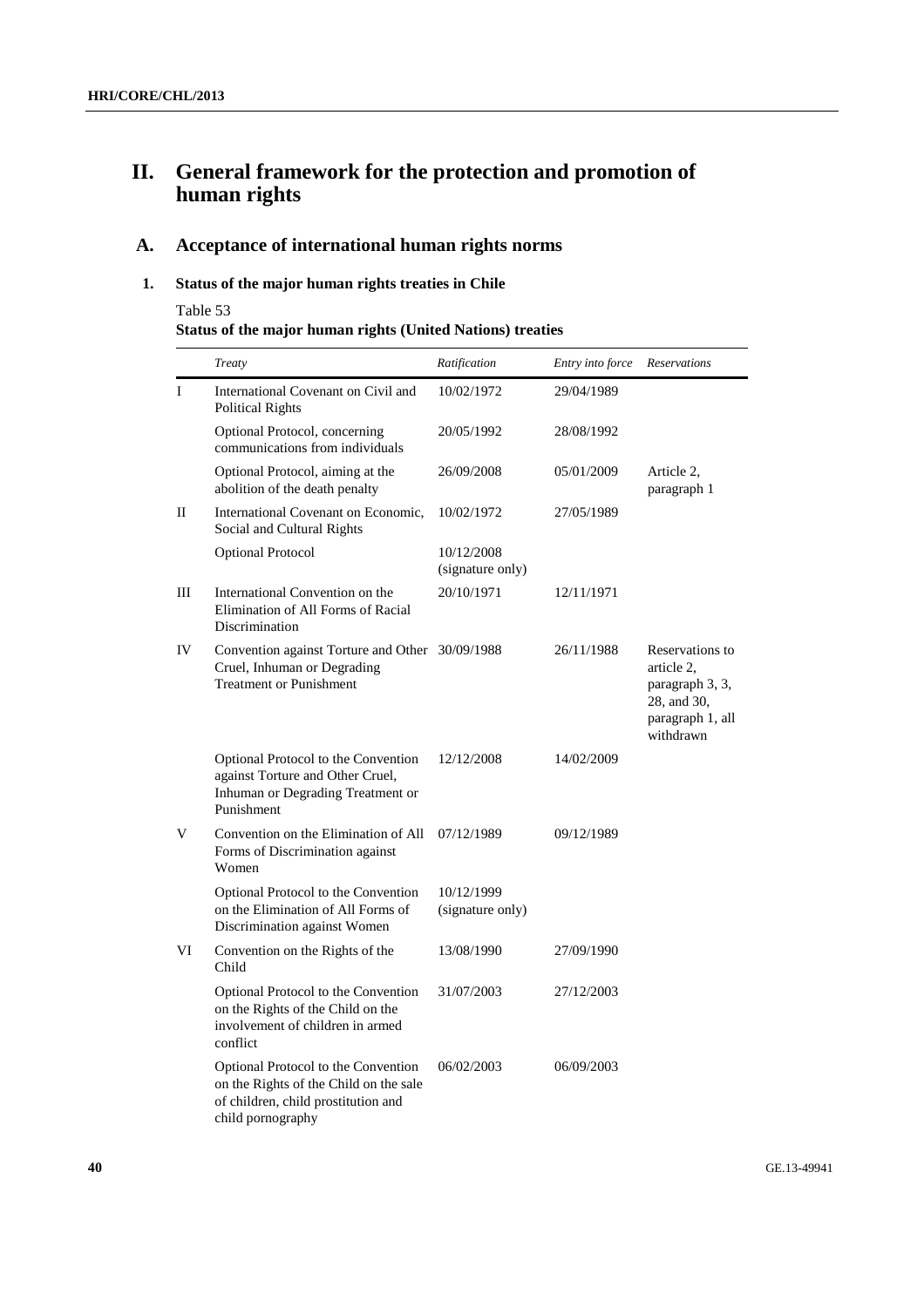# II. General framework for the protection and promotion of human rights

## A. Acceptance of international human rights norms

### 1. Status of the major human rights treaties in Chile

Table 53

**Status of the major human rights (United Nations) treaties**

| | *Treaty* | *Ratification* | *Entry into force* | *Reservations* |
|---|---|---|---|---|
| I | International Covenant on Civil and Political Rights | 10/02/1972 | 29/04/1989 | |
| | Optional Protocol, concerning communications from individuals | 20/05/1992 | 28/08/1992 | |
| | Optional Protocol, aiming at the abolition of the death penalty | 26/09/2008 | 05/01/2009 | Article 2, paragraph 1 |
| II | International Covenant on Economic, Social and Cultural Rights | 10/02/1972 | 27/05/1989 | |
| | Optional Protocol | 10/12/2008 (signature only) | | |
| III | International Convention on the Elimination of All Forms of Racial Discrimination | 20/10/1971 | 12/11/1971 | |
| IV | Convention against Torture and Other Cruel, Inhuman or Degrading Treatment or Punishment | 30/09/1988 | 26/11/1988 | Reservations to article 2, paragraph 3, 3, 28, and 30, paragraph 1, all withdrawn |
| | Optional Protocol to the Convention against Torture and Other Cruel, Inhuman or Degrading Treatment or Punishment | 12/12/2008 | 14/02/2009 | |
| V | Convention on the Elimination of All Forms of Discrimination against Women | 07/12/1989 | 09/12/1989 | |
| | Optional Protocol to the Convention on the Elimination of All Forms of Discrimination against Women | 10/12/1999 (signature only) | | |
| VI | Convention on the Rights of the Child | 13/08/1990 | 27/09/1990 | |
| | Optional Protocol to the Convention on the Rights of the Child on the involvement of children in armed conflict | 31/07/2003 | 27/12/2003 | |
| | Optional Protocol to the Convention on the Rights of the Child on the sale of children, child prostitution and child pornography | 06/02/2003 | 06/09/2003 | |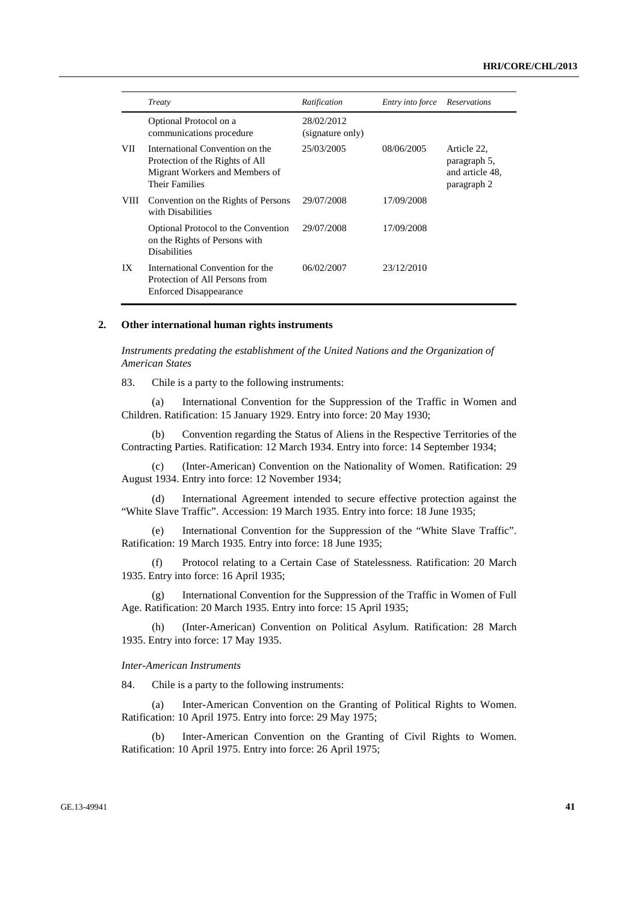| | Treaty | Ratification | Entry into force | Reservations |
|---|---|---|---|---|
| | Optional Protocol on a communications procedure | 28/02/2012 (signature only) | | |
| VII | International Convention on the Protection of the Rights of All Migrant Workers and Members of Their Families | 25/03/2005 | 08/06/2005 | Article 22, paragraph 5, and article 48, paragraph 2 |
| VIII | Convention on the Rights of Persons with Disabilities | 29/07/2008 | 17/09/2008 | |
| | Optional Protocol to the Convention on the Rights of Persons with Disabilities | 29/07/2008 | 17/09/2008 | |
| IX | International Convention for the Protection of All Persons from Enforced Disappearance | 06/02/2007 | 23/12/2010 | |

## 2. Other international human rights instruments

*Instruments predating the establishment of the United Nations and the Organization of American States*

83. Chile is a party to the following instruments:

(a) International Convention for the Suppression of the Traffic in Women and Children. Ratification: 15 January 1929. Entry into force: 20 May 1930;

(b) Convention regarding the Status of Aliens in the Respective Territories of the Contracting Parties. Ratification: 12 March 1934. Entry into force: 14 September 1934;

(c) (Inter-American) Convention on the Nationality of Women. Ratification: 29 August 1934. Entry into force: 12 November 1934;

(d) International Agreement intended to secure effective protection against the "White Slave Traffic". Accession: 19 March 1935. Entry into force: 18 June 1935;

(e) International Convention for the Suppression of the "White Slave Traffic". Ratification: 19 March 1935. Entry into force: 18 June 1935;

(f) Protocol relating to a Certain Case of Statelessness. Ratification: 20 March 1935. Entry into force: 16 April 1935;

(g) International Convention for the Suppression of the Traffic in Women of Full Age. Ratification: 20 March 1935. Entry into force: 15 April 1935;

(h) (Inter-American) Convention on Political Asylum. Ratification: 28 March 1935. Entry into force: 17 May 1935.

*Inter-American Instruments*

84. Chile is a party to the following instruments:

(a) Inter-American Convention on the Granting of Political Rights to Women. Ratification: 10 April 1975. Entry into force: 29 May 1975;

(b) Inter-American Convention on the Granting of Civil Rights to Women. Ratification: 10 April 1975. Entry into force: 26 April 1975;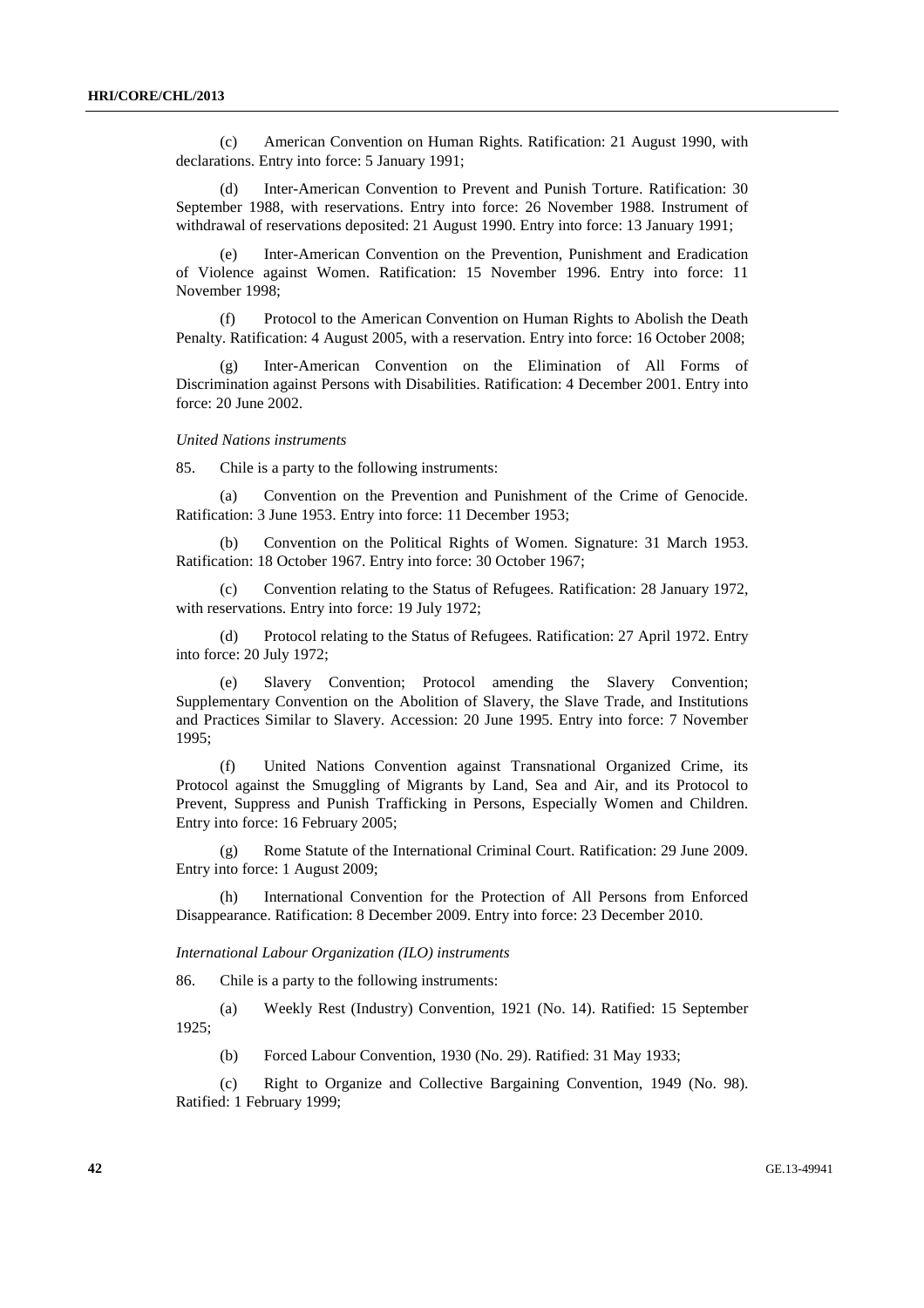(c) American Convention on Human Rights. Ratification: 21 August 1990, with declarations. Entry into force: 5 January 1991;

(d) Inter-American Convention to Prevent and Punish Torture. Ratification: 30 September 1988, with reservations. Entry into force: 26 November 1988. Instrument of withdrawal of reservations deposited: 21 August 1990. Entry into force: 13 January 1991;

(e) Inter-American Convention on the Prevention, Punishment and Eradication of Violence against Women. Ratification: 15 November 1996. Entry into force: 11 November 1998;

(f) Protocol to the American Convention on Human Rights to Abolish the Death Penalty. Ratification: 4 August 2005, with a reservation. Entry into force: 16 October 2008;

(g) Inter-American Convention on the Elimination of All Forms of Discrimination against Persons with Disabilities. Ratification: 4 December 2001. Entry into force: 20 June 2002.

*United Nations instruments*

85. Chile is a party to the following instruments:

(a) Convention on the Prevention and Punishment of the Crime of Genocide. Ratification: 3 June 1953. Entry into force: 11 December 1953;

(b) Convention on the Political Rights of Women. Signature: 31 March 1953. Ratification: 18 October 1967. Entry into force: 30 October 1967;

(c) Convention relating to the Status of Refugees. Ratification: 28 January 1972, with reservations. Entry into force: 19 July 1972;

(d) Protocol relating to the Status of Refugees. Ratification: 27 April 1972. Entry into force: 20 July 1972;

(e) Slavery Convention; Protocol amending the Slavery Convention; Supplementary Convention on the Abolition of Slavery, the Slave Trade, and Institutions and Practices Similar to Slavery. Accession: 20 June 1995. Entry into force: 7 November 1995;

(f) United Nations Convention against Transnational Organized Crime, its Protocol against the Smuggling of Migrants by Land, Sea and Air, and its Protocol to Prevent, Suppress and Punish Trafficking in Persons, Especially Women and Children. Entry into force: 16 February 2005;

(g) Rome Statute of the International Criminal Court. Ratification: 29 June 2009. Entry into force: 1 August 2009;

(h) International Convention for the Protection of All Persons from Enforced Disappearance. Ratification: 8 December 2009. Entry into force: 23 December 2010.

*International Labour Organization (ILO) instruments*

86. Chile is a party to the following instruments:

(a) Weekly Rest (Industry) Convention, 1921 (No. 14). Ratified: 15 September 1925;

(b) Forced Labour Convention, 1930 (No. 29). Ratified: 31 May 1933;

(c) Right to Organize and Collective Bargaining Convention, 1949 (No. 98). Ratified: 1 February 1999;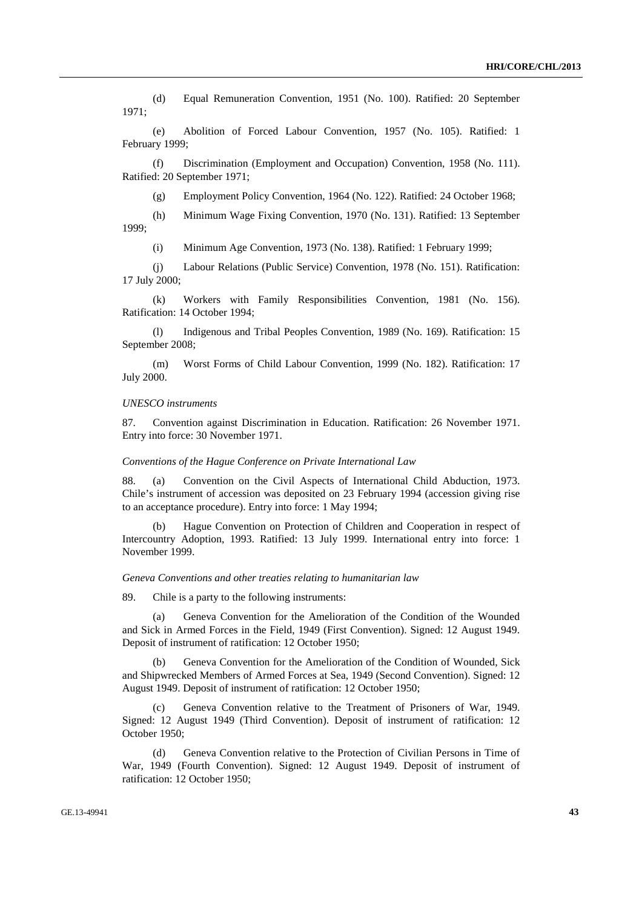(d) Equal Remuneration Convention, 1951 (No. 100). Ratified: 20 September 1971;

(e) Abolition of Forced Labour Convention, 1957 (No. 105). Ratified: 1 February 1999;

(f) Discrimination (Employment and Occupation) Convention, 1958 (No. 111). Ratified: 20 September 1971;

(g) Employment Policy Convention, 1964 (No. 122). Ratified: 24 October 1968;

(h) Minimum Wage Fixing Convention, 1970 (No. 131). Ratified: 13 September 1999;

(i) Minimum Age Convention, 1973 (No. 138). Ratified: 1 February 1999;

(j) Labour Relations (Public Service) Convention, 1978 (No. 151). Ratification: 17 July 2000;

(k) Workers with Family Responsibilities Convention, 1981 (No. 156). Ratification: 14 October 1994;

(l) Indigenous and Tribal Peoples Convention, 1989 (No. 169). Ratification: 15 September 2008;

(m) Worst Forms of Child Labour Convention, 1999 (No. 182). Ratification: 17 July 2000.

*UNESCO instruments*

87. Convention against Discrimination in Education. Ratification: 26 November 1971. Entry into force: 30 November 1971.

*Conventions of the Hague Conference on Private International Law*

88. (a) Convention on the Civil Aspects of International Child Abduction, 1973. Chile's instrument of accession was deposited on 23 February 1994 (accession giving rise to an acceptance procedure). Entry into force: 1 May 1994;

(b) Hague Convention on Protection of Children and Cooperation in respect of Intercountry Adoption, 1993. Ratified: 13 July 1999. International entry into force: 1 November 1999.

*Geneva Conventions and other treaties relating to humanitarian law*

89. Chile is a party to the following instruments:

(a) Geneva Convention for the Amelioration of the Condition of the Wounded and Sick in Armed Forces in the Field, 1949 (First Convention). Signed: 12 August 1949. Deposit of instrument of ratification: 12 October 1950;

(b) Geneva Convention for the Amelioration of the Condition of Wounded, Sick and Shipwrecked Members of Armed Forces at Sea, 1949 (Second Convention). Signed: 12 August 1949. Deposit of instrument of ratification: 12 October 1950;

(c) Geneva Convention relative to the Treatment of Prisoners of War, 1949. Signed: 12 August 1949 (Third Convention). Deposit of instrument of ratification: 12 October 1950;

(d) Geneva Convention relative to the Protection of Civilian Persons in Time of War, 1949 (Fourth Convention). Signed: 12 August 1949. Deposit of instrument of ratification: 12 October 1950;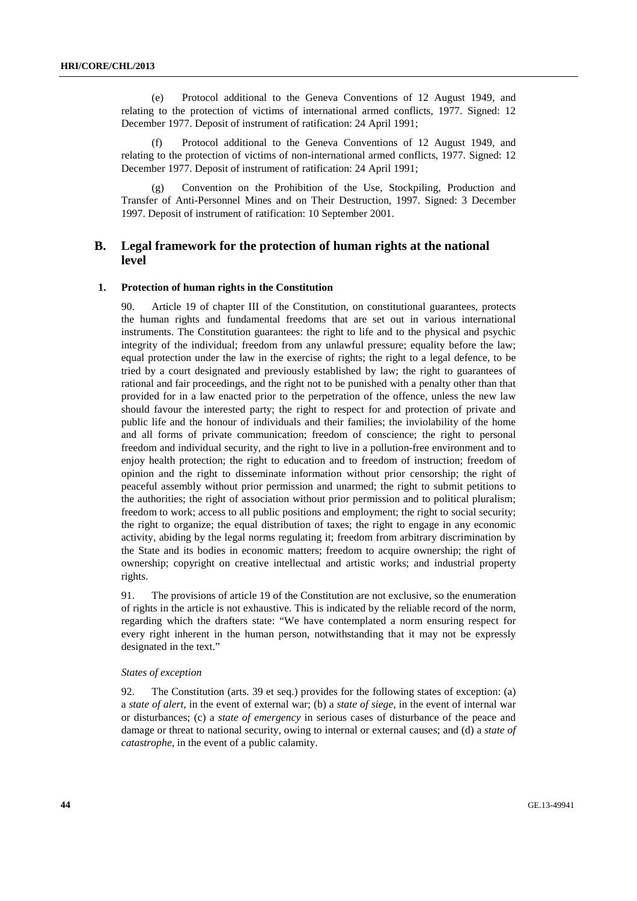(e) Protocol additional to the Geneva Conventions of 12 August 1949, and relating to the protection of victims of international armed conflicts, 1977. Signed: 12 December 1977. Deposit of instrument of ratification: 24 April 1991;

(f) Protocol additional to the Geneva Conventions of 12 August 1949, and relating to the protection of victims of non-international armed conflicts, 1977. Signed: 12 December 1977. Deposit of instrument of ratification: 24 April 1991;

(g) Convention on the Prohibition of the Use, Stockpiling, Production and Transfer of Anti-Personnel Mines and on Their Destruction, 1997. Signed: 3 December 1997. Deposit of instrument of ratification: 10 September 2001.

## B. Legal framework for the protection of human rights at the national level

### 1. Protection of human rights in the Constitution

90. Article 19 of chapter III of the Constitution, on constitutional guarantees, protects the human rights and fundamental freedoms that are set out in various international instruments. The Constitution guarantees: the right to life and to the physical and psychic integrity of the individual; freedom from any unlawful pressure; equality before the law; equal protection under the law in the exercise of rights; the right to a legal defence, to be tried by a court designated and previously established by law; the right to guarantees of rational and fair proceedings, and the right not to be punished with a penalty other than that provided for in a law enacted prior to the perpetration of the offence, unless the new law should favour the interested party; the right to respect for and protection of private and public life and the honour of individuals and their families; the inviolability of the home and all forms of private communication; freedom of conscience; the right to personal freedom and individual security, and the right to live in a pollution-free environment and to enjoy health protection; the right to education and to freedom of instruction; freedom of opinion and the right to disseminate information without prior censorship; the right of peaceful assembly without prior permission and unarmed; the right to submit petitions to the authorities; the right of association without prior permission and to political pluralism; freedom to work; access to all public positions and employment; the right to social security; the right to organize; the equal distribution of taxes; the right to engage in any economic activity, abiding by the legal norms regulating it; freedom from arbitrary discrimination by the State and its bodies in economic matters; freedom to acquire ownership; the right of ownership; copyright on creative intellectual and artistic works; and industrial property rights.

91. The provisions of article 19 of the Constitution are not exclusive, so the enumeration of rights in the article is not exhaustive. This is indicated by the reliable record of the norm, regarding which the drafters state: "We have contemplated a norm ensuring respect for every right inherent in the human person, notwithstanding that it may not be expressly designated in the text."

*States of exception*

92. The Constitution (arts. 39 et seq.) provides for the following states of exception: (a) a *state of alert*, in the event of external war; (b) a *state of siege*, in the event of internal war or disturbances; (c) a *state of emergency* in serious cases of disturbance of the peace and damage or threat to national security, owing to internal or external causes; and (d) a *state of catastrophe*, in the event of a public calamity.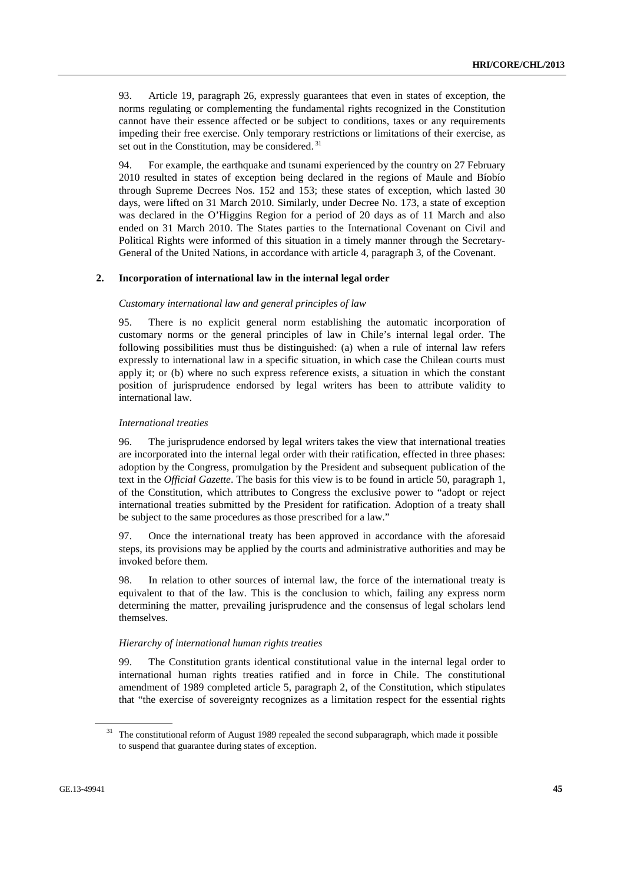93. Article 19, paragraph 26, expressly guarantees that even in states of exception, the norms regulating or complementing the fundamental rights recognized in the Constitution cannot have their essence affected or be subject to conditions, taxes or any requirements impeding their free exercise. Only temporary restrictions or limitations of their exercise, as set out in the Constitution, may be considered.[31]

94. For example, the earthquake and tsunami experienced by the country on 27 February 2010 resulted in states of exception being declared in the regions of Maule and Bíobío through Supreme Decrees Nos. 152 and 153; these states of exception, which lasted 30 days, were lifted on 31 March 2010. Similarly, under Decree No. 173, a state of exception was declared in the O'Higgins Region for a period of 20 days as of 11 March and also ended on 31 March 2010. The States parties to the International Covenant on Civil and Political Rights were informed of this situation in a timely manner through the Secretary-General of the United Nations, in accordance with article 4, paragraph 3, of the Covenant.

### 2. Incorporation of international law in the internal legal order

*Customary international law and general principles of law*

95. There is no explicit general norm establishing the automatic incorporation of customary norms or the general principles of law in Chile's internal legal order. The following possibilities must thus be distinguished: (a) when a rule of internal law refers expressly to international law in a specific situation, in which case the Chilean courts must apply it; or (b) where no such express reference exists, a situation in which the constant position of jurisprudence endorsed by legal writers has been to attribute validity to international law.

*International treaties*

96. The jurisprudence endorsed by legal writers takes the view that international treaties are incorporated into the internal legal order with their ratification, effected in three phases: adoption by the Congress, promulgation by the President and subsequent publication of the text in the *Official Gazette*. The basis for this view is to be found in article 50, paragraph 1, of the Constitution, which attributes to Congress the exclusive power to "adopt or reject international treaties submitted by the President for ratification. Adoption of a treaty shall be subject to the same procedures as those prescribed for a law."

97. Once the international treaty has been approved in accordance with the aforesaid steps, its provisions may be applied by the courts and administrative authorities and may be invoked before them.

98. In relation to other sources of internal law, the force of the international treaty is equivalent to that of the law. This is the conclusion to which, failing any express norm determining the matter, prevailing jurisprudence and the consensus of legal scholars lend themselves.

*Hierarchy of international human rights treaties*

99. The Constitution grants identical constitutional value in the internal legal order to international human rights treaties ratified and in force in Chile. The constitutional amendment of 1989 completed article 5, paragraph 2, of the Constitution, which stipulates that "the exercise of sovereignty recognizes as a limitation respect for the essential rights

---

[31] The constitutional reform of August 1989 repealed the second subparagraph, which made it possible to suspend that guarantee during states of exception.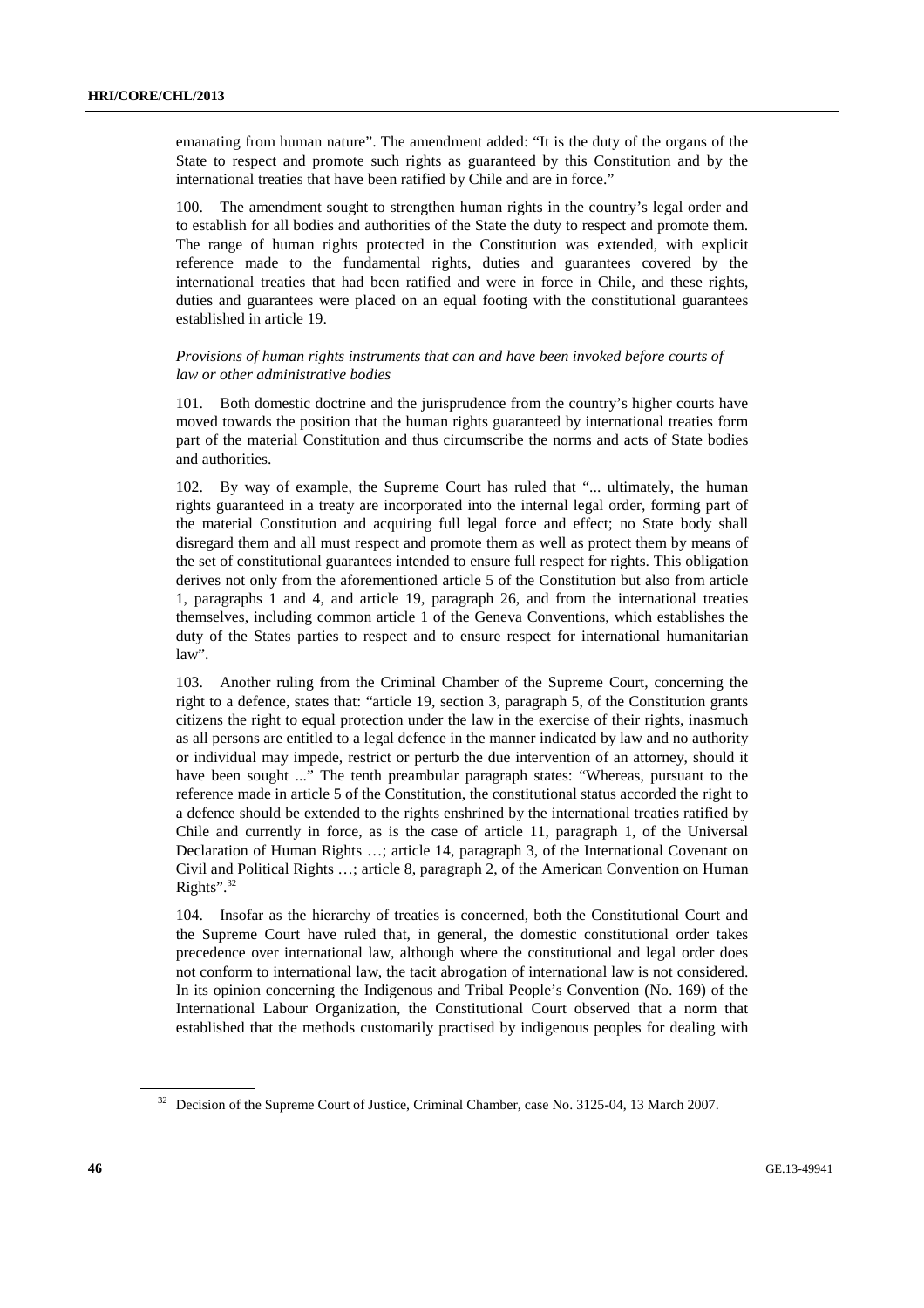emanating from human nature". The amendment added: "It is the duty of the organs of the State to respect and promote such rights as guaranteed by this Constitution and by the international treaties that have been ratified by Chile and are in force."

100. The amendment sought to strengthen human rights in the country's legal order and to establish for all bodies and authorities of the State the duty to respect and promote them. The range of human rights protected in the Constitution was extended, with explicit reference made to the fundamental rights, duties and guarantees covered by the international treaties that had been ratified and were in force in Chile, and these rights, duties and guarantees were placed on an equal footing with the constitutional guarantees established in article 19.

*Provisions of human rights instruments that can and have been invoked before courts of law or other administrative bodies*

101. Both domestic doctrine and the jurisprudence from the country's higher courts have moved towards the position that the human rights guaranteed by international treaties form part of the material Constitution and thus circumscribe the norms and acts of State bodies and authorities.

102. By way of example, the Supreme Court has ruled that "... ultimately, the human rights guaranteed in a treaty are incorporated into the internal legal order, forming part of the material Constitution and acquiring full legal force and effect; no State body shall disregard them and all must respect and promote them as well as protect them by means of the set of constitutional guarantees intended to ensure full respect for rights. This obligation derives not only from the aforementioned article 5 of the Constitution but also from article 1, paragraphs 1 and 4, and article 19, paragraph 26, and from the international treaties themselves, including common article 1 of the Geneva Conventions, which establishes the duty of the States parties to respect and to ensure respect for international humanitarian law".

103. Another ruling from the Criminal Chamber of the Supreme Court, concerning the right to a defence, states that: "article 19, section 3, paragraph 5, of the Constitution grants citizens the right to equal protection under the law in the exercise of their rights, inasmuch as all persons are entitled to a legal defence in the manner indicated by law and no authority or individual may impede, restrict or perturb the due intervention of an attorney, should it have been sought ..." The tenth preambular paragraph states: "Whereas, pursuant to the reference made in article 5 of the Constitution, the constitutional status accorded the right to a defence should be extended to the rights enshrined by the international treaties ratified by Chile and currently in force, as is the case of article 11, paragraph 1, of the Universal Declaration of Human Rights …; article 14, paragraph 3, of the International Covenant on Civil and Political Rights …; article 8, paragraph 2, of the American Convention on Human Rights".[32]

104. Insofar as the hierarchy of treaties is concerned, both the Constitutional Court and the Supreme Court have ruled that, in general, the domestic constitutional order takes precedence over international law, although where the constitutional and legal order does not conform to international law, the tacit abrogation of international law is not considered. In its opinion concerning the Indigenous and Tribal People's Convention (No. 169) of the International Labour Organization, the Constitutional Court observed that a norm that established that the methods customarily practised by indigenous peoples for dealing with

[32] Decision of the Supreme Court of Justice, Criminal Chamber, case No. 3125-04, 13 March 2007.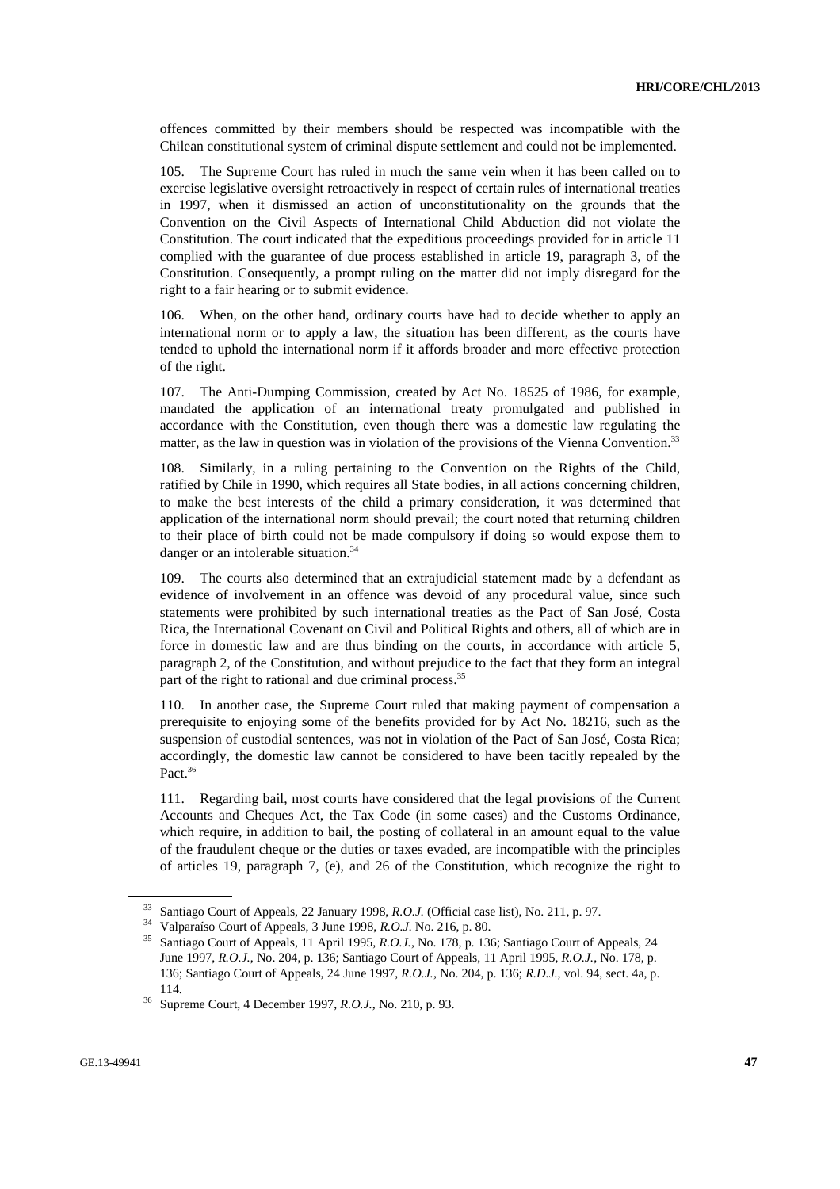offences committed by their members should be respected was incompatible with the Chilean constitutional system of criminal dispute settlement and could not be implemented.

105. The Supreme Court has ruled in much the same vein when it has been called on to exercise legislative oversight retroactively in respect of certain rules of international treaties in 1997, when it dismissed an action of unconstitutionality on the grounds that the Convention on the Civil Aspects of International Child Abduction did not violate the Constitution. The court indicated that the expeditious proceedings provided for in article 11 complied with the guarantee of due process established in article 19, paragraph 3, of the Constitution. Consequently, a prompt ruling on the matter did not imply disregard for the right to a fair hearing or to submit evidence.

106. When, on the other hand, ordinary courts have had to decide whether to apply an international norm or to apply a law, the situation has been different, as the courts have tended to uphold the international norm if it affords broader and more effective protection of the right.

107. The Anti-Dumping Commission, created by Act No. 18525 of 1986, for example, mandated the application of an international treaty promulgated and published in accordance with the Constitution, even though there was a domestic law regulating the matter, as the law in question was in violation of the provisions of the Vienna Convention.[33]

108. Similarly, in a ruling pertaining to the Convention on the Rights of the Child, ratified by Chile in 1990, which requires all State bodies, in all actions concerning children, to make the best interests of the child a primary consideration, it was determined that application of the international norm should prevail; the court noted that returning children to their place of birth could not be made compulsory if doing so would expose them to danger or an intolerable situation.[34]

109. The courts also determined that an extrajudicial statement made by a defendant as evidence of involvement in an offence was devoid of any procedural value, since such statements were prohibited by such international treaties as the Pact of San José, Costa Rica, the International Covenant on Civil and Political Rights and others, all of which are in force in domestic law and are thus binding on the courts, in accordance with article 5, paragraph 2, of the Constitution, and without prejudice to the fact that they form an integral part of the right to rational and due criminal process.[35]

110. In another case, the Supreme Court ruled that making payment of compensation a prerequisite to enjoying some of the benefits provided for by Act No. 18216, such as the suspension of custodial sentences, was not in violation of the Pact of San José, Costa Rica; accordingly, the domestic law cannot be considered to have been tacitly repealed by the Pact.[36]

111. Regarding bail, most courts have considered that the legal provisions of the Current Accounts and Cheques Act, the Tax Code (in some cases) and the Customs Ordinance, which require, in addition to bail, the posting of collateral in an amount equal to the value of the fraudulent cheque or the duties or taxes evaded, are incompatible with the principles of articles 19, paragraph 7, (e), and 26 of the Constitution, which recognize the right to

---

[33] Santiago Court of Appeals, 22 January 1998, *R.O.J.* (Official case list), No. 211, p. 97.

[34] Valparaíso Court of Appeals, 3 June 1998, *R.O.J.* No. 216, p. 80.

[35] Santiago Court of Appeals, 11 April 1995, *R.O.J.*, No. 178, p. 136; Santiago Court of Appeals, 24 June 1997, *R.O.J.*, No. 204, p. 136; Santiago Court of Appeals, 11 April 1995, *R.O.J.*, No. 178, p. 136; Santiago Court of Appeals, 24 June 1997, *R.O.J.*, No. 204, p. 136; *R.D.J.*, vol. 94, sect. 4a, p. 114.

[36] Supreme Court, 4 December 1997, *R.O.J.*, No. 210, p. 93.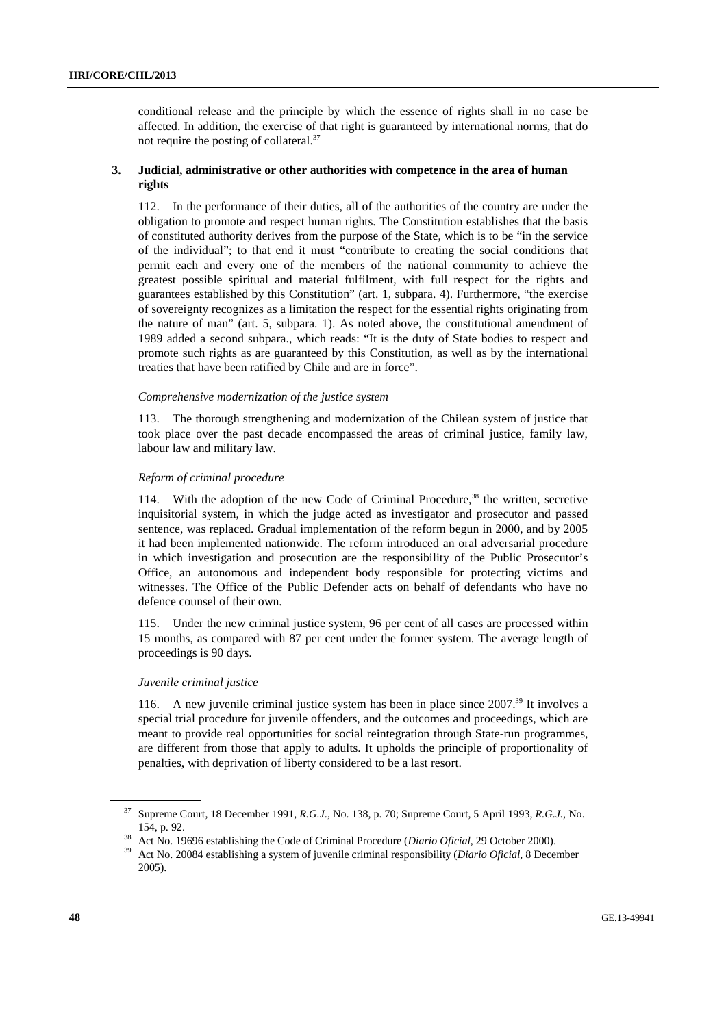conditional release and the principle by which the essence of rights shall in no case be affected. In addition, the exercise of that right is guaranteed by international norms, that do not require the posting of collateral.[37]

### 3. Judicial, administrative or other authorities with competence in the area of human rights

112. In the performance of their duties, all of the authorities of the country are under the obligation to promote and respect human rights. The Constitution establishes that the basis of constituted authority derives from the purpose of the State, which is to be "in the service of the individual"; to that end it must "contribute to creating the social conditions that permit each and every one of the members of the national community to achieve the greatest possible spiritual and material fulfilment, with full respect for the rights and guarantees established by this Constitution" (art. 1, subpara. 4). Furthermore, "the exercise of sovereignty recognizes as a limitation the respect for the essential rights originating from the nature of man" (art. 5, subpara. 1). As noted above, the constitutional amendment of 1989 added a second subpara., which reads: "It is the duty of State bodies to respect and promote such rights as are guaranteed by this Constitution, as well as by the international treaties that have been ratified by Chile and are in force".

*Comprehensive modernization of the justice system*

113. The thorough strengthening and modernization of the Chilean system of justice that took place over the past decade encompassed the areas of criminal justice, family law, labour law and military law.

*Reform of criminal procedure*

114. With the adoption of the new Code of Criminal Procedure,[38] the written, secretive inquisitorial system, in which the judge acted as investigator and prosecutor and passed sentence, was replaced. Gradual implementation of the reform begun in 2000, and by 2005 it had been implemented nationwide. The reform introduced an oral adversarial procedure in which investigation and prosecution are the responsibility of the Public Prosecutor's Office, an autonomous and independent body responsible for protecting victims and witnesses. The Office of the Public Defender acts on behalf of defendants who have no defence counsel of their own.

115. Under the new criminal justice system, 96 per cent of all cases are processed within 15 months, as compared with 87 per cent under the former system. The average length of proceedings is 90 days.

*Juvenile criminal justice*

116. A new juvenile criminal justice system has been in place since 2007.[39] It involves a special trial procedure for juvenile offenders, and the outcomes and proceedings, which are meant to provide real opportunities for social reintegration through State-run programmes, are different from those that apply to adults. It upholds the principle of proportionality of penalties, with deprivation of liberty considered to be a last resort.

---

[37] Supreme Court, 18 December 1991, *R.G.J.*, No. 138, p. 70; Supreme Court, 5 April 1993, *R.G.J.*, No. 154, p. 92.

[38] Act No. 19696 establishing the Code of Criminal Procedure (*Diario Oficial*, 29 October 2000).

[39] Act No. 20084 establishing a system of juvenile criminal responsibility (*Diario Oficial*, 8 December 2005).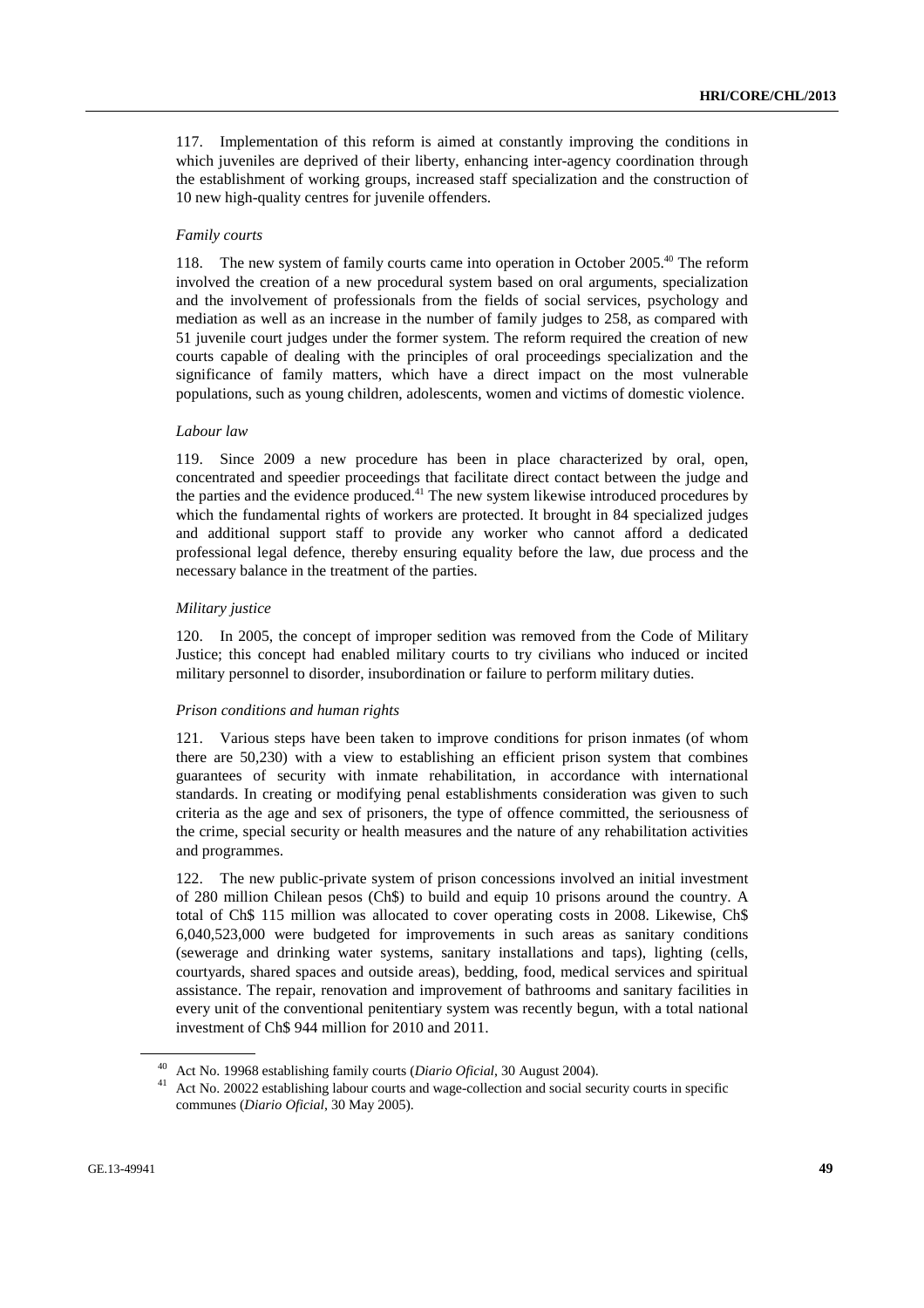117. Implementation of this reform is aimed at constantly improving the conditions in which juveniles are deprived of their liberty, enhancing inter-agency coordination through the establishment of working groups, increased staff specialization and the construction of 10 new high-quality centres for juvenile offenders.

*Family courts*

118. The new system of family courts came into operation in October 2005.[40] The reform involved the creation of a new procedural system based on oral arguments, specialization and the involvement of professionals from the fields of social services, psychology and mediation as well as an increase in the number of family judges to 258, as compared with 51 juvenile court judges under the former system. The reform required the creation of new courts capable of dealing with the principles of oral proceedings specialization and the significance of family matters, which have a direct impact on the most vulnerable populations, such as young children, adolescents, women and victims of domestic violence.

*Labour law*

119. Since 2009 a new procedure has been in place characterized by oral, open, concentrated and speedier proceedings that facilitate direct contact between the judge and the parties and the evidence produced.[41] The new system likewise introduced procedures by which the fundamental rights of workers are protected. It brought in 84 specialized judges and additional support staff to provide any worker who cannot afford a dedicated professional legal defence, thereby ensuring equality before the law, due process and the necessary balance in the treatment of the parties.

*Military justice*

120. In 2005, the concept of improper sedition was removed from the Code of Military Justice; this concept had enabled military courts to try civilians who induced or incited military personnel to disorder, insubordination or failure to perform military duties.

*Prison conditions and human rights*

121. Various steps have been taken to improve conditions for prison inmates (of whom there are 50,230) with a view to establishing an efficient prison system that combines guarantees of security with inmate rehabilitation, in accordance with international standards. In creating or modifying penal establishments consideration was given to such criteria as the age and sex of prisoners, the type of offence committed, the seriousness of the crime, special security or health measures and the nature of any rehabilitation activities and programmes.

122. The new public-private system of prison concessions involved an initial investment of 280 million Chilean pesos (Ch$) to build and equip 10 prisons around the country. A total of Ch$ 115 million was allocated to cover operating costs in 2008. Likewise, Ch$ 6,040,523,000 were budgeted for improvements in such areas as sanitary conditions (sewerage and drinking water systems, sanitary installations and taps), lighting (cells, courtyards, shared spaces and outside areas), bedding, food, medical services and spiritual assistance. The repair, renovation and improvement of bathrooms and sanitary facilities in every unit of the conventional penitentiary system was recently begun, with a total national investment of Ch$ 944 million for 2010 and 2011.

---

[40] Act No. 19968 establishing family courts (*Diario Oficial*, 30 August 2004).

[41] Act No. 20022 establishing labour courts and wage-collection and social security courts in specific communes (*Diario Oficial*, 30 May 2005).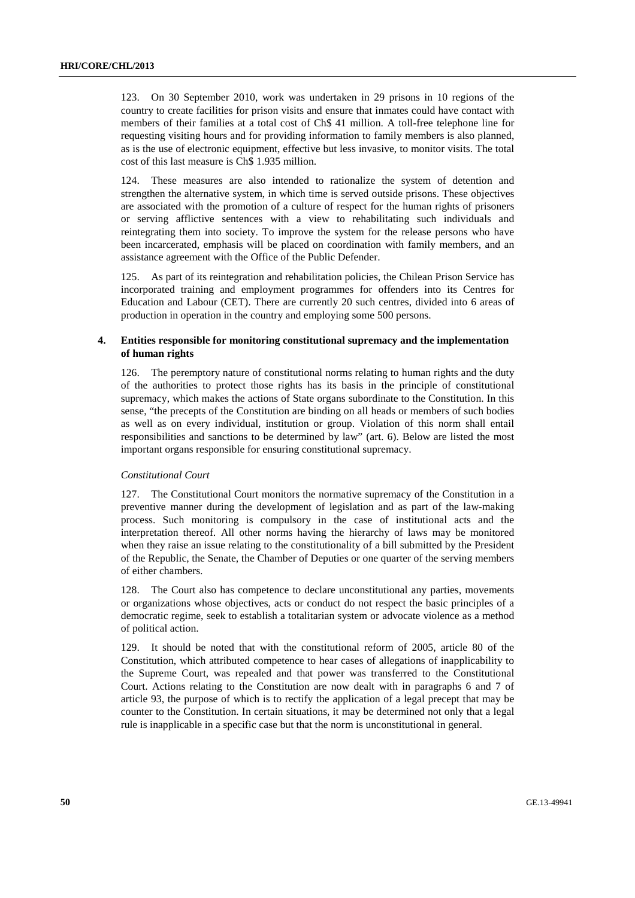123. On 30 September 2010, work was undertaken in 29 prisons in 10 regions of the country to create facilities for prison visits and ensure that inmates could have contact with members of their families at a total cost of Ch$ 41 million. A toll-free telephone line for requesting visiting hours and for providing information to family members is also planned, as is the use of electronic equipment, effective but less invasive, to monitor visits. The total cost of this last measure is Ch$ 1.935 million.

124. These measures are also intended to rationalize the system of detention and strengthen the alternative system, in which time is served outside prisons. These objectives are associated with the promotion of a culture of respect for the human rights of prisoners or serving afflictive sentences with a view to rehabilitating such individuals and reintegrating them into society. To improve the system for the release persons who have been incarcerated, emphasis will be placed on coordination with family members, and an assistance agreement with the Office of the Public Defender.

125. As part of its reintegration and rehabilitation policies, the Chilean Prison Service has incorporated training and employment programmes for offenders into its Centres for Education and Labour (CET). There are currently 20 such centres, divided into 6 areas of production in operation in the country and employing some 500 persons.

### 4. Entities responsible for monitoring constitutional supremacy and the implementation of human rights

126. The peremptory nature of constitutional norms relating to human rights and the duty of the authorities to protect those rights has its basis in the principle of constitutional supremacy, which makes the actions of State organs subordinate to the Constitution. In this sense, "the precepts of the Constitution are binding on all heads or members of such bodies as well as on every individual, institution or group. Violation of this norm shall entail responsibilities and sanctions to be determined by law" (art. 6). Below are listed the most important organs responsible for ensuring constitutional supremacy.

*Constitutional Court*

127. The Constitutional Court monitors the normative supremacy of the Constitution in a preventive manner during the development of legislation and as part of the law-making process. Such monitoring is compulsory in the case of institutional acts and the interpretation thereof. All other norms having the hierarchy of laws may be monitored when they raise an issue relating to the constitutionality of a bill submitted by the President of the Republic, the Senate, the Chamber of Deputies or one quarter of the serving members of either chambers.

128. The Court also has competence to declare unconstitutional any parties, movements or organizations whose objectives, acts or conduct do not respect the basic principles of a democratic regime, seek to establish a totalitarian system or advocate violence as a method of political action.

129. It should be noted that with the constitutional reform of 2005, article 80 of the Constitution, which attributed competence to hear cases of allegations of inapplicability to the Supreme Court, was repealed and that power was transferred to the Constitutional Court. Actions relating to the Constitution are now dealt with in paragraphs 6 and 7 of article 93, the purpose of which is to rectify the application of a legal precept that may be counter to the Constitution. In certain situations, it may be determined not only that a legal rule is inapplicable in a specific case but that the norm is unconstitutional in general.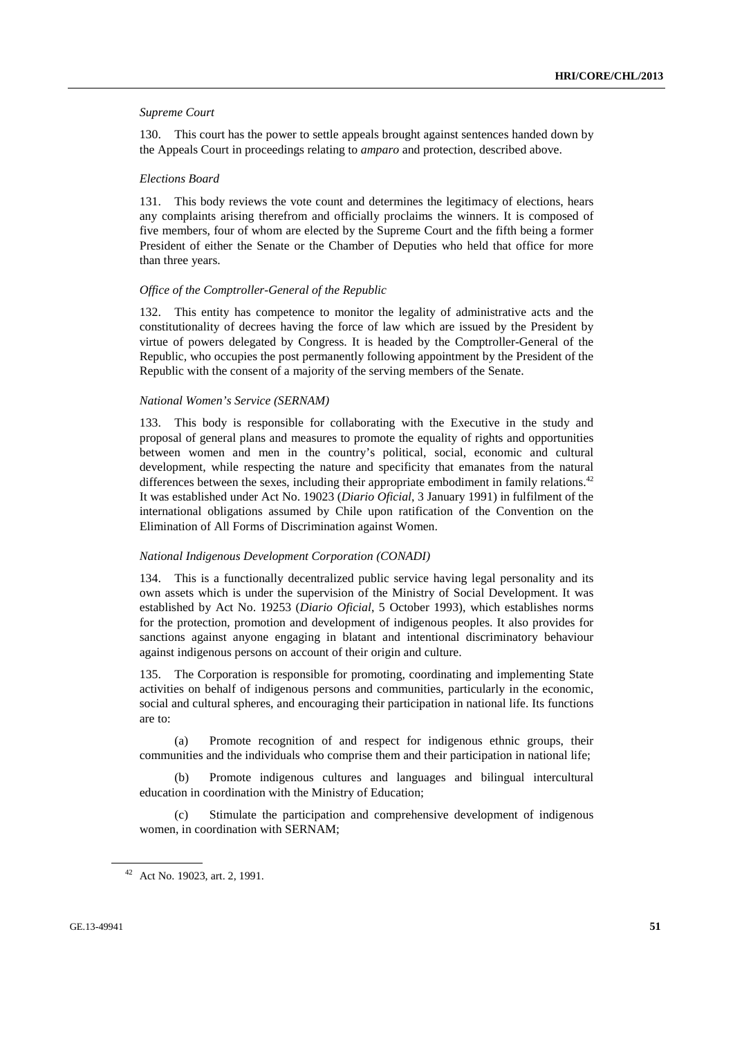*Supreme Court*

130. This court has the power to settle appeals brought against sentences handed down by the Appeals Court in proceedings relating to *amparo* and protection, described above.

*Elections Board*

131. This body reviews the vote count and determines the legitimacy of elections, hears any complaints arising therefrom and officially proclaims the winners. It is composed of five members, four of whom are elected by the Supreme Court and the fifth being a former President of either the Senate or the Chamber of Deputies who held that office for more than three years.

*Office of the Comptroller-General of the Republic*

132. This entity has competence to monitor the legality of administrative acts and the constitutionality of decrees having the force of law which are issued by the President by virtue of powers delegated by Congress. It is headed by the Comptroller-General of the Republic, who occupies the post permanently following appointment by the President of the Republic with the consent of a majority of the serving members of the Senate.

*National Women's Service (SERNAM)*

133. This body is responsible for collaborating with the Executive in the study and proposal of general plans and measures to promote the equality of rights and opportunities between women and men in the country's political, social, economic and cultural development, while respecting the nature and specificity that emanates from the natural differences between the sexes, including their appropriate embodiment in family relations.[42] It was established under Act No. 19023 (*Diario Oficial*, 3 January 1991) in fulfilment of the international obligations assumed by Chile upon ratification of the Convention on the Elimination of All Forms of Discrimination against Women.

*National Indigenous Development Corporation (CONADI)*

134. This is a functionally decentralized public service having legal personality and its own assets which is under the supervision of the Ministry of Social Development. It was established by Act No. 19253 (*Diario Oficial*, 5 October 1993), which establishes norms for the protection, promotion and development of indigenous peoples. It also provides for sanctions against anyone engaging in blatant and intentional discriminatory behaviour against indigenous persons on account of their origin and culture.

135. The Corporation is responsible for promoting, coordinating and implementing State activities on behalf of indigenous persons and communities, particularly in the economic, social and cultural spheres, and encouraging their participation in national life. Its functions are to:

(a) Promote recognition of and respect for indigenous ethnic groups, their communities and the individuals who comprise them and their participation in national life;

(b) Promote indigenous cultures and languages and bilingual intercultural education in coordination with the Ministry of Education;

(c) Stimulate the participation and comprehensive development of indigenous women, in coordination with SERNAM;

[42] Act No. 19023, art. 2, 1991.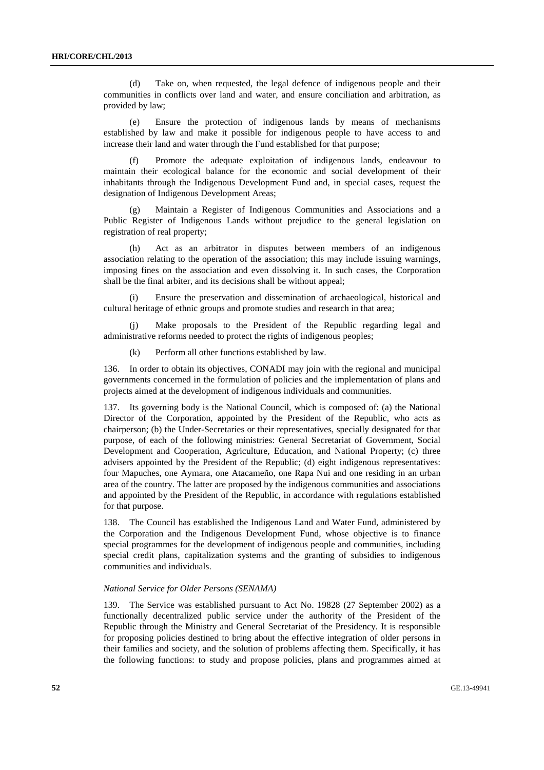(d) Take on, when requested, the legal defence of indigenous people and their communities in conflicts over land and water, and ensure conciliation and arbitration, as provided by law;

(e) Ensure the protection of indigenous lands by means of mechanisms established by law and make it possible for indigenous people to have access to and increase their land and water through the Fund established for that purpose;

(f) Promote the adequate exploitation of indigenous lands, endeavour to maintain their ecological balance for the economic and social development of their inhabitants through the Indigenous Development Fund and, in special cases, request the designation of Indigenous Development Areas;

(g) Maintain a Register of Indigenous Communities and Associations and a Public Register of Indigenous Lands without prejudice to the general legislation on registration of real property;

(h) Act as an arbitrator in disputes between members of an indigenous association relating to the operation of the association; this may include issuing warnings, imposing fines on the association and even dissolving it. In such cases, the Corporation shall be the final arbiter, and its decisions shall be without appeal;

(i) Ensure the preservation and dissemination of archaeological, historical and cultural heritage of ethnic groups and promote studies and research in that area;

(j) Make proposals to the President of the Republic regarding legal and administrative reforms needed to protect the rights of indigenous peoples;

(k) Perform all other functions established by law.

136. In order to obtain its objectives, CONADI may join with the regional and municipal governments concerned in the formulation of policies and the implementation of plans and projects aimed at the development of indigenous individuals and communities.

137. Its governing body is the National Council, which is composed of: (a) the National Director of the Corporation, appointed by the President of the Republic, who acts as chairperson; (b) the Under-Secretaries or their representatives, specially designated for that purpose, of each of the following ministries: General Secretariat of Government, Social Development and Cooperation, Agriculture, Education, and National Property; (c) three advisers appointed by the President of the Republic; (d) eight indigenous representatives: four Mapuches, one Aymara, one Atacameño, one Rapa Nui and one residing in an urban area of the country. The latter are proposed by the indigenous communities and associations and appointed by the President of the Republic, in accordance with regulations established for that purpose.

138. The Council has established the Indigenous Land and Water Fund, administered by the Corporation and the Indigenous Development Fund, whose objective is to finance special programmes for the development of indigenous people and communities, including special credit plans, capitalization systems and the granting of subsidies to indigenous communities and individuals.

*National Service for Older Persons (SENAMA)*

139. The Service was established pursuant to Act No. 19828 (27 September 2002) as a functionally decentralized public service under the authority of the President of the Republic through the Ministry and General Secretariat of the Presidency. It is responsible for proposing policies destined to bring about the effective integration of older persons in their families and society, and the solution of problems affecting them. Specifically, it has the following functions: to study and propose policies, plans and programmes aimed at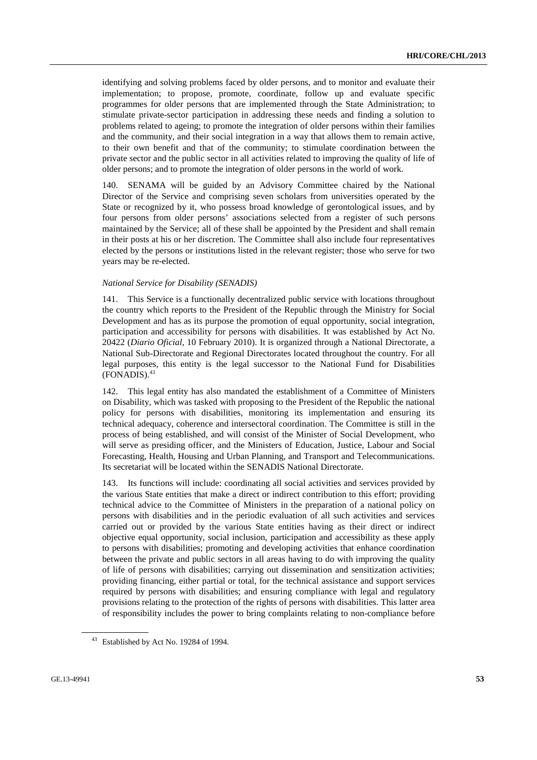identifying and solving problems faced by older persons, and to monitor and evaluate their implementation; to propose, promote, coordinate, follow up and evaluate specific programmes for older persons that are implemented through the State Administration; to stimulate private-sector participation in addressing these needs and finding a solution to problems related to ageing; to promote the integration of older persons within their families and the community, and their social integration in a way that allows them to remain active, to their own benefit and that of the community; to stimulate coordination between the private sector and the public sector in all activities related to improving the quality of life of older persons; and to promote the integration of older persons in the world of work.

140. SENAMA will be guided by an Advisory Committee chaired by the National Director of the Service and comprising seven scholars from universities operated by the State or recognized by it, who possess broad knowledge of gerontological issues, and by four persons from older persons' associations selected from a register of such persons maintained by the Service; all of these shall be appointed by the President and shall remain in their posts at his or her discretion. The Committee shall also include four representatives elected by the persons or institutions listed in the relevant register; those who serve for two years may be re-elected.

*National Service for Disability (SENADIS)*

141. This Service is a functionally decentralized public service with locations throughout the country which reports to the President of the Republic through the Ministry for Social Development and has as its purpose the promotion of equal opportunity, social integration, participation and accessibility for persons with disabilities. It was established by Act No. 20422 (*Diario Oficial*, 10 February 2010). It is organized through a National Directorate, a National Sub-Directorate and Regional Directorates located throughout the country. For all legal purposes, this entity is the legal successor to the National Fund for Disabilities (FONADIS).[43]

142. This legal entity has also mandated the establishment of a Committee of Ministers on Disability, which was tasked with proposing to the President of the Republic the national policy for persons with disabilities, monitoring its implementation and ensuring its technical adequacy, coherence and intersectoral coordination. The Committee is still in the process of being established, and will consist of the Minister of Social Development, who will serve as presiding officer, and the Ministers of Education, Justice, Labour and Social Forecasting, Health, Housing and Urban Planning, and Transport and Telecommunications. Its secretariat will be located within the SENADIS National Directorate.

143. Its functions will include: coordinating all social activities and services provided by the various State entities that make a direct or indirect contribution to this effort; providing technical advice to the Committee of Ministers in the preparation of a national policy on persons with disabilities and in the periodic evaluation of all such activities and services carried out or provided by the various State entities having as their direct or indirect objective equal opportunity, social inclusion, participation and accessibility as these apply to persons with disabilities; promoting and developing activities that enhance coordination between the private and public sectors in all areas having to do with improving the quality of life of persons with disabilities; carrying out dissemination and sensitization activities; providing financing, either partial or total, for the technical assistance and support services required by persons with disabilities; and ensuring compliance with legal and regulatory provisions relating to the protection of the rights of persons with disabilities. This latter area of responsibility includes the power to bring complaints relating to non-compliance before

[43] Established by Act No. 19284 of 1994.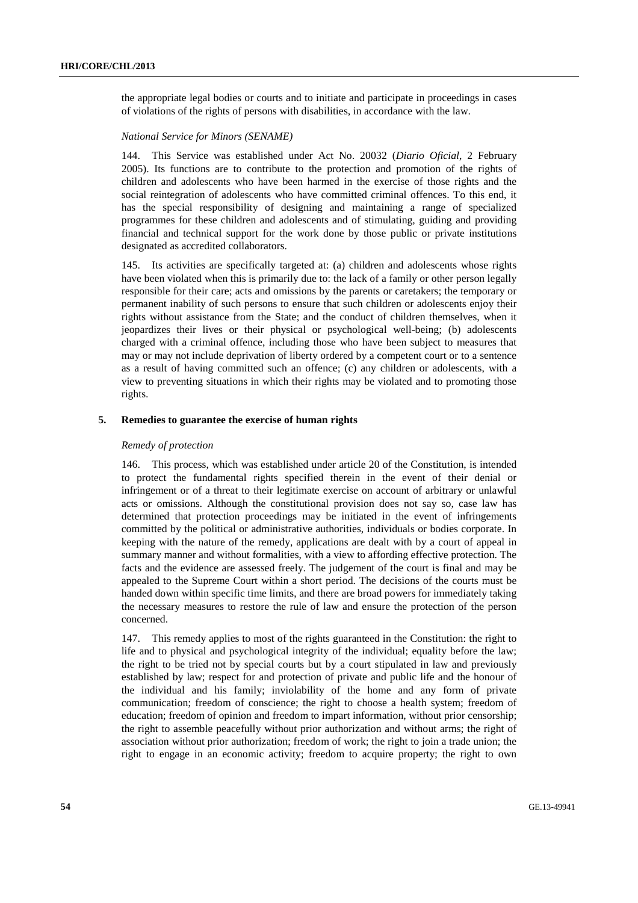the appropriate legal bodies or courts and to initiate and participate in proceedings in cases of violations of the rights of persons with disabilities, in accordance with the law.

*National Service for Minors (SENAME)*

144. This Service was established under Act No. 20032 (*Diario Oficial*, 2 February 2005). Its functions are to contribute to the protection and promotion of the rights of children and adolescents who have been harmed in the exercise of those rights and the social reintegration of adolescents who have committed criminal offences. To this end, it has the special responsibility of designing and maintaining a range of specialized programmes for these children and adolescents and of stimulating, guiding and providing financial and technical support for the work done by those public or private institutions designated as accredited collaborators.

145. Its activities are specifically targeted at: (a) children and adolescents whose rights have been violated when this is primarily due to: the lack of a family or other person legally responsible for their care; acts and omissions by the parents or caretakers; the temporary or permanent inability of such persons to ensure that such children or adolescents enjoy their rights without assistance from the State; and the conduct of children themselves, when it jeopardizes their lives or their physical or psychological well-being; (b) adolescents charged with a criminal offence, including those who have been subject to measures that may or may not include deprivation of liberty ordered by a competent court or to a sentence as a result of having committed such an offence; (c) any children or adolescents, with a view to preventing situations in which their rights may be violated and to promoting those rights.

### 5. Remedies to guarantee the exercise of human rights

*Remedy of protection*

146. This process, which was established under article 20 of the Constitution, is intended to protect the fundamental rights specified therein in the event of their denial or infringement or of a threat to their legitimate exercise on account of arbitrary or unlawful acts or omissions. Although the constitutional provision does not say so, case law has determined that protection proceedings may be initiated in the event of infringements committed by the political or administrative authorities, individuals or bodies corporate. In keeping with the nature of the remedy, applications are dealt with by a court of appeal in summary manner and without formalities, with a view to affording effective protection. The facts and the evidence are assessed freely. The judgement of the court is final and may be appealed to the Supreme Court within a short period. The decisions of the courts must be handed down within specific time limits, and there are broad powers for immediately taking the necessary measures to restore the rule of law and ensure the protection of the person concerned.

147. This remedy applies to most of the rights guaranteed in the Constitution: the right to life and to physical and psychological integrity of the individual; equality before the law; the right to be tried not by special courts but by a court stipulated in law and previously established by law; respect for and protection of private and public life and the honour of the individual and his family; inviolability of the home and any form of private communication; freedom of conscience; the right to choose a health system; freedom of education; freedom of opinion and freedom to impart information, without prior censorship; the right to assemble peacefully without prior authorization and without arms; the right of association without prior authorization; freedom of work; the right to join a trade union; the right to engage in an economic activity; freedom to acquire property; the right to own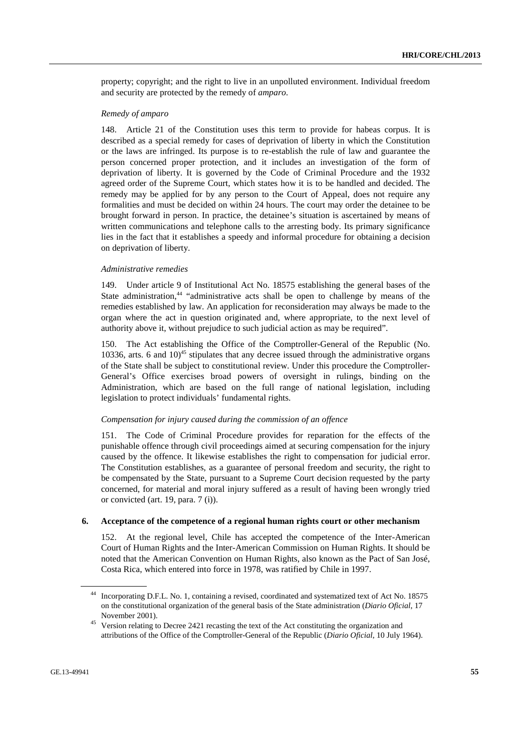property; copyright; and the right to live in an unpolluted environment. Individual freedom and security are protected by the remedy of *amparo*.

*Remedy of amparo*

148. Article 21 of the Constitution uses this term to provide for habeas corpus. It is described as a special remedy for cases of deprivation of liberty in which the Constitution or the laws are infringed. Its purpose is to re-establish the rule of law and guarantee the person concerned proper protection, and it includes an investigation of the form of deprivation of liberty. It is governed by the Code of Criminal Procedure and the 1932 agreed order of the Supreme Court, which states how it is to be handled and decided. The remedy may be applied for by any person to the Court of Appeal, does not require any formalities and must be decided on within 24 hours. The court may order the detainee to be brought forward in person. In practice, the detainee's situation is ascertained by means of written communications and telephone calls to the arresting body. Its primary significance lies in the fact that it establishes a speedy and informal procedure for obtaining a decision on deprivation of liberty.

*Administrative remedies*

149. Under article 9 of Institutional Act No. 18575 establishing the general bases of the State administration,[44] "administrative acts shall be open to challenge by means of the remedies established by law. An application for reconsideration may always be made to the organ where the act in question originated and, where appropriate, to the next level of authority above it, without prejudice to such judicial action as may be required".

150. The Act establishing the Office of the Comptroller-General of the Republic (No. 10336, arts. 6 and 10)[45] stipulates that any decree issued through the administrative organs of the State shall be subject to constitutional review. Under this procedure the Comptroller-General's Office exercises broad powers of oversight in rulings, binding on the Administration, which are based on the full range of national legislation, including legislation to protect individuals' fundamental rights.

*Compensation for injury caused during the commission of an offence*

151. The Code of Criminal Procedure provides for reparation for the effects of the punishable offence through civil proceedings aimed at securing compensation for the injury caused by the offence. It likewise establishes the right to compensation for judicial error. The Constitution establishes, as a guarantee of personal freedom and security, the right to be compensated by the State, pursuant to a Supreme Court decision requested by the party concerned, for material and moral injury suffered as a result of having been wrongly tried or convicted (art. 19, para. 7 (i)).

### 6. Acceptance of the competence of a regional human rights court or other mechanism

152. At the regional level, Chile has accepted the competence of the Inter-American Court of Human Rights and the Inter-American Commission on Human Rights. It should be noted that the American Convention on Human Rights, also known as the Pact of San José, Costa Rica, which entered into force in 1978, was ratified by Chile in 1997.

---

[44] Incorporating D.F.L. No. 1, containing a revised, coordinated and systematized text of Act No. 18575 on the constitutional organization of the general basis of the State administration (*Diario Oficial*, 17 November 2001).

[45] Version relating to Decree 2421 recasting the text of the Act constituting the organization and attributions of the Office of the Comptroller-General of the Republic (*Diario Oficial*, 10 July 1964).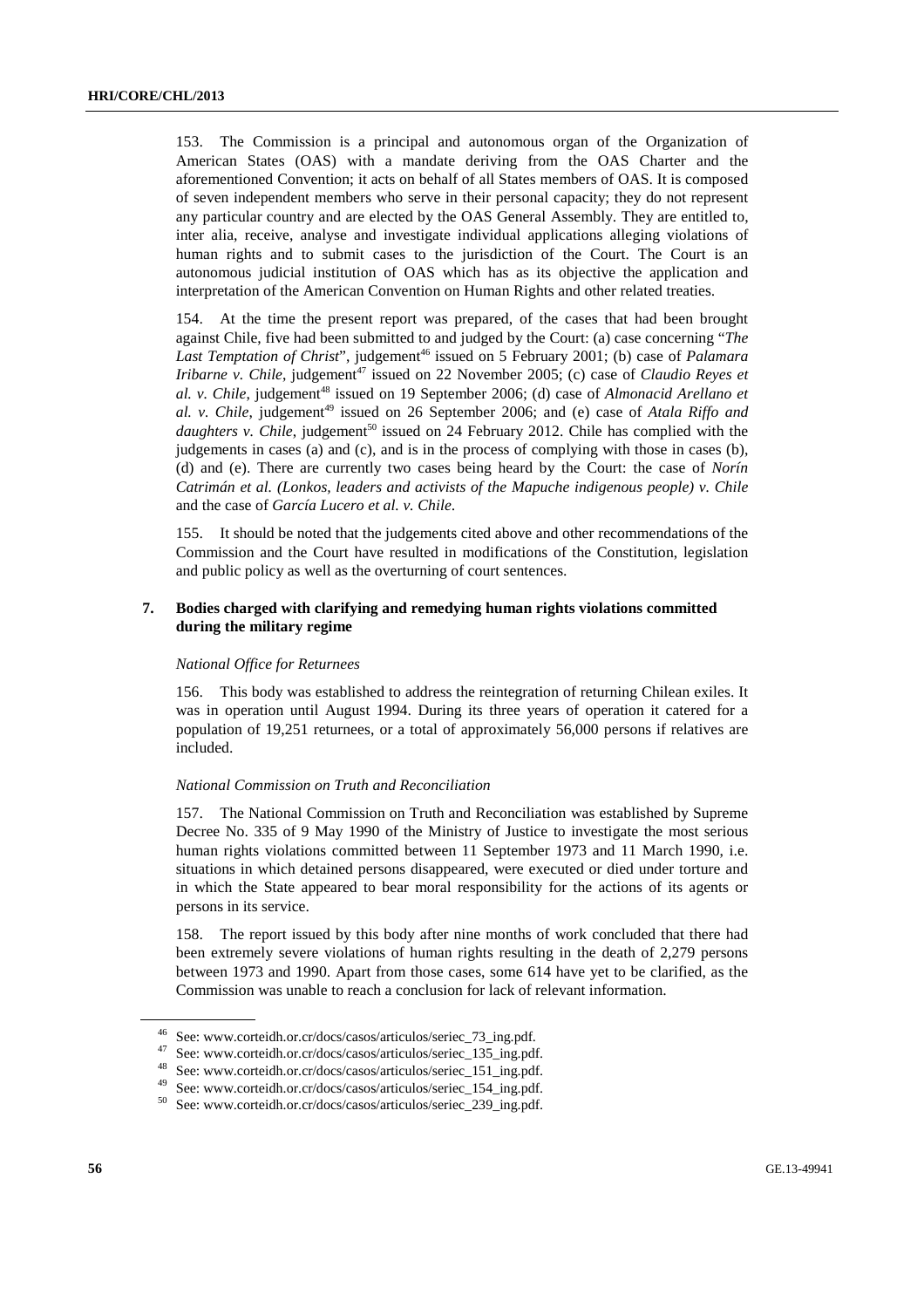153. The Commission is a principal and autonomous organ of the Organization of American States (OAS) with a mandate deriving from the OAS Charter and the aforementioned Convention; it acts on behalf of all States members of OAS. It is composed of seven independent members who serve in their personal capacity; they do not represent any particular country and are elected by the OAS General Assembly. They are entitled to, inter alia, receive, analyse and investigate individual applications alleging violations of human rights and to submit cases to the jurisdiction of the Court. The Court is an autonomous judicial institution of OAS which has as its objective the application and interpretation of the American Convention on Human Rights and other related treaties.

154. At the time the present report was prepared, of the cases that had been brought against Chile, five had been submitted to and judged by the Court: (a) case concerning "*The Last Temptation of Christ*", judgement[46] issued on 5 February 2001; (b) case of *Palamara Iribarne v. Chile*, judgement[47] issued on 22 November 2005; (c) case of *Claudio Reyes et al. v. Chile*, judgement[48] issued on 19 September 2006; (d) case of *Almonacid Arellano et al. v. Chile*, judgement[49] issued on 26 September 2006; and (e) case of *Atala Riffo and daughters v. Chile*, judgement[50] issued on 24 February 2012. Chile has complied with the judgements in cases (a) and (c), and is in the process of complying with those in cases (b), (d) and (e). There are currently two cases being heard by the Court: the case of *Norín Catrimán et al. (Lonkos, leaders and activists of the Mapuche indigenous people) v. Chile* and the case of *García Lucero et al. v. Chile*.

155. It should be noted that the judgements cited above and other recommendations of the Commission and the Court have resulted in modifications of the Constitution, legislation and public policy as well as the overturning of court sentences.

### 7. Bodies charged with clarifying and remedying human rights violations committed during the military regime

*National Office for Returnees*

156. This body was established to address the reintegration of returning Chilean exiles. It was in operation until August 1994. During its three years of operation it catered for a population of 19,251 returnees, or a total of approximately 56,000 persons if relatives are included.

*National Commission on Truth and Reconciliation*

157. The National Commission on Truth and Reconciliation was established by Supreme Decree No. 335 of 9 May 1990 of the Ministry of Justice to investigate the most serious human rights violations committed between 11 September 1973 and 11 March 1990, i.e. situations in which detained persons disappeared, were executed or died under torture and in which the State appeared to bear moral responsibility for the actions of its agents or persons in its service.

158. The report issued by this body after nine months of work concluded that there had been extremely severe violations of human rights resulting in the death of 2,279 persons between 1973 and 1990. Apart from those cases, some 614 have yet to be clarified, as the Commission was unable to reach a conclusion for lack of relevant information.

---

[46] See: www.corteidh.or.cr/docs/casos/articulos/seriec_73_ing.pdf.

[47] See: www.corteidh.or.cr/docs/casos/articulos/seriec_135_ing.pdf.

[48] See: www.corteidh.or.cr/docs/casos/articulos/seriec_151_ing.pdf.

[49] See: www.corteidh.or.cr/docs/casos/articulos/seriec_154_ing.pdf.

[50] See: www.corteidh.or.cr/docs/casos/articulos/seriec_239_ing.pdf.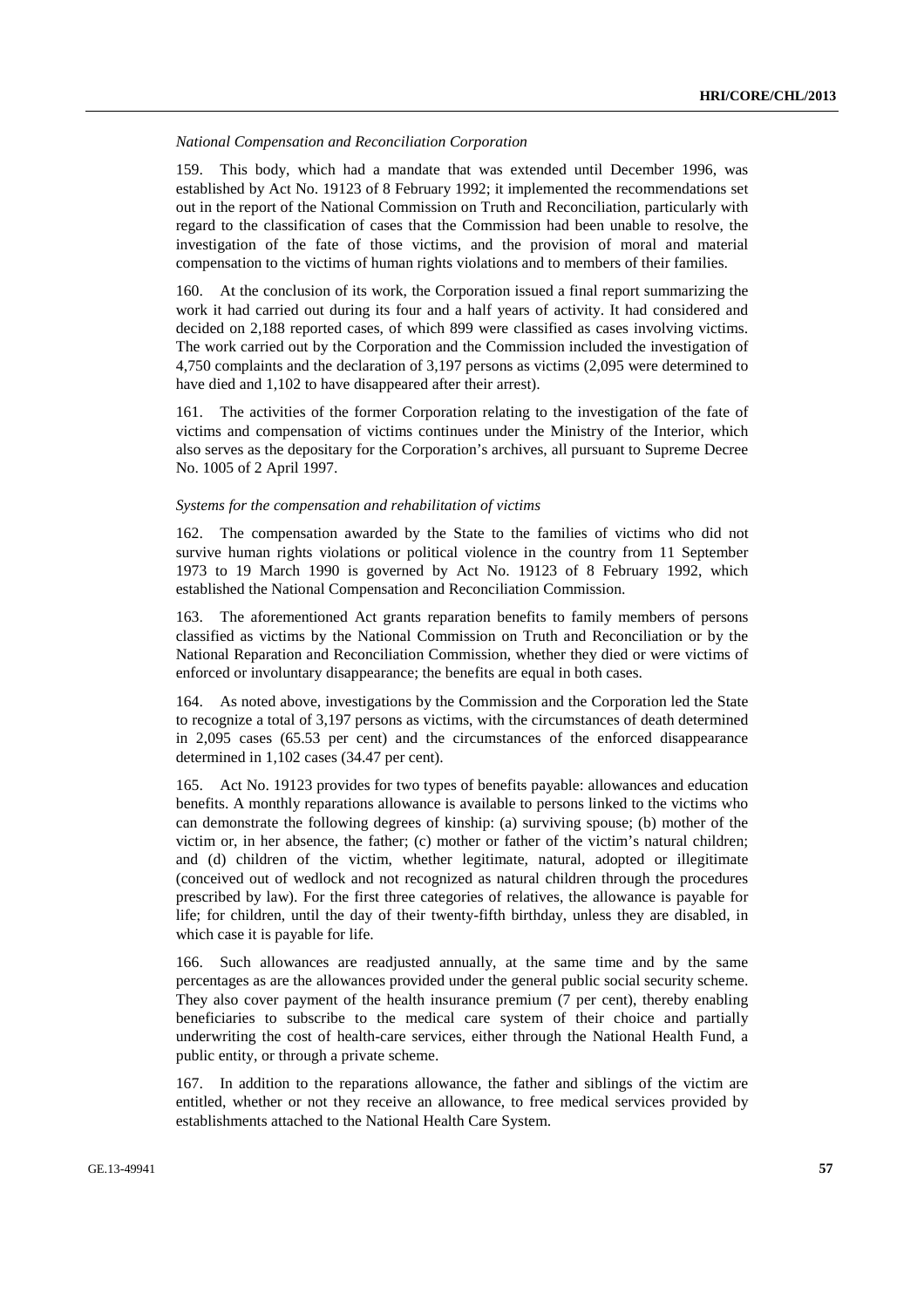*National Compensation and Reconciliation Corporation*

159. This body, which had a mandate that was extended until December 1996, was established by Act No. 19123 of 8 February 1992; it implemented the recommendations set out in the report of the National Commission on Truth and Reconciliation, particularly with regard to the classification of cases that the Commission had been unable to resolve, the investigation of the fate of those victims, and the provision of moral and material compensation to the victims of human rights violations and to members of their families.

160. At the conclusion of its work, the Corporation issued a final report summarizing the work it had carried out during its four and a half years of activity. It had considered and decided on 2,188 reported cases, of which 899 were classified as cases involving victims. The work carried out by the Corporation and the Commission included the investigation of 4,750 complaints and the declaration of 3,197 persons as victims (2,095 were determined to have died and 1,102 to have disappeared after their arrest).

161. The activities of the former Corporation relating to the investigation of the fate of victims and compensation of victims continues under the Ministry of the Interior, which also serves as the depositary for the Corporation's archives, all pursuant to Supreme Decree No. 1005 of 2 April 1997.

*Systems for the compensation and rehabilitation of victims*

162. The compensation awarded by the State to the families of victims who did not survive human rights violations or political violence in the country from 11 September 1973 to 19 March 1990 is governed by Act No. 19123 of 8 February 1992, which established the National Compensation and Reconciliation Commission.

163. The aforementioned Act grants reparation benefits to family members of persons classified as victims by the National Commission on Truth and Reconciliation or by the National Reparation and Reconciliation Commission, whether they died or were victims of enforced or involuntary disappearance; the benefits are equal in both cases.

164. As noted above, investigations by the Commission and the Corporation led the State to recognize a total of 3,197 persons as victims, with the circumstances of death determined in 2,095 cases (65.53 per cent) and the circumstances of the enforced disappearance determined in 1,102 cases (34.47 per cent).

165. Act No. 19123 provides for two types of benefits payable: allowances and education benefits. A monthly reparations allowance is available to persons linked to the victims who can demonstrate the following degrees of kinship: (a) surviving spouse; (b) mother of the victim or, in her absence, the father; (c) mother or father of the victim's natural children; and (d) children of the victim, whether legitimate, natural, adopted or illegitimate (conceived out of wedlock and not recognized as natural children through the procedures prescribed by law). For the first three categories of relatives, the allowance is payable for life; for children, until the day of their twenty-fifth birthday, unless they are disabled, in which case it is payable for life.

166. Such allowances are readjusted annually, at the same time and by the same percentages as are the allowances provided under the general public social security scheme. They also cover payment of the health insurance premium (7 per cent), thereby enabling beneficiaries to subscribe to the medical care system of their choice and partially underwriting the cost of health-care services, either through the National Health Fund, a public entity, or through a private scheme.

167. In addition to the reparations allowance, the father and siblings of the victim are entitled, whether or not they receive an allowance, to free medical services provided by establishments attached to the National Health Care System.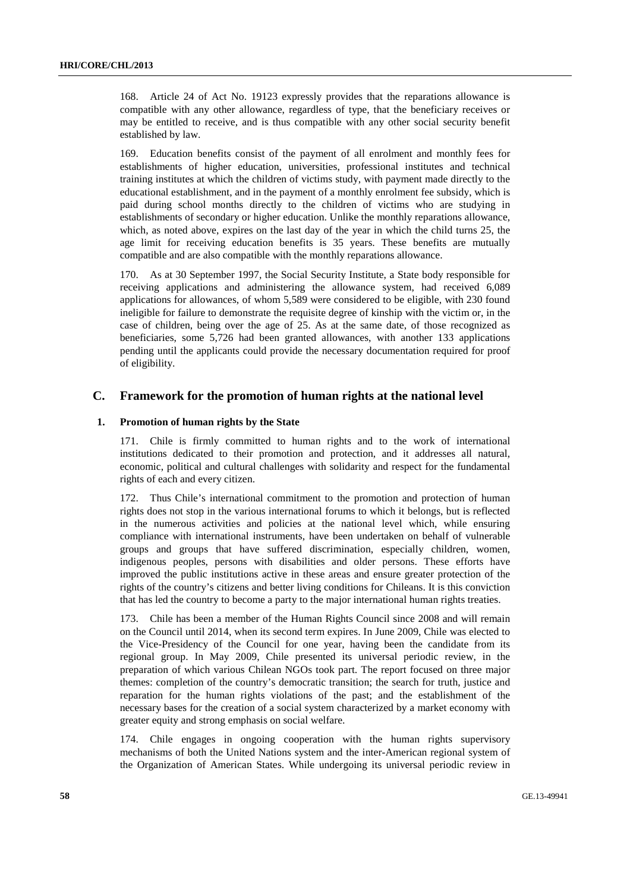168. Article 24 of Act No. 19123 expressly provides that the reparations allowance is compatible with any other allowance, regardless of type, that the beneficiary receives or may be entitled to receive, and is thus compatible with any other social security benefit established by law.

169. Education benefits consist of the payment of all enrolment and monthly fees for establishments of higher education, universities, professional institutes and technical training institutes at which the children of victims study, with payment made directly to the educational establishment, and in the payment of a monthly enrolment fee subsidy, which is paid during school months directly to the children of victims who are studying in establishments of secondary or higher education. Unlike the monthly reparations allowance, which, as noted above, expires on the last day of the year in which the child turns 25, the age limit for receiving education benefits is 35 years. These benefits are mutually compatible and are also compatible with the monthly reparations allowance.

170. As at 30 September 1997, the Social Security Institute, a State body responsible for receiving applications and administering the allowance system, had received 6,089 applications for allowances, of whom 5,589 were considered to be eligible, with 230 found ineligible for failure to demonstrate the requisite degree of kinship with the victim or, in the case of children, being over the age of 25. As at the same date, of those recognized as beneficiaries, some 5,726 had been granted allowances, with another 133 applications pending until the applicants could provide the necessary documentation required for proof of eligibility.

## C. Framework for the promotion of human rights at the national level

### 1. Promotion of human rights by the State

171. Chile is firmly committed to human rights and to the work of international institutions dedicated to their promotion and protection, and it addresses all natural, economic, political and cultural challenges with solidarity and respect for the fundamental rights of each and every citizen.

172. Thus Chile's international commitment to the promotion and protection of human rights does not stop in the various international forums to which it belongs, but is reflected in the numerous activities and policies at the national level which, while ensuring compliance with international instruments, have been undertaken on behalf of vulnerable groups and groups that have suffered discrimination, especially children, women, indigenous peoples, persons with disabilities and older persons. These efforts have improved the public institutions active in these areas and ensure greater protection of the rights of the country's citizens and better living conditions for Chileans. It is this conviction that has led the country to become a party to the major international human rights treaties.

173. Chile has been a member of the Human Rights Council since 2008 and will remain on the Council until 2014, when its second term expires. In June 2009, Chile was elected to the Vice-Presidency of the Council for one year, having been the candidate from its regional group. In May 2009, Chile presented its universal periodic review, in the preparation of which various Chilean NGOs took part. The report focused on three major themes: completion of the country's democratic transition; the search for truth, justice and reparation for the human rights violations of the past; and the establishment of the necessary bases for the creation of a social system characterized by a market economy with greater equity and strong emphasis on social welfare.

174. Chile engages in ongoing cooperation with the human rights supervisory mechanisms of both the United Nations system and the inter-American regional system of the Organization of American States. While undergoing its universal periodic review in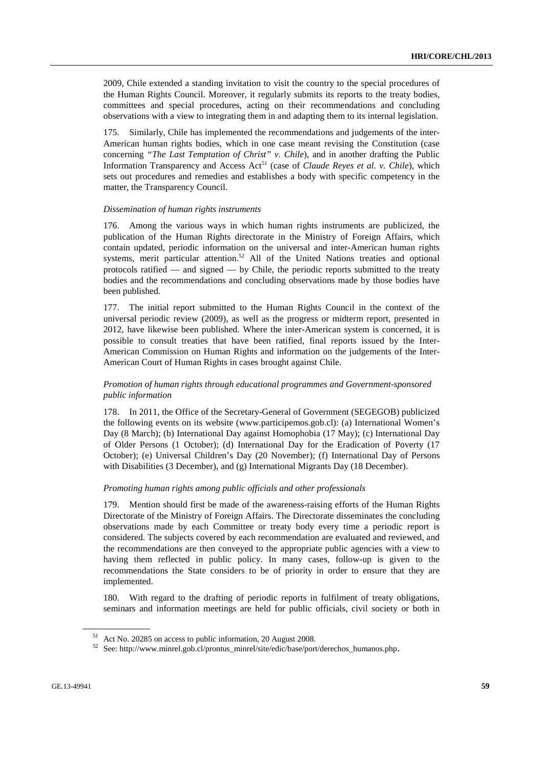2009, Chile extended a standing invitation to visit the country to the special procedures of the Human Rights Council. Moreover, it regularly submits its reports to the treaty bodies, committees and special procedures, acting on their recommendations and concluding observations with a view to integrating them in and adapting them to its internal legislation.

175. Similarly, Chile has implemented the recommendations and judgements of the inter-American human rights bodies, which in one case meant revising the Constitution (case concerning *"The Last Temptation of Christ" v. Chile*), and in another drafting the Public Information Transparency and Access Act[51] (case of *Claude Reyes et al. v. Chile*), which sets out procedures and remedies and establishes a body with specific competency in the matter, the Transparency Council.

*Dissemination of human rights instruments*

176. Among the various ways in which human rights instruments are publicized, the publication of the Human Rights directorate in the Ministry of Foreign Affairs, which contain updated, periodic information on the universal and inter-American human rights systems, merit particular attention.[52] All of the United Nations treaties and optional protocols ratified — and signed — by Chile, the periodic reports submitted to the treaty bodies and the recommendations and concluding observations made by those bodies have been published.

177. The initial report submitted to the Human Rights Council in the context of the universal periodic review (2009), as well as the progress or midterm report, presented in 2012, have likewise been published. Where the inter-American system is concerned, it is possible to consult treaties that have been ratified, final reports issued by the Inter-American Commission on Human Rights and information on the judgements of the Inter-American Court of Human Rights in cases brought against Chile.

*Promotion of human rights through educational programmes and Government-sponsored public information*

178. In 2011, the Office of the Secretary-General of Government (SEGEGOB) publicized the following events on its website (www.participemos.gob.cl): (a) International Women's Day (8 March); (b) International Day against Homophobia (17 May); (c) International Day of Older Persons (1 October); (d) International Day for the Eradication of Poverty (17 October); (e) Universal Children's Day (20 November); (f) International Day of Persons with Disabilities (3 December), and (g) International Migrants Day (18 December).

*Promoting human rights among public officials and other professionals*

179. Mention should first be made of the awareness-raising efforts of the Human Rights Directorate of the Ministry of Foreign Affairs. The Directorate disseminates the concluding observations made by each Committee or treaty body every time a periodic report is considered. The subjects covered by each recommendation are evaluated and reviewed, and the recommendations are then conveyed to the appropriate public agencies with a view to having them reflected in public policy. In many cases, follow-up is given to the recommendations the State considers to be of priority in order to ensure that they are implemented.

180. With regard to the drafting of periodic reports in fulfilment of treaty obligations, seminars and information meetings are held for public officials, civil society or both in

---

[51] Act No. 20285 on access to public information, 20 August 2008.

[52] See: http://www.minrel.gob.cl/prontus_minrel/site/edic/base/port/derechos_humanos.php.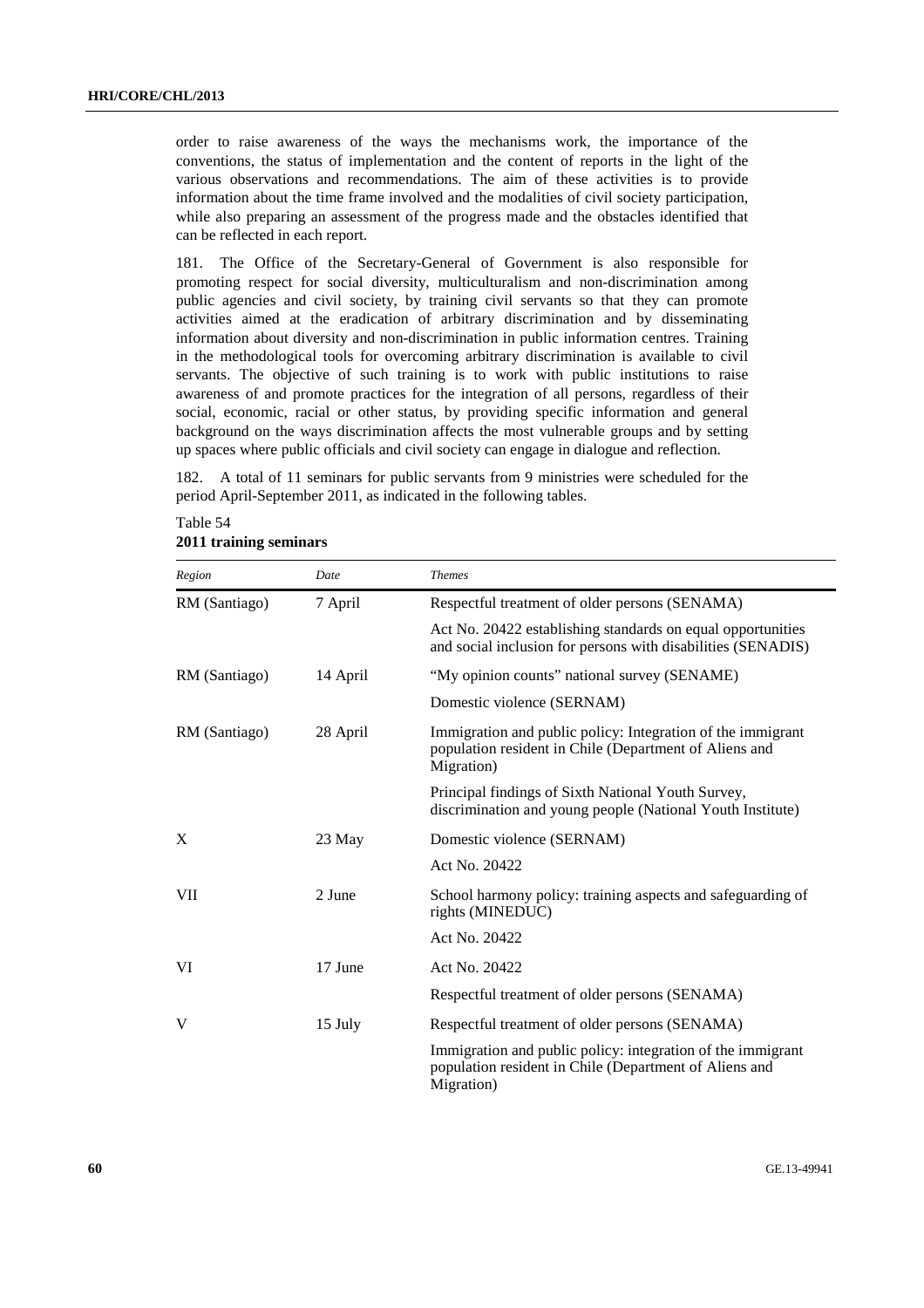order to raise awareness of the ways the mechanisms work, the importance of the conventions, the status of implementation and the content of reports in the light of the various observations and recommendations. The aim of these activities is to provide information about the time frame involved and the modalities of civil society participation, while also preparing an assessment of the progress made and the obstacles identified that can be reflected in each report.

181. The Office of the Secretary-General of Government is also responsible for promoting respect for social diversity, multiculturalism and non-discrimination among public agencies and civil society, by training civil servants so that they can promote activities aimed at the eradication of arbitrary discrimination and by disseminating information about diversity and non-discrimination in public information centres. Training in the methodological tools for overcoming arbitrary discrimination is available to civil servants. The objective of such training is to work with public institutions to raise awareness of and promote practices for the integration of all persons, regardless of their social, economic, racial or other status, by providing specific information and general background on the ways discrimination affects the most vulnerable groups and by setting up spaces where public officials and civil society can engage in dialogue and reflection.

182. A total of 11 seminars for public servants from 9 ministries were scheduled for the period April-September 2011, as indicated in the following tables.

Table 54
**2011 training seminars**

| *Region* | *Date* | *Themes* |
|---|---|---|
| RM (Santiago) | 7 April | Respectful treatment of older persons (SENAMA) |
| | | Act No. 20422 establishing standards on equal opportunities and social inclusion for persons with disabilities (SENADIS) |
| RM (Santiago) | 14 April | "My opinion counts" national survey (SENAME) |
| | | Domestic violence (SERNAM) |
| RM (Santiago) | 28 April | Immigration and public policy: Integration of the immigrant population resident in Chile (Department of Aliens and Migration) |
| | | Principal findings of Sixth National Youth Survey, discrimination and young people (National Youth Institute) |
| X | 23 May | Domestic violence (SERNAM) |
| | | Act No. 20422 |
| VII | 2 June | School harmony policy: training aspects and safeguarding of rights (MINEDUC) |
| | | Act No. 20422 |
| VI | 17 June | Act No. 20422 |
| | | Respectful treatment of older persons (SENAMA) |
| V | 15 July | Respectful treatment of older persons (SENAMA) |
| | | Immigration and public policy: integration of the immigrant population resident in Chile (Department of Aliens and Migration) |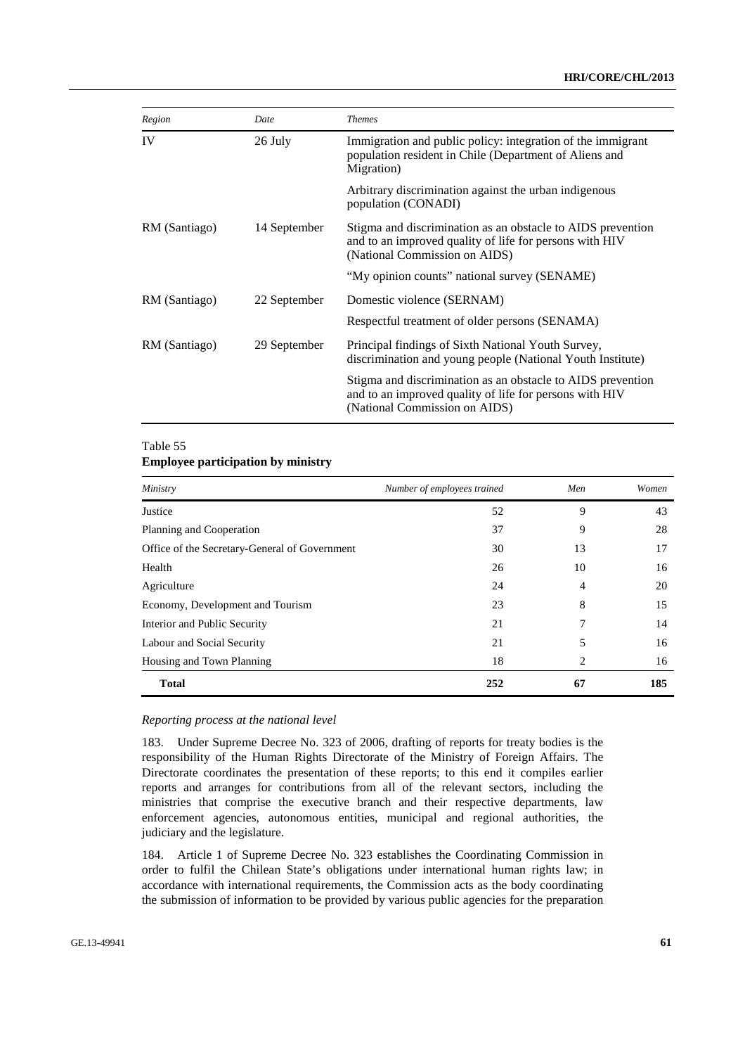| *Region* | *Date* | *Themes* |
|---|---|---|
| IV | 26 July | Immigration and public policy: integration of the immigrant population resident in Chile (Department of Aliens and Migration) |
| | | Arbitrary discrimination against the urban indigenous population (CONADI) |
| RM (Santiago) | 14 September | Stigma and discrimination as an obstacle to AIDS prevention and to an improved quality of life for persons with HIV (National Commission on AIDS) |
| | | "My opinion counts" national survey (SENAME) |
| RM (Santiago) | 22 September | Domestic violence (SERNAM) |
| | | Respectful treatment of older persons (SENAMA) |
| RM (Santiago) | 29 September | Principal findings of Sixth National Youth Survey, discrimination and young people (National Youth Institute) |
| | | Stigma and discrimination as an obstacle to AIDS prevention and to an improved quality of life for persons with HIV (National Commission on AIDS) |

Table 55
**Employee participation by ministry**

| *Ministry* | *Number of employees trained* | *Men* | *Women* |
|---|---|---|---|
| Justice | 52 | 9 | 43 |
| Planning and Cooperation | 37 | 9 | 28 |
| Office of the Secretary-General of Government | 30 | 13 | 17 |
| Health | 26 | 10 | 16 |
| Agriculture | 24 | 4 | 20 |
| Economy, Development and Tourism | 23 | 8 | 15 |
| Interior and Public Security | 21 | 7 | 14 |
| Labour and Social Security | 21 | 5 | 16 |
| Housing and Town Planning | 18 | 2 | 16 |
| **Total** | **252** | **67** | **185** |

*Reporting process at the national level*

183. Under Supreme Decree No. 323 of 2006, drafting of reports for treaty bodies is the responsibility of the Human Rights Directorate of the Ministry of Foreign Affairs. The Directorate coordinates the presentation of these reports; to this end it compiles earlier reports and arranges for contributions from all of the relevant sectors, including the ministries that comprise the executive branch and their respective departments, law enforcement agencies, autonomous entities, municipal and regional authorities, the judiciary and the legislature.

184. Article 1 of Supreme Decree No. 323 establishes the Coordinating Commission in order to fulfil the Chilean State's obligations under international human rights law; in accordance with international requirements, the Commission acts as the body coordinating the submission of information to be provided by various public agencies for the preparation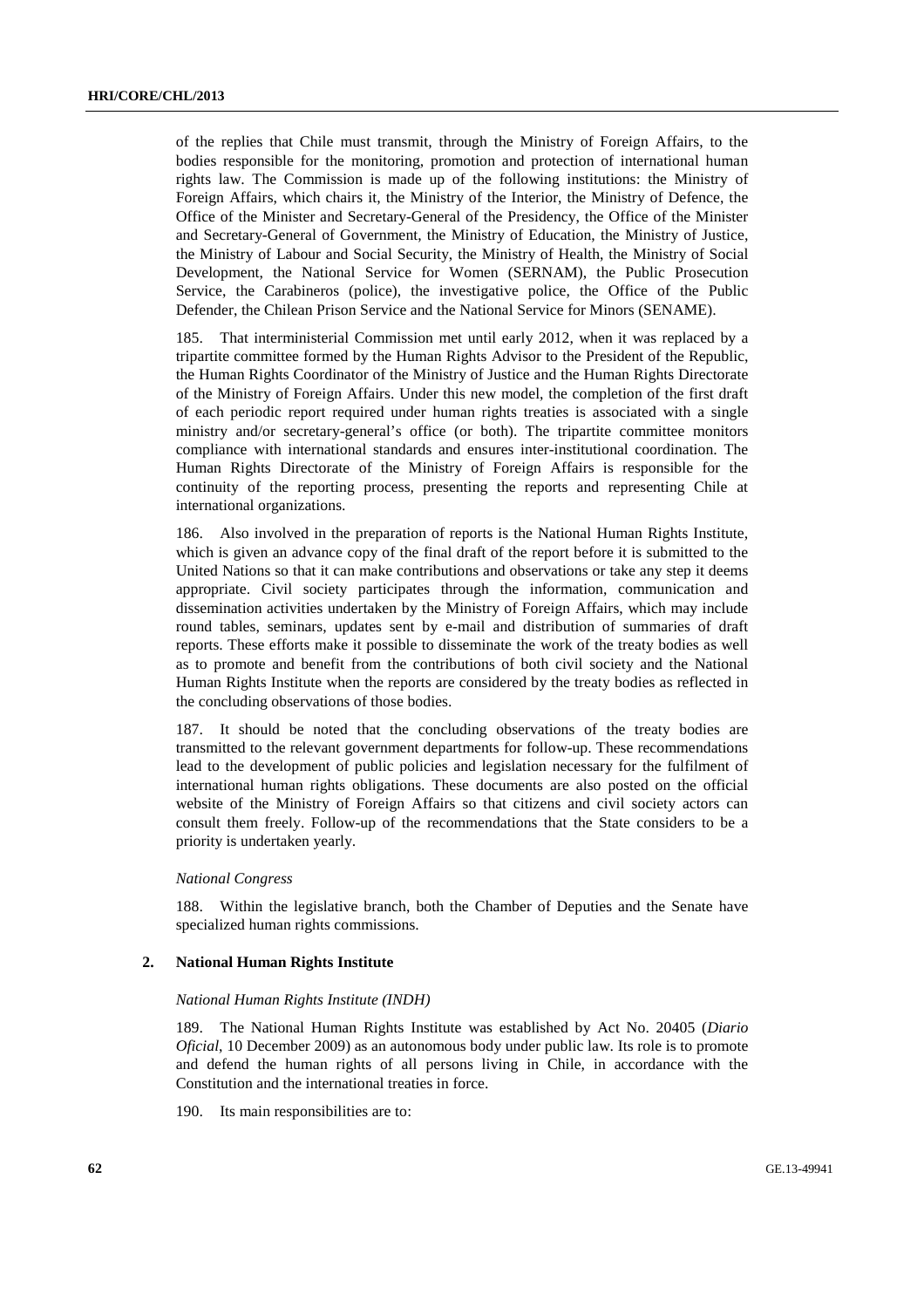of the replies that Chile must transmit, through the Ministry of Foreign Affairs, to the bodies responsible for the monitoring, promotion and protection of international human rights law. The Commission is made up of the following institutions: the Ministry of Foreign Affairs, which chairs it, the Ministry of the Interior, the Ministry of Defence, the Office of the Minister and Secretary-General of the Presidency, the Office of the Minister and Secretary-General of Government, the Ministry of Education, the Ministry of Justice, the Ministry of Labour and Social Security, the Ministry of Health, the Ministry of Social Development, the National Service for Women (SERNAM), the Public Prosecution Service, the Carabineros (police), the investigative police, the Office of the Public Defender, the Chilean Prison Service and the National Service for Minors (SENAME).

185. That interministerial Commission met until early 2012, when it was replaced by a tripartite committee formed by the Human Rights Advisor to the President of the Republic, the Human Rights Coordinator of the Ministry of Justice and the Human Rights Directorate of the Ministry of Foreign Affairs. Under this new model, the completion of the first draft of each periodic report required under human rights treaties is associated with a single ministry and/or secretary-general's office (or both). The tripartite committee monitors compliance with international standards and ensures inter-institutional coordination. The Human Rights Directorate of the Ministry of Foreign Affairs is responsible for the continuity of the reporting process, presenting the reports and representing Chile at international organizations.

186. Also involved in the preparation of reports is the National Human Rights Institute, which is given an advance copy of the final draft of the report before it is submitted to the United Nations so that it can make contributions and observations or take any step it deems appropriate. Civil society participates through the information, communication and dissemination activities undertaken by the Ministry of Foreign Affairs, which may include round tables, seminars, updates sent by e-mail and distribution of summaries of draft reports. These efforts make it possible to disseminate the work of the treaty bodies as well as to promote and benefit from the contributions of both civil society and the National Human Rights Institute when the reports are considered by the treaty bodies as reflected in the concluding observations of those bodies.

187. It should be noted that the concluding observations of the treaty bodies are transmitted to the relevant government departments for follow-up. These recommendations lead to the development of public policies and legislation necessary for the fulfilment of international human rights obligations. These documents are also posted on the official website of the Ministry of Foreign Affairs so that citizens and civil society actors can consult them freely. Follow-up of the recommendations that the State considers to be a priority is undertaken yearly.

*National Congress*

188. Within the legislative branch, both the Chamber of Deputies and the Senate have specialized human rights commissions.

## 2. National Human Rights Institute

*National Human Rights Institute (INDH)*

189. The National Human Rights Institute was established by Act No. 20405 (*Diario Oficial*, 10 December 2009) as an autonomous body under public law. Its role is to promote and defend the human rights of all persons living in Chile, in accordance with the Constitution and the international treaties in force.

190. Its main responsibilities are to: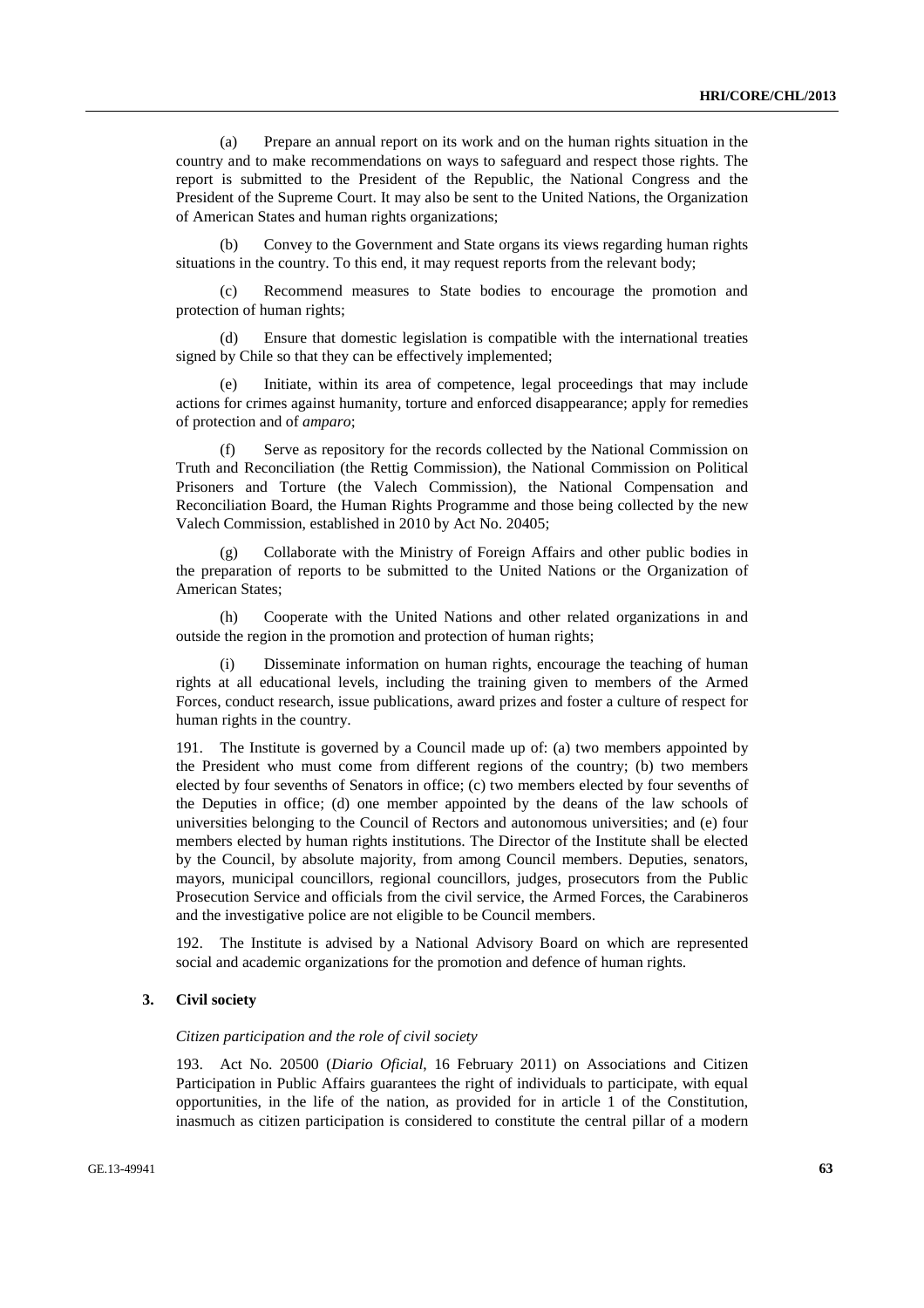(a) Prepare an annual report on its work and on the human rights situation in the country and to make recommendations on ways to safeguard and respect those rights. The report is submitted to the President of the Republic, the National Congress and the President of the Supreme Court. It may also be sent to the United Nations, the Organization of American States and human rights organizations;

(b) Convey to the Government and State organs its views regarding human rights situations in the country. To this end, it may request reports from the relevant body;

(c) Recommend measures to State bodies to encourage the promotion and protection of human rights;

(d) Ensure that domestic legislation is compatible with the international treaties signed by Chile so that they can be effectively implemented;

(e) Initiate, within its area of competence, legal proceedings that may include actions for crimes against humanity, torture and enforced disappearance; apply for remedies of protection and of *amparo*;

(f) Serve as repository for the records collected by the National Commission on Truth and Reconciliation (the Rettig Commission), the National Commission on Political Prisoners and Torture (the Valech Commission), the National Compensation and Reconciliation Board, the Human Rights Programme and those being collected by the new Valech Commission, established in 2010 by Act No. 20405;

(g) Collaborate with the Ministry of Foreign Affairs and other public bodies in the preparation of reports to be submitted to the United Nations or the Organization of American States;

(h) Cooperate with the United Nations and other related organizations in and outside the region in the promotion and protection of human rights;

(i) Disseminate information on human rights, encourage the teaching of human rights at all educational levels, including the training given to members of the Armed Forces, conduct research, issue publications, award prizes and foster a culture of respect for human rights in the country.

191. The Institute is governed by a Council made up of: (a) two members appointed by the President who must come from different regions of the country; (b) two members elected by four sevenths of Senators in office; (c) two members elected by four sevenths of the Deputies in office; (d) one member appointed by the deans of the law schools of universities belonging to the Council of Rectors and autonomous universities; and (e) four members elected by human rights institutions. The Director of the Institute shall be elected by the Council, by absolute majority, from among Council members. Deputies, senators, mayors, municipal councillors, regional councillors, judges, prosecutors from the Public Prosecution Service and officials from the civil service, the Armed Forces, the Carabineros and the investigative police are not eligible to be Council members.

192. The Institute is advised by a National Advisory Board on which are represented social and academic organizations for the promotion and defence of human rights.

### 3. Civil society

*Citizen participation and the role of civil society*

193. Act No. 20500 (*Diario Oficial*, 16 February 2011) on Associations and Citizen Participation in Public Affairs guarantees the right of individuals to participate, with equal opportunities, in the life of the nation, as provided for in article 1 of the Constitution, inasmuch as citizen participation is considered to constitute the central pillar of a modern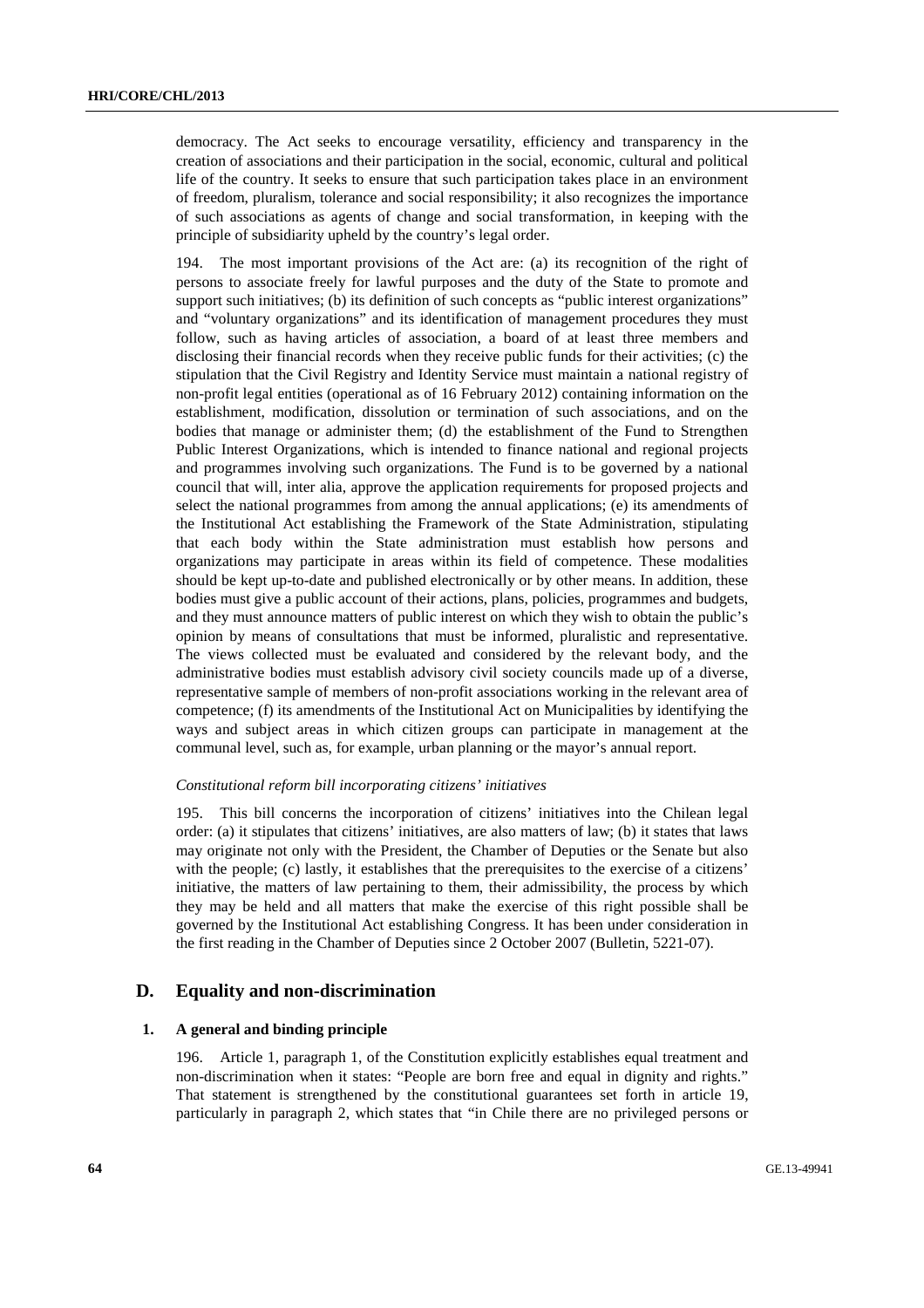democracy. The Act seeks to encourage versatility, efficiency and transparency in the creation of associations and their participation in the social, economic, cultural and political life of the country. It seeks to ensure that such participation takes place in an environment of freedom, pluralism, tolerance and social responsibility; it also recognizes the importance of such associations as agents of change and social transformation, in keeping with the principle of subsidiarity upheld by the country's legal order.

194. The most important provisions of the Act are: (a) its recognition of the right of persons to associate freely for lawful purposes and the duty of the State to promote and support such initiatives; (b) its definition of such concepts as "public interest organizations" and "voluntary organizations" and its identification of management procedures they must follow, such as having articles of association, a board of at least three members and disclosing their financial records when they receive public funds for their activities; (c) the stipulation that the Civil Registry and Identity Service must maintain a national registry of non-profit legal entities (operational as of 16 February 2012) containing information on the establishment, modification, dissolution or termination of such associations, and on the bodies that manage or administer them; (d) the establishment of the Fund to Strengthen Public Interest Organizations, which is intended to finance national and regional projects and programmes involving such organizations. The Fund is to be governed by a national council that will, inter alia, approve the application requirements for proposed projects and select the national programmes from among the annual applications; (e) its amendments of the Institutional Act establishing the Framework of the State Administration, stipulating that each body within the State administration must establish how persons and organizations may participate in areas within its field of competence. These modalities should be kept up-to-date and published electronically or by other means. In addition, these bodies must give a public account of their actions, plans, policies, programmes and budgets, and they must announce matters of public interest on which they wish to obtain the public's opinion by means of consultations that must be informed, pluralistic and representative. The views collected must be evaluated and considered by the relevant body, and the administrative bodies must establish advisory civil society councils made up of a diverse, representative sample of members of non-profit associations working in the relevant area of competence; (f) its amendments of the Institutional Act on Municipalities by identifying the ways and subject areas in which citizen groups can participate in management at the communal level, such as, for example, urban planning or the mayor's annual report.

*Constitutional reform bill incorporating citizens' initiatives*

195. This bill concerns the incorporation of citizens' initiatives into the Chilean legal order: (a) it stipulates that citizens' initiatives, are also matters of law; (b) it states that laws may originate not only with the President, the Chamber of Deputies or the Senate but also with the people; (c) lastly, it establishes that the prerequisites to the exercise of a citizens' initiative, the matters of law pertaining to them, their admissibility, the process by which they may be held and all matters that make the exercise of this right possible shall be governed by the Institutional Act establishing Congress. It has been under consideration in the first reading in the Chamber of Deputies since 2 October 2007 (Bulletin, 5221-07).

## D. Equality and non-discrimination

### 1. A general and binding principle

196. Article 1, paragraph 1, of the Constitution explicitly establishes equal treatment and non-discrimination when it states: "People are born free and equal in dignity and rights." That statement is strengthened by the constitutional guarantees set forth in article 19, particularly in paragraph 2, which states that "in Chile there are no privileged persons or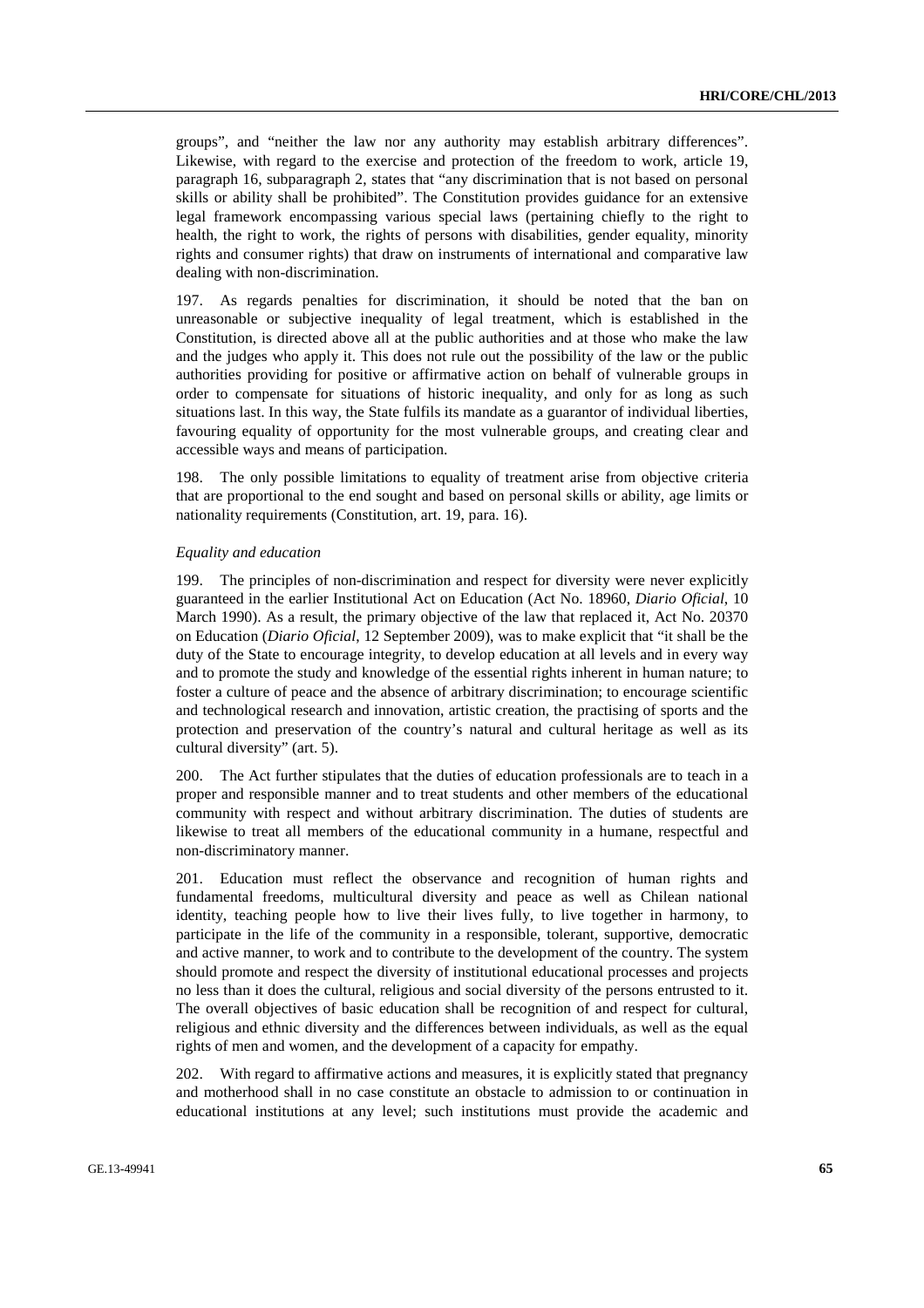groups", and "neither the law nor any authority may establish arbitrary differences". Likewise, with regard to the exercise and protection of the freedom to work, article 19, paragraph 16, subparagraph 2, states that "any discrimination that is not based on personal skills or ability shall be prohibited". The Constitution provides guidance for an extensive legal framework encompassing various special laws (pertaining chiefly to the right to health, the right to work, the rights of persons with disabilities, gender equality, minority rights and consumer rights) that draw on instruments of international and comparative law dealing with non-discrimination.

197. As regards penalties for discrimination, it should be noted that the ban on unreasonable or subjective inequality of legal treatment, which is established in the Constitution, is directed above all at the public authorities and at those who make the law and the judges who apply it. This does not rule out the possibility of the law or the public authorities providing for positive or affirmative action on behalf of vulnerable groups in order to compensate for situations of historic inequality, and only for as long as such situations last. In this way, the State fulfils its mandate as a guarantor of individual liberties, favouring equality of opportunity for the most vulnerable groups, and creating clear and accessible ways and means of participation.

198. The only possible limitations to equality of treatment arise from objective criteria that are proportional to the end sought and based on personal skills or ability, age limits or nationality requirements (Constitution, art. 19, para. 16).

*Equality and education*

199. The principles of non-discrimination and respect for diversity were never explicitly guaranteed in the earlier Institutional Act on Education (Act No. 18960, *Diario Oficial*, 10 March 1990). As a result, the primary objective of the law that replaced it, Act No. 20370 on Education (*Diario Oficial*, 12 September 2009), was to make explicit that "it shall be the duty of the State to encourage integrity, to develop education at all levels and in every way and to promote the study and knowledge of the essential rights inherent in human nature; to foster a culture of peace and the absence of arbitrary discrimination; to encourage scientific and technological research and innovation, artistic creation, the practising of sports and the protection and preservation of the country's natural and cultural heritage as well as its cultural diversity" (art. 5).

200. The Act further stipulates that the duties of education professionals are to teach in a proper and responsible manner and to treat students and other members of the educational community with respect and without arbitrary discrimination. The duties of students are likewise to treat all members of the educational community in a humane, respectful and non-discriminatory manner.

201. Education must reflect the observance and recognition of human rights and fundamental freedoms, multicultural diversity and peace as well as Chilean national identity, teaching people how to live their lives fully, to live together in harmony, to participate in the life of the community in a responsible, tolerant, supportive, democratic and active manner, to work and to contribute to the development of the country. The system should promote and respect the diversity of institutional educational processes and projects no less than it does the cultural, religious and social diversity of the persons entrusted to it. The overall objectives of basic education shall be recognition of and respect for cultural, religious and ethnic diversity and the differences between individuals, as well as the equal rights of men and women, and the development of a capacity for empathy.

202. With regard to affirmative actions and measures, it is explicitly stated that pregnancy and motherhood shall in no case constitute an obstacle to admission to or continuation in educational institutions at any level; such institutions must provide the academic and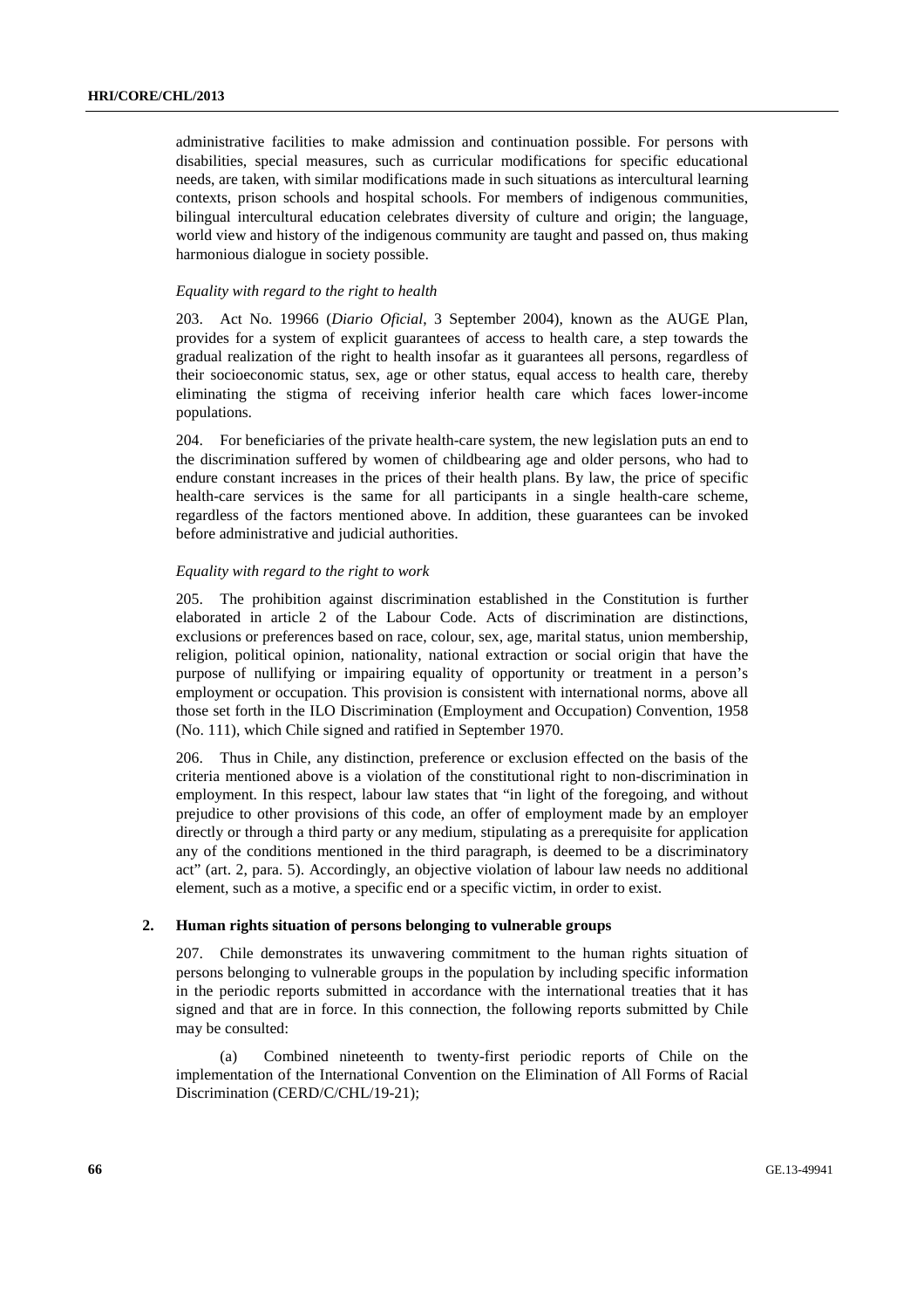administrative facilities to make admission and continuation possible. For persons with disabilities, special measures, such as curricular modifications for specific educational needs, are taken, with similar modifications made in such situations as intercultural learning contexts, prison schools and hospital schools. For members of indigenous communities, bilingual intercultural education celebrates diversity of culture and origin; the language, world view and history of the indigenous community are taught and passed on, thus making harmonious dialogue in society possible.

*Equality with regard to the right to health*

203. Act No. 19966 (*Diario Oficial*, 3 September 2004), known as the AUGE Plan, provides for a system of explicit guarantees of access to health care, a step towards the gradual realization of the right to health insofar as it guarantees all persons, regardless of their socioeconomic status, sex, age or other status, equal access to health care, thereby eliminating the stigma of receiving inferior health care which faces lower-income populations.

204. For beneficiaries of the private health-care system, the new legislation puts an end to the discrimination suffered by women of childbearing age and older persons, who had to endure constant increases in the prices of their health plans. By law, the price of specific health-care services is the same for all participants in a single health-care scheme, regardless of the factors mentioned above. In addition, these guarantees can be invoked before administrative and judicial authorities.

*Equality with regard to the right to work*

205. The prohibition against discrimination established in the Constitution is further elaborated in article 2 of the Labour Code. Acts of discrimination are distinctions, exclusions or preferences based on race, colour, sex, age, marital status, union membership, religion, political opinion, nationality, national extraction or social origin that have the purpose of nullifying or impairing equality of opportunity or treatment in a person's employment or occupation. This provision is consistent with international norms, above all those set forth in the ILO Discrimination (Employment and Occupation) Convention, 1958 (No. 111), which Chile signed and ratified in September 1970.

206. Thus in Chile, any distinction, preference or exclusion effected on the basis of the criteria mentioned above is a violation of the constitutional right to non-discrimination in employment. In this respect, labour law states that "in light of the foregoing, and without prejudice to other provisions of this code, an offer of employment made by an employer directly or through a third party or any medium, stipulating as a prerequisite for application any of the conditions mentioned in the third paragraph, is deemed to be a discriminatory act" (art. 2, para. 5). Accordingly, an objective violation of labour law needs no additional element, such as a motive, a specific end or a specific victim, in order to exist.

## 2. Human rights situation of persons belonging to vulnerable groups

207. Chile demonstrates its unwavering commitment to the human rights situation of persons belonging to vulnerable groups in the population by including specific information in the periodic reports submitted in accordance with the international treaties that it has signed and that are in force. In this connection, the following reports submitted by Chile may be consulted:

(a) Combined nineteenth to twenty-first periodic reports of Chile on the implementation of the International Convention on the Elimination of All Forms of Racial Discrimination (CERD/C/CHL/19-21);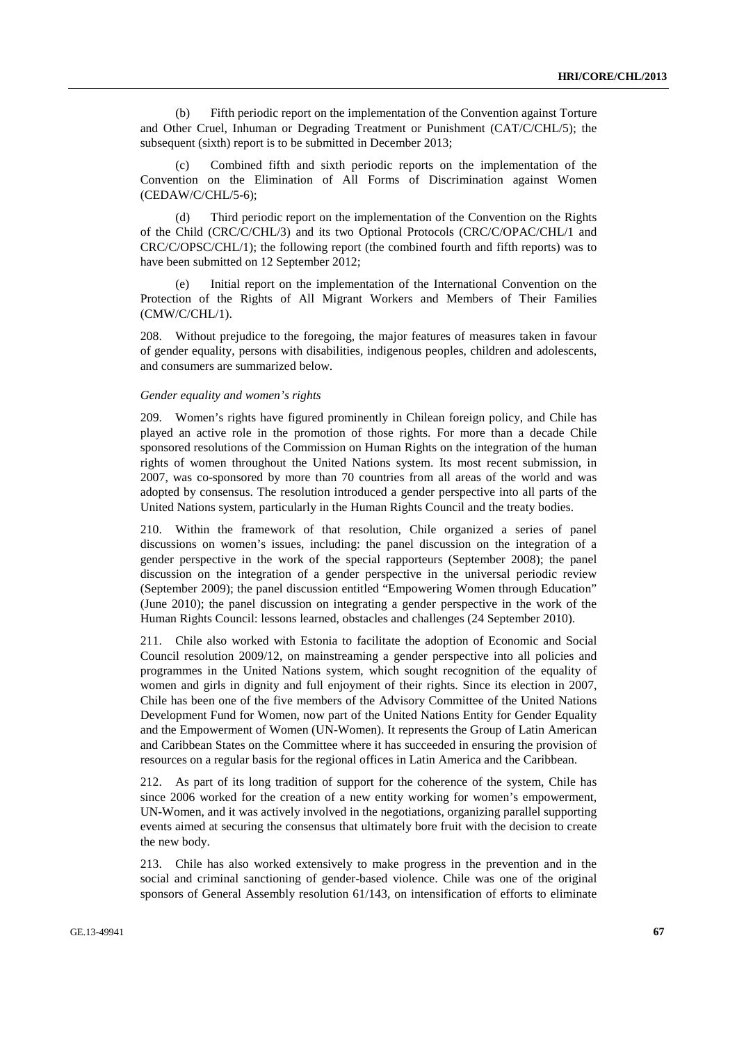(b) Fifth periodic report on the implementation of the Convention against Torture and Other Cruel, Inhuman or Degrading Treatment or Punishment (CAT/C/CHL/5); the subsequent (sixth) report is to be submitted in December 2013;

(c) Combined fifth and sixth periodic reports on the implementation of the Convention on the Elimination of All Forms of Discrimination against Women (CEDAW/C/CHL/5-6);

(d) Third periodic report on the implementation of the Convention on the Rights of the Child (CRC/C/CHL/3) and its two Optional Protocols (CRC/C/OPAC/CHL/1 and CRC/C/OPSC/CHL/1); the following report (the combined fourth and fifth reports) was to have been submitted on 12 September 2012;

(e) Initial report on the implementation of the International Convention on the Protection of the Rights of All Migrant Workers and Members of Their Families (CMW/C/CHL/1).

208. Without prejudice to the foregoing, the major features of measures taken in favour of gender equality, persons with disabilities, indigenous peoples, children and adolescents, and consumers are summarized below.

*Gender equality and women's rights*

209. Women's rights have figured prominently in Chilean foreign policy, and Chile has played an active role in the promotion of those rights. For more than a decade Chile sponsored resolutions of the Commission on Human Rights on the integration of the human rights of women throughout the United Nations system. Its most recent submission, in 2007, was co-sponsored by more than 70 countries from all areas of the world and was adopted by consensus. The resolution introduced a gender perspective into all parts of the United Nations system, particularly in the Human Rights Council and the treaty bodies.

210. Within the framework of that resolution, Chile organized a series of panel discussions on women's issues, including: the panel discussion on the integration of a gender perspective in the work of the special rapporteurs (September 2008); the panel discussion on the integration of a gender perspective in the universal periodic review (September 2009); the panel discussion entitled "Empowering Women through Education" (June 2010); the panel discussion on integrating a gender perspective in the work of the Human Rights Council: lessons learned, obstacles and challenges (24 September 2010).

211. Chile also worked with Estonia to facilitate the adoption of Economic and Social Council resolution 2009/12, on mainstreaming a gender perspective into all policies and programmes in the United Nations system, which sought recognition of the equality of women and girls in dignity and full enjoyment of their rights. Since its election in 2007, Chile has been one of the five members of the Advisory Committee of the United Nations Development Fund for Women, now part of the United Nations Entity for Gender Equality and the Empowerment of Women (UN-Women). It represents the Group of Latin American and Caribbean States on the Committee where it has succeeded in ensuring the provision of resources on a regular basis for the regional offices in Latin America and the Caribbean.

212. As part of its long tradition of support for the coherence of the system, Chile has since 2006 worked for the creation of a new entity working for women's empowerment, UN-Women, and it was actively involved in the negotiations, organizing parallel supporting events aimed at securing the consensus that ultimately bore fruit with the decision to create the new body.

213. Chile has also worked extensively to make progress in the prevention and in the social and criminal sanctioning of gender-based violence. Chile was one of the original sponsors of General Assembly resolution 61/143, on intensification of efforts to eliminate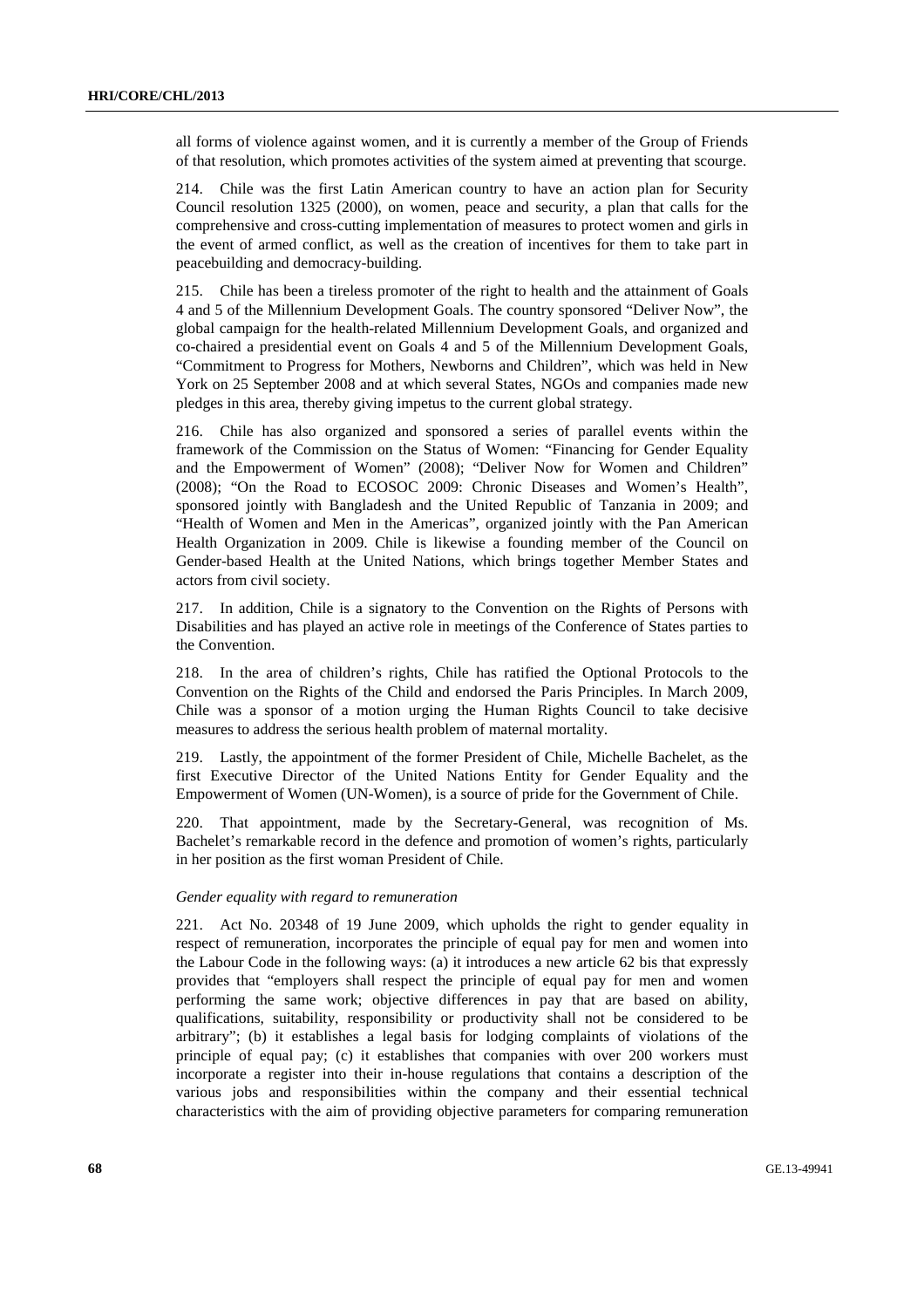all forms of violence against women, and it is currently a member of the Group of Friends of that resolution, which promotes activities of the system aimed at preventing that scourge.

214. Chile was the first Latin American country to have an action plan for Security Council resolution 1325 (2000), on women, peace and security, a plan that calls for the comprehensive and cross-cutting implementation of measures to protect women and girls in the event of armed conflict, as well as the creation of incentives for them to take part in peacebuilding and democracy-building.

215. Chile has been a tireless promoter of the right to health and the attainment of Goals 4 and 5 of the Millennium Development Goals. The country sponsored "Deliver Now", the global campaign for the health-related Millennium Development Goals, and organized and co-chaired a presidential event on Goals 4 and 5 of the Millennium Development Goals, "Commitment to Progress for Mothers, Newborns and Children", which was held in New York on 25 September 2008 and at which several States, NGOs and companies made new pledges in this area, thereby giving impetus to the current global strategy.

216. Chile has also organized and sponsored a series of parallel events within the framework of the Commission on the Status of Women: "Financing for Gender Equality and the Empowerment of Women" (2008); "Deliver Now for Women and Children" (2008); "On the Road to ECOSOC 2009: Chronic Diseases and Women's Health", sponsored jointly with Bangladesh and the United Republic of Tanzania in 2009; and "Health of Women and Men in the Americas", organized jointly with the Pan American Health Organization in 2009. Chile is likewise a founding member of the Council on Gender-based Health at the United Nations, which brings together Member States and actors from civil society.

217. In addition, Chile is a signatory to the Convention on the Rights of Persons with Disabilities and has played an active role in meetings of the Conference of States parties to the Convention.

218. In the area of children's rights, Chile has ratified the Optional Protocols to the Convention on the Rights of the Child and endorsed the Paris Principles. In March 2009, Chile was a sponsor of a motion urging the Human Rights Council to take decisive measures to address the serious health problem of maternal mortality.

219. Lastly, the appointment of the former President of Chile, Michelle Bachelet, as the first Executive Director of the United Nations Entity for Gender Equality and the Empowerment of Women (UN-Women), is a source of pride for the Government of Chile.

220. That appointment, made by the Secretary-General, was recognition of Ms. Bachelet's remarkable record in the defence and promotion of women's rights, particularly in her position as the first woman President of Chile.

*Gender equality with regard to remuneration*

221. Act No. 20348 of 19 June 2009, which upholds the right to gender equality in respect of remuneration, incorporates the principle of equal pay for men and women into the Labour Code in the following ways: (a) it introduces a new article 62 bis that expressly provides that "employers shall respect the principle of equal pay for men and women performing the same work; objective differences in pay that are based on ability, qualifications, suitability, responsibility or productivity shall not be considered to be arbitrary"; (b) it establishes a legal basis for lodging complaints of violations of the principle of equal pay; (c) it establishes that companies with over 200 workers must incorporate a register into their in-house regulations that contains a description of the various jobs and responsibilities within the company and their essential technical characteristics with the aim of providing objective parameters for comparing remuneration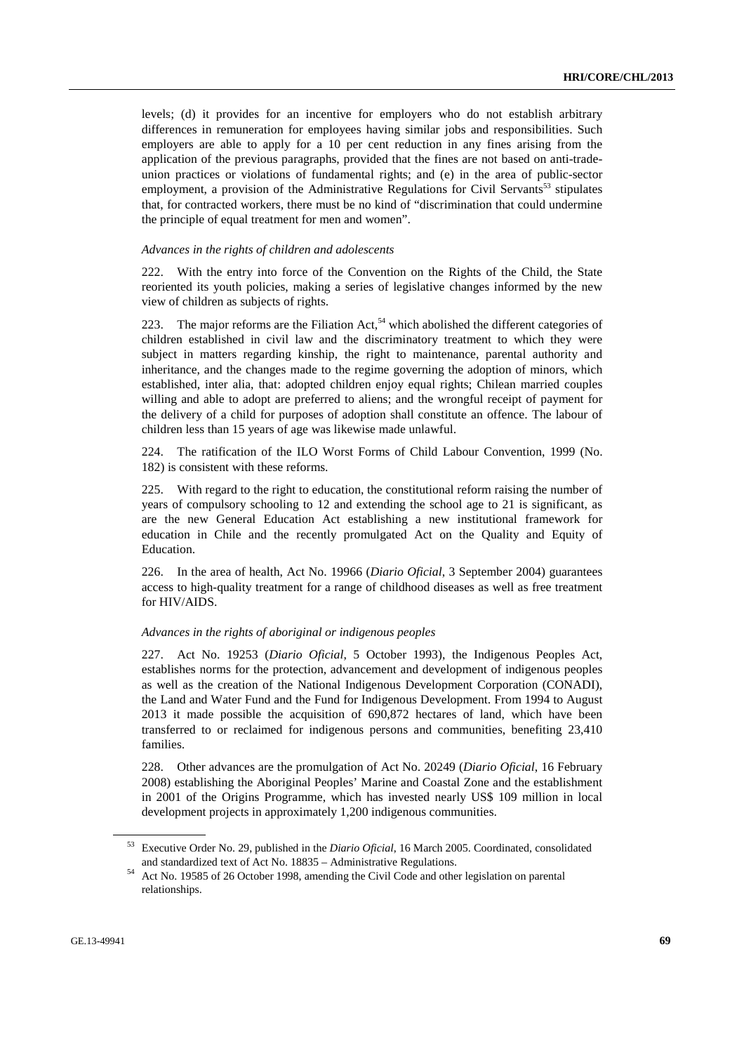levels; (d) it provides for an incentive for employers who do not establish arbitrary differences in remuneration for employees having similar jobs and responsibilities. Such employers are able to apply for a 10 per cent reduction in any fines arising from the application of the previous paragraphs, provided that the fines are not based on anti-trade-union practices or violations of fundamental rights; and (e) in the area of public-sector employment, a provision of the Administrative Regulations for Civil Servants[53] stipulates that, for contracted workers, there must be no kind of "discrimination that could undermine the principle of equal treatment for men and women".

*Advances in the rights of children and adolescents*

222. With the entry into force of the Convention on the Rights of the Child, the State reoriented its youth policies, making a series of legislative changes informed by the new view of children as subjects of rights.

223. The major reforms are the Filiation Act,[54] which abolished the different categories of children established in civil law and the discriminatory treatment to which they were subject in matters regarding kinship, the right to maintenance, parental authority and inheritance, and the changes made to the regime governing the adoption of minors, which established, inter alia, that: adopted children enjoy equal rights; Chilean married couples willing and able to adopt are preferred to aliens; and the wrongful receipt of payment for the delivery of a child for purposes of adoption shall constitute an offence. The labour of children less than 15 years of age was likewise made unlawful.

224. The ratification of the ILO Worst Forms of Child Labour Convention, 1999 (No. 182) is consistent with these reforms.

225. With regard to the right to education, the constitutional reform raising the number of years of compulsory schooling to 12 and extending the school age to 21 is significant, as are the new General Education Act establishing a new institutional framework for education in Chile and the recently promulgated Act on the Quality and Equity of Education.

226. In the area of health, Act No. 19966 (*Diario Oficial*, 3 September 2004) guarantees access to high-quality treatment for a range of childhood diseases as well as free treatment for HIV/AIDS.

*Advances in the rights of aboriginal or indigenous peoples*

227. Act No. 19253 (*Diario Oficial*, 5 October 1993), the Indigenous Peoples Act, establishes norms for the protection, advancement and development of indigenous peoples as well as the creation of the National Indigenous Development Corporation (CONADI), the Land and Water Fund and the Fund for Indigenous Development. From 1994 to August 2013 it made possible the acquisition of 690,872 hectares of land, which have been transferred to or reclaimed for indigenous persons and communities, benefiting 23,410 families.

228. Other advances are the promulgation of Act No. 20249 (*Diario Oficial*, 16 February 2008) establishing the Aboriginal Peoples' Marine and Coastal Zone and the establishment in 2001 of the Origins Programme, which has invested nearly US$ 109 million in local development projects in approximately 1,200 indigenous communities.

[53] Executive Order No. 29, published in the *Diario Oficial*, 16 March 2005. Coordinated, consolidated and standardized text of Act No. 18835 – Administrative Regulations.

[54] Act No. 19585 of 26 October 1998, amending the Civil Code and other legislation on parental relationships.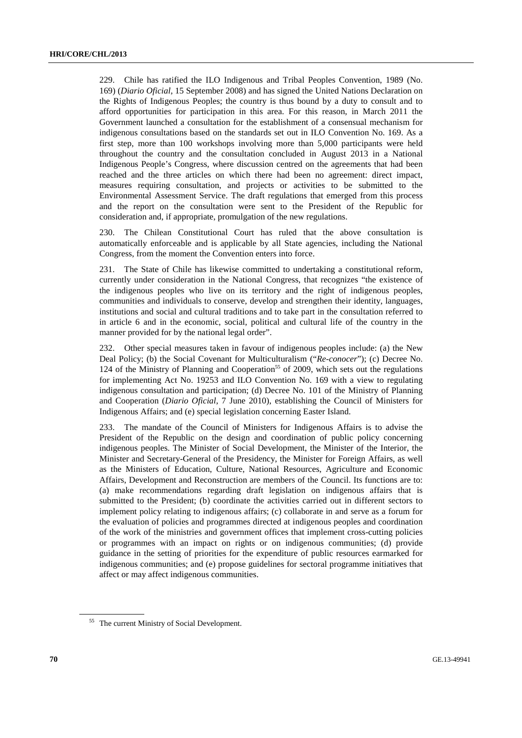229. Chile has ratified the ILO Indigenous and Tribal Peoples Convention, 1989 (No. 169) (*Diario Oficial,* 15 September 2008) and has signed the United Nations Declaration on the Rights of Indigenous Peoples; the country is thus bound by a duty to consult and to afford opportunities for participation in this area. For this reason, in March 2011 the Government launched a consultation for the establishment of a consensual mechanism for indigenous consultations based on the standards set out in ILO Convention No. 169. As a first step, more than 100 workshops involving more than 5,000 participants were held throughout the country and the consultation concluded in August 2013 in a National Indigenous People's Congress, where discussion centred on the agreements that had been reached and the three articles on which there had been no agreement: direct impact, measures requiring consultation, and projects or activities to be submitted to the Environmental Assessment Service. The draft regulations that emerged from this process and the report on the consultation were sent to the President of the Republic for consideration and, if appropriate, promulgation of the new regulations.

230. The Chilean Constitutional Court has ruled that the above consultation is automatically enforceable and is applicable by all State agencies, including the National Congress, from the moment the Convention enters into force.

231. The State of Chile has likewise committed to undertaking a constitutional reform, currently under consideration in the National Congress, that recognizes "the existence of the indigenous peoples who live on its territory and the right of indigenous peoples, communities and individuals to conserve, develop and strengthen their identity, languages, institutions and social and cultural traditions and to take part in the consultation referred to in article 6 and in the economic, social, political and cultural life of the country in the manner provided for by the national legal order".

232. Other special measures taken in favour of indigenous peoples include: (a) the New Deal Policy; (b) the Social Covenant for Multiculturalism ("*Re-conocer*"); (c) Decree No. 124 of the Ministry of Planning and Cooperation[55] of 2009, which sets out the regulations for implementing Act No. 19253 and ILO Convention No. 169 with a view to regulating indigenous consultation and participation; (d) Decree No. 101 of the Ministry of Planning and Cooperation (*Diario Oficial*, 7 June 2010), establishing the Council of Ministers for Indigenous Affairs; and (e) special legislation concerning Easter Island.

233. The mandate of the Council of Ministers for Indigenous Affairs is to advise the President of the Republic on the design and coordination of public policy concerning indigenous peoples. The Minister of Social Development, the Minister of the Interior, the Minister and Secretary-General of the Presidency, the Minister for Foreign Affairs, as well as the Ministers of Education, Culture, National Resources, Agriculture and Economic Affairs, Development and Reconstruction are members of the Council. Its functions are to: (a) make recommendations regarding draft legislation on indigenous affairs that is submitted to the President; (b) coordinate the activities carried out in different sectors to implement policy relating to indigenous affairs; (c) collaborate in and serve as a forum for the evaluation of policies and programmes directed at indigenous peoples and coordination of the work of the ministries and government offices that implement cross-cutting policies or programmes with an impact on rights or on indigenous communities; (d) provide guidance in the setting of priorities for the expenditure of public resources earmarked for indigenous communities; and (e) propose guidelines for sectoral programme initiatives that affect or may affect indigenous communities.

[55] The current Ministry of Social Development.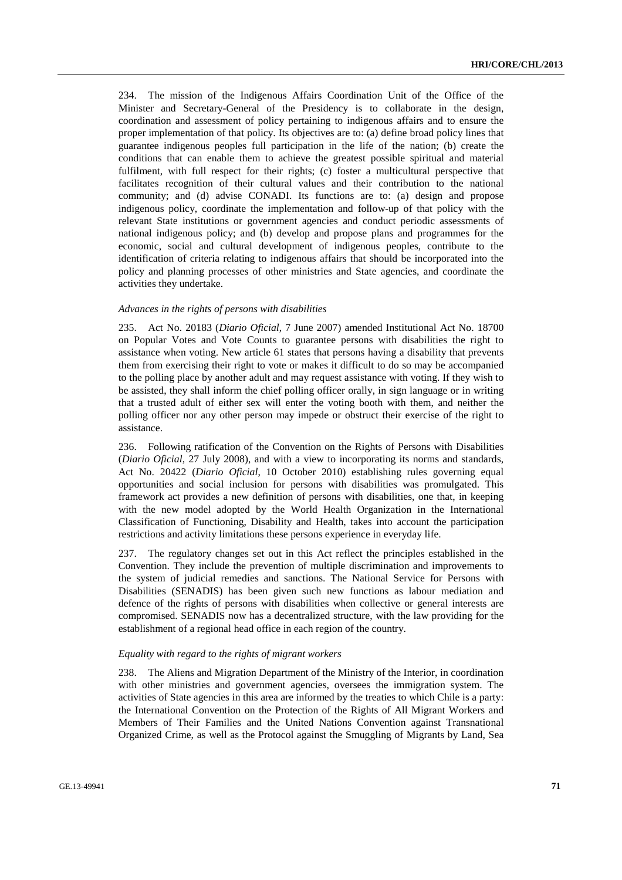234. The mission of the Indigenous Affairs Coordination Unit of the Office of the Minister and Secretary-General of the Presidency is to collaborate in the design, coordination and assessment of policy pertaining to indigenous affairs and to ensure the proper implementation of that policy. Its objectives are to: (a) define broad policy lines that guarantee indigenous peoples full participation in the life of the nation; (b) create the conditions that can enable them to achieve the greatest possible spiritual and material fulfilment, with full respect for their rights; (c) foster a multicultural perspective that facilitates recognition of their cultural values and their contribution to the national community; and (d) advise CONADI. Its functions are to: (a) design and propose indigenous policy, coordinate the implementation and follow-up of that policy with the relevant State institutions or government agencies and conduct periodic assessments of national indigenous policy; and (b) develop and propose plans and programmes for the economic, social and cultural development of indigenous peoples, contribute to the identification of criteria relating to indigenous affairs that should be incorporated into the policy and planning processes of other ministries and State agencies, and coordinate the activities they undertake.

*Advances in the rights of persons with disabilities*

235. Act No. 20183 (*Diario Oficial*, 7 June 2007) amended Institutional Act No. 18700 on Popular Votes and Vote Counts to guarantee persons with disabilities the right to assistance when voting. New article 61 states that persons having a disability that prevents them from exercising their right to vote or makes it difficult to do so may be accompanied to the polling place by another adult and may request assistance with voting. If they wish to be assisted, they shall inform the chief polling officer orally, in sign language or in writing that a trusted adult of either sex will enter the voting booth with them, and neither the polling officer nor any other person may impede or obstruct their exercise of the right to assistance.

236. Following ratification of the Convention on the Rights of Persons with Disabilities (*Diario Oficial*, 27 July 2008), and with a view to incorporating its norms and standards, Act No. 20422 (*Diario Oficial*, 10 October 2010) establishing rules governing equal opportunities and social inclusion for persons with disabilities was promulgated. This framework act provides a new definition of persons with disabilities, one that, in keeping with the new model adopted by the World Health Organization in the International Classification of Functioning, Disability and Health, takes into account the participation restrictions and activity limitations these persons experience in everyday life.

237. The regulatory changes set out in this Act reflect the principles established in the Convention. They include the prevention of multiple discrimination and improvements to the system of judicial remedies and sanctions. The National Service for Persons with Disabilities (SENADIS) has been given such new functions as labour mediation and defence of the rights of persons with disabilities when collective or general interests are compromised. SENADIS now has a decentralized structure, with the law providing for the establishment of a regional head office in each region of the country.

*Equality with regard to the rights of migrant workers*

238. The Aliens and Migration Department of the Ministry of the Interior, in coordination with other ministries and government agencies, oversees the immigration system. The activities of State agencies in this area are informed by the treaties to which Chile is a party: the International Convention on the Protection of the Rights of All Migrant Workers and Members of Their Families and the United Nations Convention against Transnational Organized Crime, as well as the Protocol against the Smuggling of Migrants by Land, Sea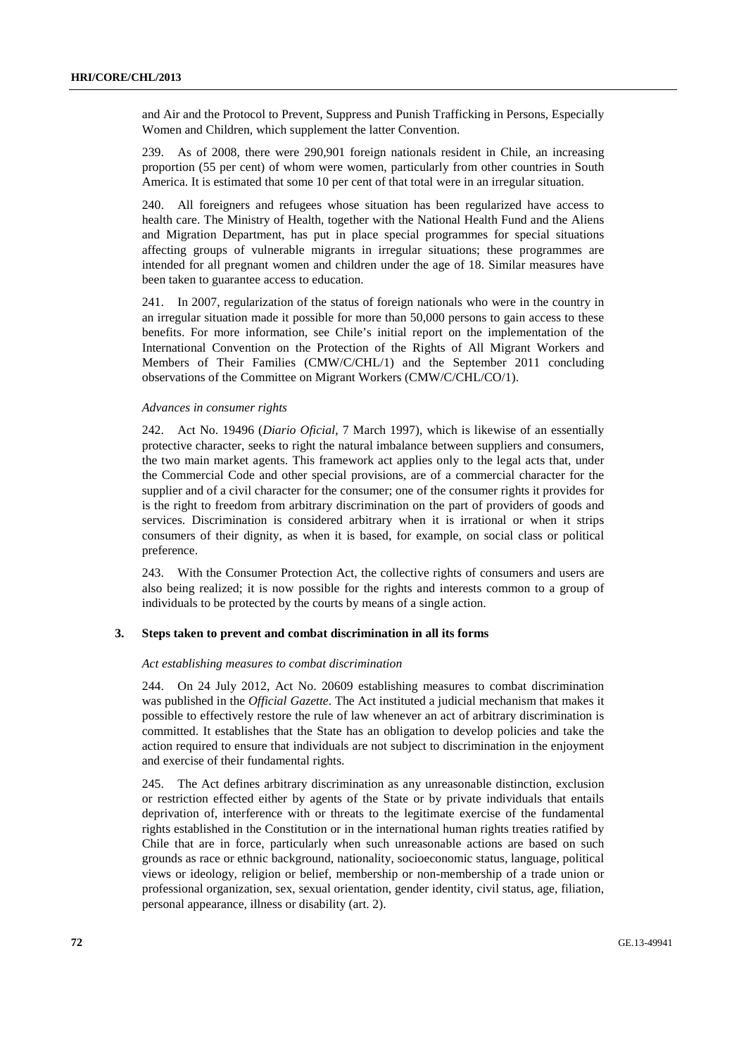and Air and the Protocol to Prevent, Suppress and Punish Trafficking in Persons, Especially Women and Children, which supplement the latter Convention.

239. As of 2008, there were 290,901 foreign nationals resident in Chile, an increasing proportion (55 per cent) of whom were women, particularly from other countries in South America. It is estimated that some 10 per cent of that total were in an irregular situation.

240. All foreigners and refugees whose situation has been regularized have access to health care. The Ministry of Health, together with the National Health Fund and the Aliens and Migration Department, has put in place special programmes for special situations affecting groups of vulnerable migrants in irregular situations; these programmes are intended for all pregnant women and children under the age of 18. Similar measures have been taken to guarantee access to education.

241. In 2007, regularization of the status of foreign nationals who were in the country in an irregular situation made it possible for more than 50,000 persons to gain access to these benefits. For more information, see Chile's initial report on the implementation of the International Convention on the Protection of the Rights of All Migrant Workers and Members of Their Families (CMW/C/CHL/1) and the September 2011 concluding observations of the Committee on Migrant Workers (CMW/C/CHL/CO/1).

*Advances in consumer rights*

242. Act No. 19496 (*Diario Oficial*, 7 March 1997), which is likewise of an essentially protective character, seeks to right the natural imbalance between suppliers and consumers, the two main market agents. This framework act applies only to the legal acts that, under the Commercial Code and other special provisions, are of a commercial character for the supplier and of a civil character for the consumer; one of the consumer rights it provides for is the right to freedom from arbitrary discrimination on the part of providers of goods and services. Discrimination is considered arbitrary when it is irrational or when it strips consumers of their dignity, as when it is based, for example, on social class or political preference.

243. With the Consumer Protection Act, the collective rights of consumers and users are also being realized; it is now possible for the rights and interests common to a group of individuals to be protected by the courts by means of a single action.

### 3. Steps taken to prevent and combat discrimination in all its forms

*Act establishing measures to combat discrimination*

244. On 24 July 2012, Act No. 20609 establishing measures to combat discrimination was published in the *Official Gazette*. The Act instituted a judicial mechanism that makes it possible to effectively restore the rule of law whenever an act of arbitrary discrimination is committed. It establishes that the State has an obligation to develop policies and take the action required to ensure that individuals are not subject to discrimination in the enjoyment and exercise of their fundamental rights.

245. The Act defines arbitrary discrimination as any unreasonable distinction, exclusion or restriction effected either by agents of the State or by private individuals that entails deprivation of, interference with or threats to the legitimate exercise of the fundamental rights established in the Constitution or in the international human rights treaties ratified by Chile that are in force, particularly when such unreasonable actions are based on such grounds as race or ethnic background, nationality, socioeconomic status, language, political views or ideology, religion or belief, membership or non-membership of a trade union or professional organization, sex, sexual orientation, gender identity, civil status, age, filiation, personal appearance, illness or disability (art. 2).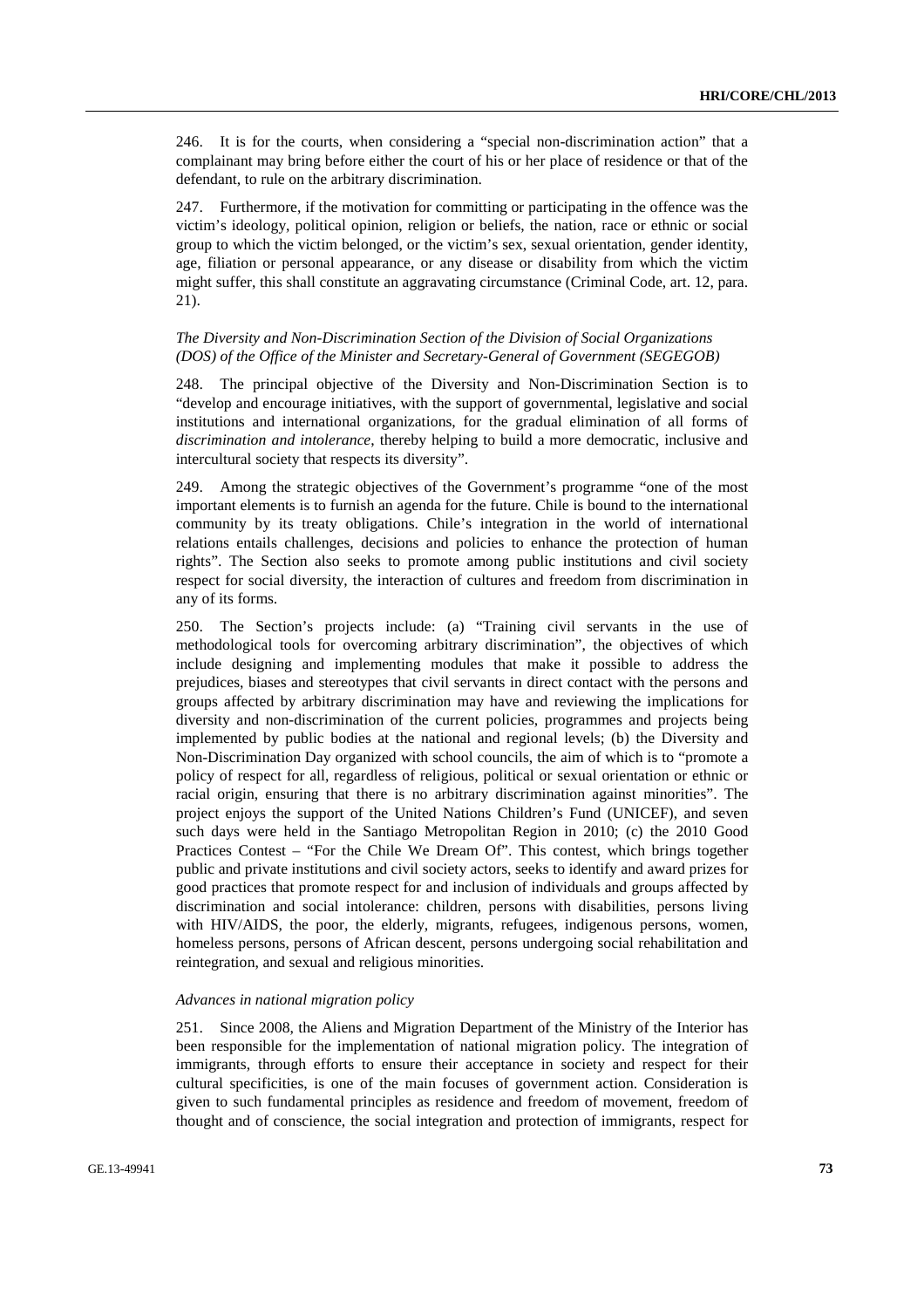246. It is for the courts, when considering a "special non-discrimination action" that a complainant may bring before either the court of his or her place of residence or that of the defendant, to rule on the arbitrary discrimination.

247. Furthermore, if the motivation for committing or participating in the offence was the victim's ideology, political opinion, religion or beliefs, the nation, race or ethnic or social group to which the victim belonged, or the victim's sex, sexual orientation, gender identity, age, filiation or personal appearance, or any disease or disability from which the victim might suffer, this shall constitute an aggravating circumstance (Criminal Code, art. 12, para. 21).

*The Diversity and Non-Discrimination Section of the Division of Social Organizations (DOS) of the Office of the Minister and Secretary-General of Government (SEGEGOB)*

248. The principal objective of the Diversity and Non-Discrimination Section is to "develop and encourage initiatives, with the support of governmental, legislative and social institutions and international organizations, for the gradual elimination of all forms of *discrimination and intolerance*, thereby helping to build a more democratic, inclusive and intercultural society that respects its diversity".

249. Among the strategic objectives of the Government's programme "one of the most important elements is to furnish an agenda for the future. Chile is bound to the international community by its treaty obligations. Chile's integration in the world of international relations entails challenges, decisions and policies to enhance the protection of human rights". The Section also seeks to promote among public institutions and civil society respect for social diversity, the interaction of cultures and freedom from discrimination in any of its forms.

250. The Section's projects include: (a) "Training civil servants in the use of methodological tools for overcoming arbitrary discrimination", the objectives of which include designing and implementing modules that make it possible to address the prejudices, biases and stereotypes that civil servants in direct contact with the persons and groups affected by arbitrary discrimination may have and reviewing the implications for diversity and non-discrimination of the current policies, programmes and projects being implemented by public bodies at the national and regional levels; (b) the Diversity and Non-Discrimination Day organized with school councils, the aim of which is to "promote a policy of respect for all, regardless of religious, political or sexual orientation or ethnic or racial origin, ensuring that there is no arbitrary discrimination against minorities". The project enjoys the support of the United Nations Children's Fund (UNICEF), and seven such days were held in the Santiago Metropolitan Region in 2010; (c) the 2010 Good Practices Contest – "For the Chile We Dream Of". This contest, which brings together public and private institutions and civil society actors, seeks to identify and award prizes for good practices that promote respect for and inclusion of individuals and groups affected by discrimination and social intolerance: children, persons with disabilities, persons living with HIV/AIDS, the poor, the elderly, migrants, refugees, indigenous persons, women, homeless persons, persons of African descent, persons undergoing social rehabilitation and reintegration, and sexual and religious minorities.

*Advances in national migration policy*

251. Since 2008, the Aliens and Migration Department of the Ministry of the Interior has been responsible for the implementation of national migration policy. The integration of immigrants, through efforts to ensure their acceptance in society and respect for their cultural specificities, is one of the main focuses of government action. Consideration is given to such fundamental principles as residence and freedom of movement, freedom of thought and of conscience, the social integration and protection of immigrants, respect for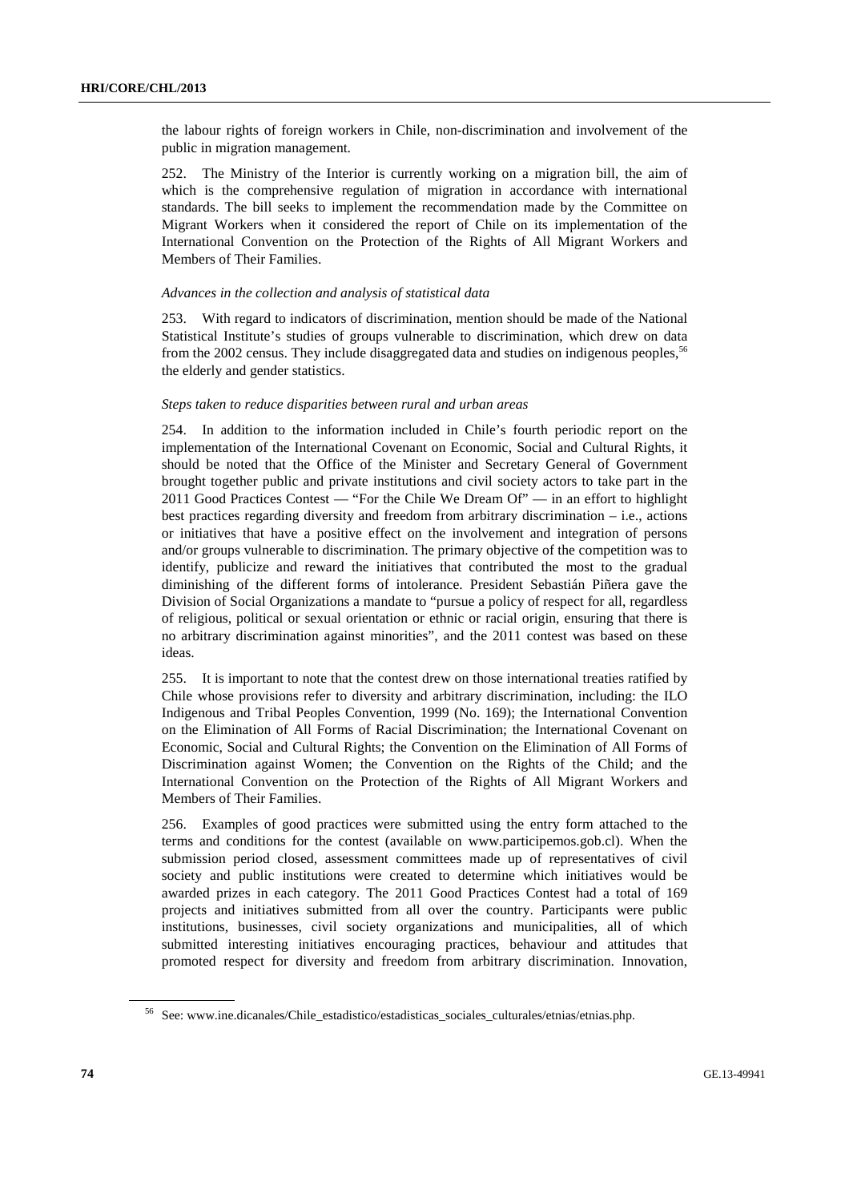the labour rights of foreign workers in Chile, non-discrimination and involvement of the public in migration management.

252. The Ministry of the Interior is currently working on a migration bill, the aim of which is the comprehensive regulation of migration in accordance with international standards. The bill seeks to implement the recommendation made by the Committee on Migrant Workers when it considered the report of Chile on its implementation of the International Convention on the Protection of the Rights of All Migrant Workers and Members of Their Families.

*Advances in the collection and analysis of statistical data*

253. With regard to indicators of discrimination, mention should be made of the National Statistical Institute's studies of groups vulnerable to discrimination, which drew on data from the 2002 census. They include disaggregated data and studies on indigenous peoples,[56] the elderly and gender statistics.

*Steps taken to reduce disparities between rural and urban areas*

254. In addition to the information included in Chile's fourth periodic report on the implementation of the International Covenant on Economic, Social and Cultural Rights, it should be noted that the Office of the Minister and Secretary General of Government brought together public and private institutions and civil society actors to take part in the 2011 Good Practices Contest — "For the Chile We Dream Of" — in an effort to highlight best practices regarding diversity and freedom from arbitrary discrimination – i.e., actions or initiatives that have a positive effect on the involvement and integration of persons and/or groups vulnerable to discrimination. The primary objective of the competition was to identify, publicize and reward the initiatives that contributed the most to the gradual diminishing of the different forms of intolerance. President Sebastián Piñera gave the Division of Social Organizations a mandate to "pursue a policy of respect for all, regardless of religious, political or sexual orientation or ethnic or racial origin, ensuring that there is no arbitrary discrimination against minorities", and the 2011 contest was based on these ideas.

255. It is important to note that the contest drew on those international treaties ratified by Chile whose provisions refer to diversity and arbitrary discrimination, including: the ILO Indigenous and Tribal Peoples Convention, 1999 (No. 169); the International Convention on the Elimination of All Forms of Racial Discrimination; the International Covenant on Economic, Social and Cultural Rights; the Convention on the Elimination of All Forms of Discrimination against Women; the Convention on the Rights of the Child; and the International Convention on the Protection of the Rights of All Migrant Workers and Members of Their Families.

256. Examples of good practices were submitted using the entry form attached to the terms and conditions for the contest (available on www.participemos.gob.cl). When the submission period closed, assessment committees made up of representatives of civil society and public institutions were created to determine which initiatives would be awarded prizes in each category. The 2011 Good Practices Contest had a total of 169 projects and initiatives submitted from all over the country. Participants were public institutions, businesses, civil society organizations and municipalities, all of which submitted interesting initiatives encouraging practices, behaviour and attitudes that promoted respect for diversity and freedom from arbitrary discrimination. Innovation,

---

[56] See: www.ine.dicanales/Chile_estadistico/estadisticas_sociales_culturales/etnias/etnias.php.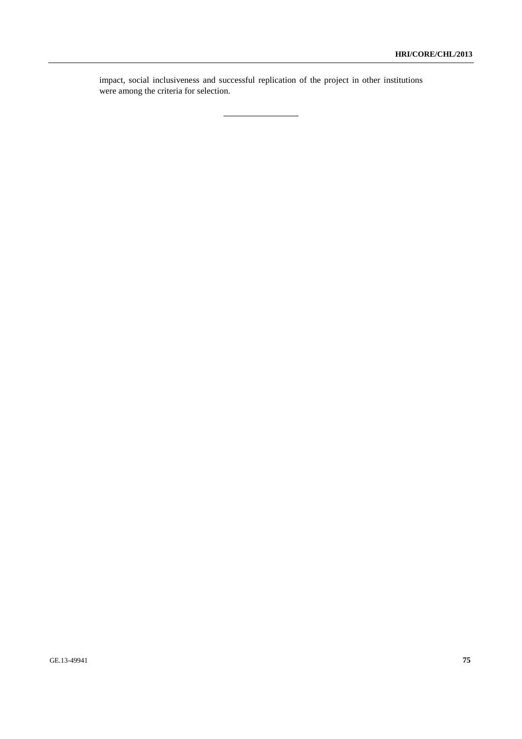impact, social inclusiveness and successful replication of the project in other institutions were among the criteria for selection.